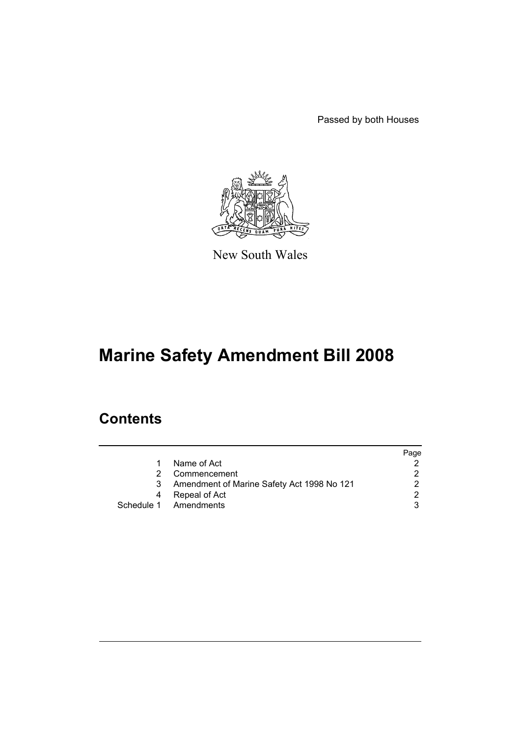Passed by both Houses

New South Wales

# Marine Safety Amendment Bill 2008

## Contents

| | | Page |
|---|---|---|
| 1 | Name of Act | 2 |
| 2 | Commencement | 2 |
| 3 | Amendment of Marine Safety Act 1998 No 121 | 2 |
| 4 | Repeal of Act | 2 |
| Schedule 1 | Amendments | 3 |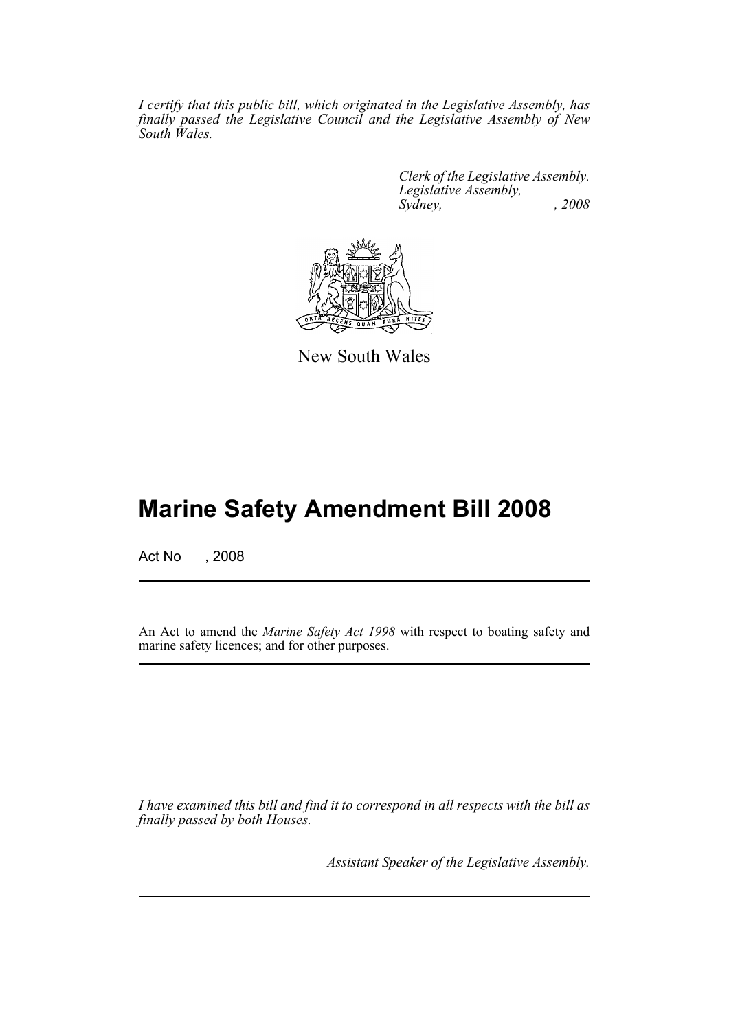*I certify that this public bill, which originated in the Legislative Assembly, has finally passed the Legislative Council and the Legislative Assembly of New South Wales.*

*Clerk of the Legislative Assembly.*
*Legislative Assembly,*
*Sydney, , 2008*

New South Wales

# Marine Safety Amendment Bill 2008

Act No , 2008

An Act to amend the *Marine Safety Act 1998* with respect to boating safety and marine safety licences; and for other purposes.

*I have examined this bill and find it to correspond in all respects with the bill as finally passed by both Houses.*

*Assistant Speaker of the Legislative Assembly.*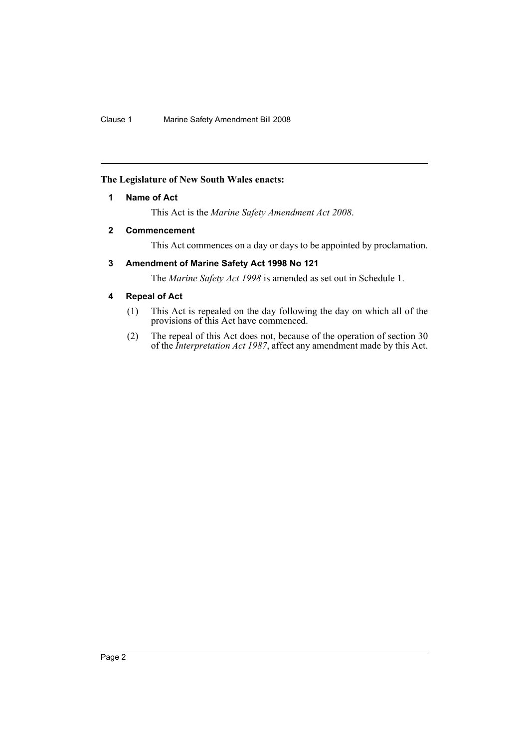**The Legislature of New South Wales enacts:**

## 1 Name of Act

This Act is the *Marine Safety Amendment Act 2008*.

## 2 Commencement

This Act commences on a day or days to be appointed by proclamation.

## 3 Amendment of Marine Safety Act 1998 No 121

The *Marine Safety Act 1998* is amended as set out in Schedule 1.

## 4 Repeal of Act

(1) This Act is repealed on the day following the day on which all of the provisions of this Act have commenced.

(2) The repeal of this Act does not, because of the operation of section 30 of the *Interpretation Act 1987*, affect any amendment made by this Act.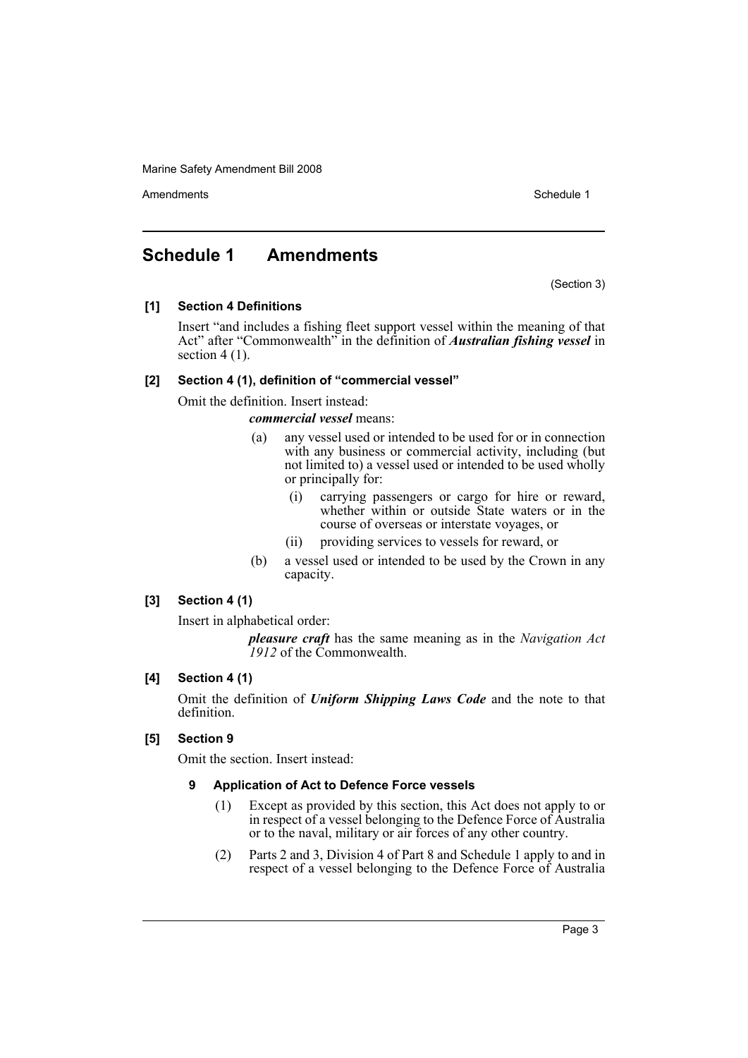# Schedule 1 Amendments

(Section 3)

**[1] Section 4 Definitions**

Insert "and includes a fishing fleet support vessel within the meaning of that Act" after "Commonwealth" in the definition of ***Australian fishing vessel*** in section 4 (1).

**[2] Section 4 (1), definition of "commercial vessel"**

Omit the definition. Insert instead:

***commercial vessel*** means:

- (a) any vessel used or intended to be used for or in connection with any business or commercial activity, including (but not limited to) a vessel used or intended to be used wholly or principally for:
  - (i) carrying passengers or cargo for hire or reward, whether within or outside State waters or in the course of overseas or interstate voyages, or
  - (ii) providing services to vessels for reward, or
- (b) a vessel used or intended to be used by the Crown in any capacity.

**[3] Section 4 (1)**

Insert in alphabetical order:

***pleasure craft*** has the same meaning as in the *Navigation Act 1912* of the Commonwealth.

**[4] Section 4 (1)**

Omit the definition of ***Uniform Shipping Laws Code*** and the note to that definition.

**[5] Section 9**

Omit the section. Insert instead:

**9 Application of Act to Defence Force vessels**

(1) Except as provided by this section, this Act does not apply to or in respect of a vessel belonging to the Defence Force of Australia or to the naval, military or air forces of any other country.

(2) Parts 2 and 3, Division 4 of Part 8 and Schedule 1 apply to and in respect of a vessel belonging to the Defence Force of Australia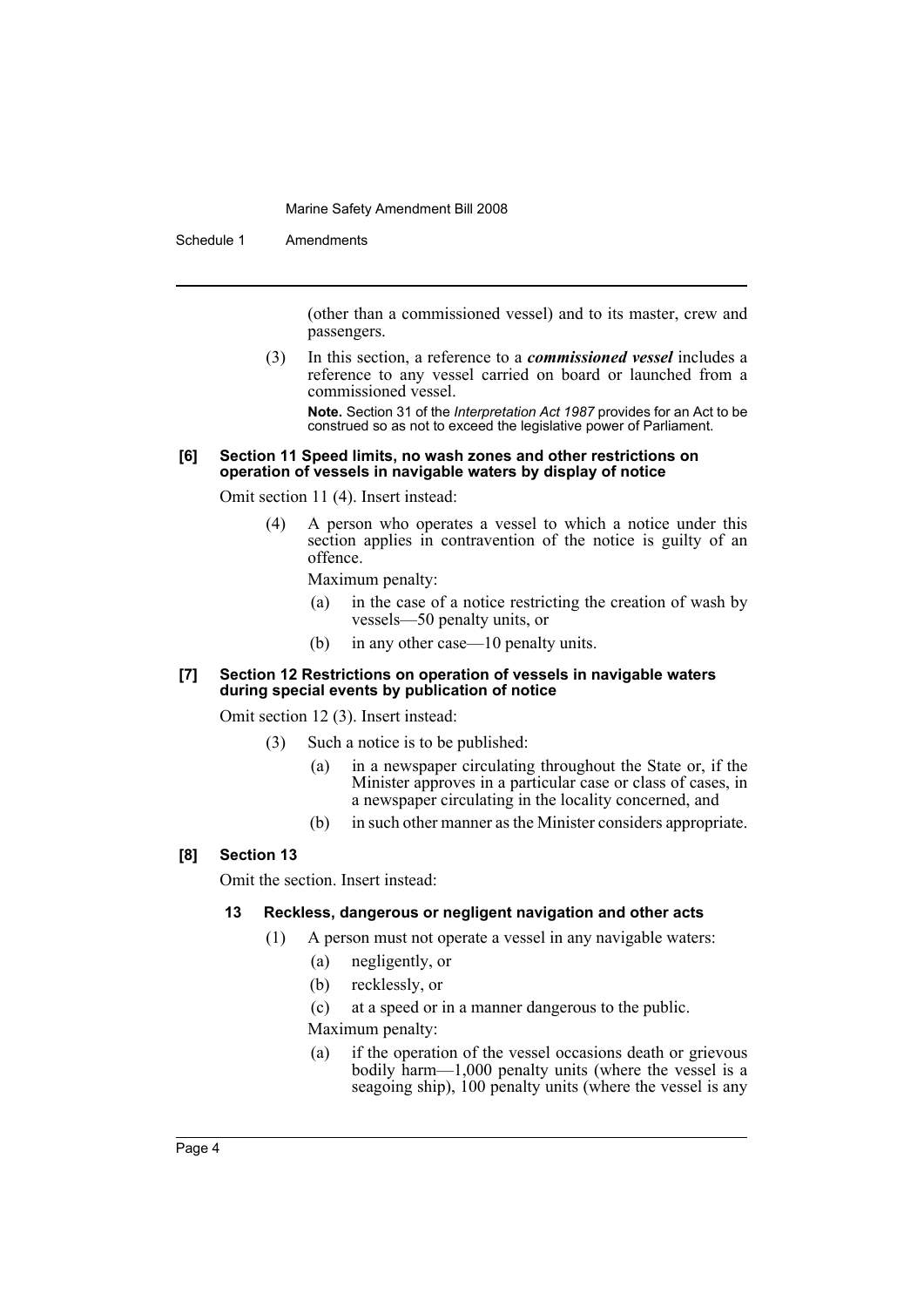(other than a commissioned vessel) and to its master, crew and passengers.

(3) In this section, a reference to a ***commissioned vessel*** includes a reference to any vessel carried on board or launched from a commissioned vessel.

**Note.** Section 31 of the *Interpretation Act 1987* provides for an Act to be construed so as not to exceed the legislative power of Parliament.

#### [6] Section 11 Speed limits, no wash zones and other restrictions on operation of vessels in navigable waters by display of notice

Omit section 11 (4). Insert instead:

(4) A person who operates a vessel to which a notice under this section applies in contravention of the notice is guilty of an offence.

Maximum penalty:

(a) in the case of a notice restricting the creation of wash by vessels—50 penalty units, or

(b) in any other case—10 penalty units.

#### [7] Section 12 Restrictions on operation of vessels in navigable waters during special events by publication of notice

Omit section 12 (3). Insert instead:

(3) Such a notice is to be published:

(a) in a newspaper circulating throughout the State or, if the Minister approves in a particular case or class of cases, in a newspaper circulating in the locality concerned, and

(b) in such other manner as the Minister considers appropriate.

#### [8] Section 13

Omit the section. Insert instead:

#### 13 Reckless, dangerous or negligent navigation and other acts

(1) A person must not operate a vessel in any navigable waters:

(a) negligently, or

(b) recklessly, or

(c) at a speed or in a manner dangerous to the public.

Maximum penalty:

(a) if the operation of the vessel occasions death or grievous bodily harm—1,000 penalty units (where the vessel is a seagoing ship), 100 penalty units (where the vessel is any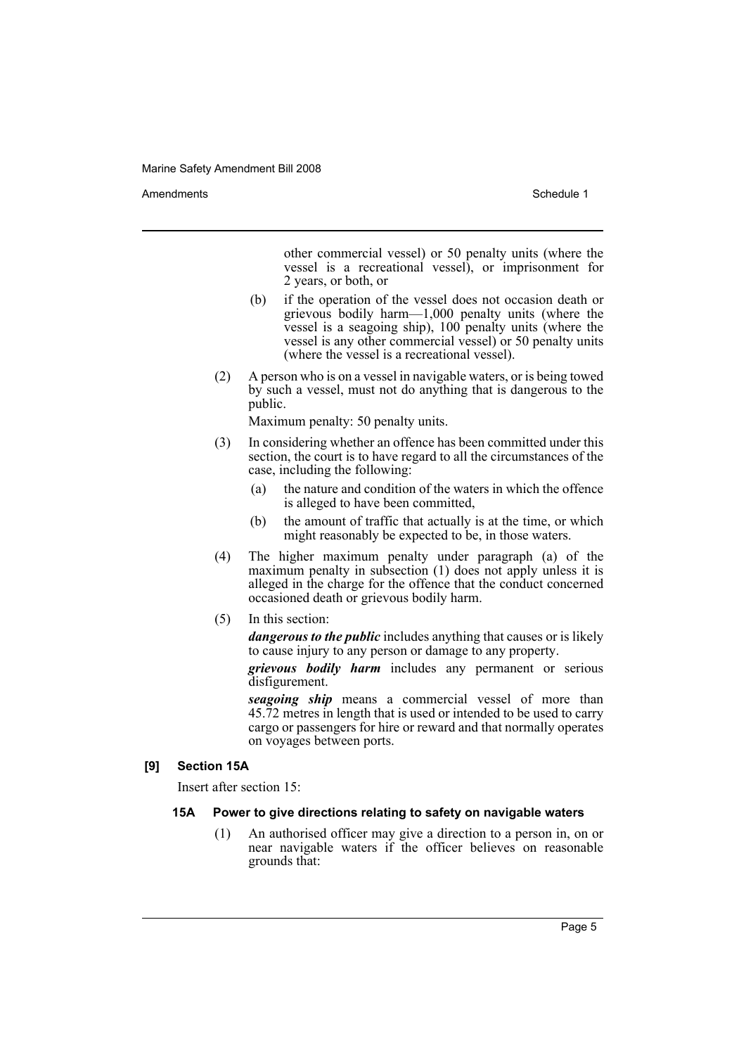other commercial vessel) or 50 penalty units (where the vessel is a recreational vessel), or imprisonment for 2 years, or both, or

(b) if the operation of the vessel does not occasion death or grievous bodily harm—1,000 penalty units (where the vessel is a seagoing ship), 100 penalty units (where the vessel is any other commercial vessel) or 50 penalty units (where the vessel is a recreational vessel).

(2) A person who is on a vessel in navigable waters, or is being towed by such a vessel, must not do anything that is dangerous to the public.

Maximum penalty: 50 penalty units.

(3) In considering whether an offence has been committed under this section, the court is to have regard to all the circumstances of the case, including the following:

(a) the nature and condition of the waters in which the offence is alleged to have been committed,

(b) the amount of traffic that actually is at the time, or which might reasonably be expected to be, in those waters.

(4) The higher maximum penalty under paragraph (a) of the maximum penalty in subsection (1) does not apply unless it is alleged in the charge for the offence that the conduct concerned occasioned death or grievous bodily harm.

(5) In this section:

***dangerous to the public*** includes anything that causes or is likely to cause injury to any person or damage to any property.

***grievous bodily harm*** includes any permanent or serious disfigurement.

***seagoing ship*** means a commercial vessel of more than 45.72 metres in length that is used or intended to be used to carry cargo or passengers for hire or reward and that normally operates on voyages between ports.

**[9] Section 15A**

Insert after section 15:

**15A Power to give directions relating to safety on navigable waters**

(1) An authorised officer may give a direction to a person in, on or near navigable waters if the officer believes on reasonable grounds that: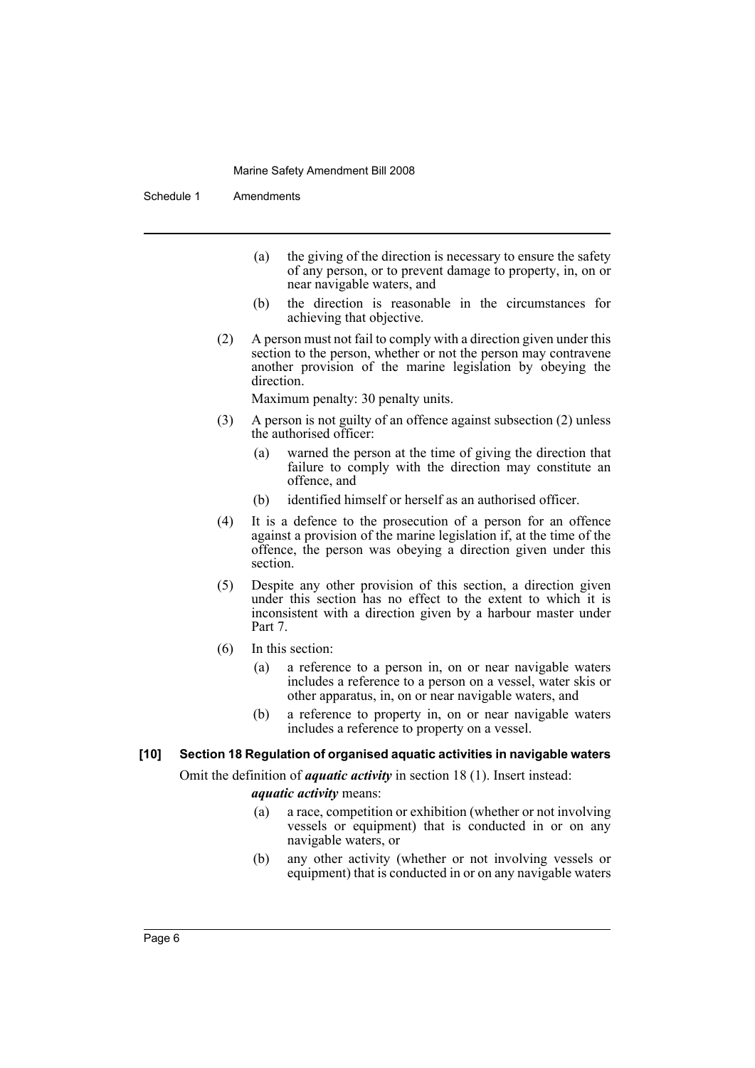(a) the giving of the direction is necessary to ensure the safety of any person, or to prevent damage to property, in, on or near navigable waters, and

(b) the direction is reasonable in the circumstances for achieving that objective.

(2) A person must not fail to comply with a direction given under this section to the person, whether or not the person may contravene another provision of the marine legislation by obeying the direction.

Maximum penalty: 30 penalty units.

(3) A person is not guilty of an offence against subsection (2) unless the authorised officer:

(a) warned the person at the time of giving the direction that failure to comply with the direction may constitute an offence, and

(b) identified himself or herself as an authorised officer.

(4) It is a defence to the prosecution of a person for an offence against a provision of the marine legislation if, at the time of the offence, the person was obeying a direction given under this section.

(5) Despite any other provision of this section, a direction given under this section has no effect to the extent to which it is inconsistent with a direction given by a harbour master under Part 7.

(6) In this section:

(a) a reference to a person in, on or near navigable waters includes a reference to a person on a vessel, water skis or other apparatus, in, on or near navigable waters, and

(b) a reference to property in, on or near navigable waters includes a reference to property on a vessel.

#### [10] Section 18 Regulation of organised aquatic activities in navigable waters

Omit the definition of ***aquatic activity*** in section 18 (1). Insert instead:

***aquatic activity*** means:

(a) a race, competition or exhibition (whether or not involving vessels or equipment) that is conducted in or on any navigable waters, or

(b) any other activity (whether or not involving vessels or equipment) that is conducted in or on any navigable waters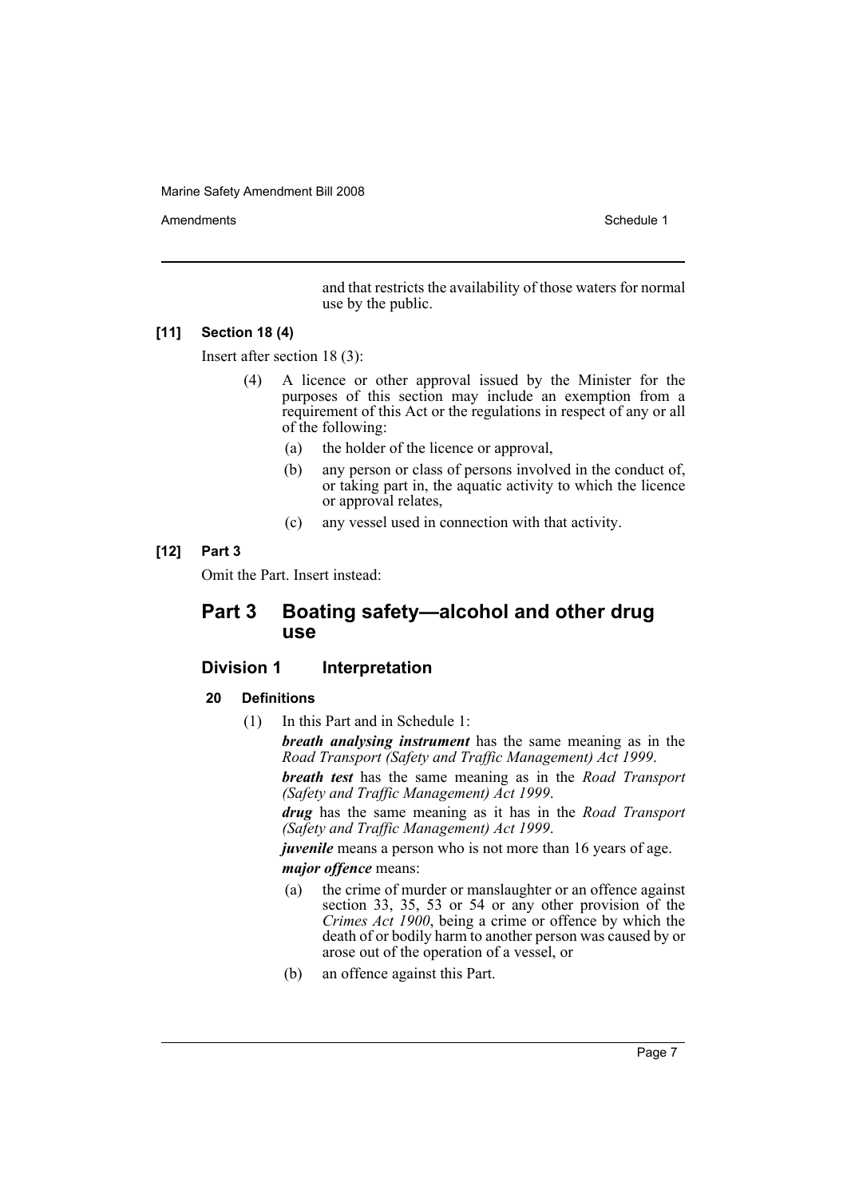and that restricts the availability of those waters for normal use by the public.

**[11] Section 18 (4)**

Insert after section 18 (3):

> (4) A licence or other approval issued by the Minister for the purposes of this section may include an exemption from a requirement of this Act or the regulations in respect of any or all of the following:
>
> (a) the holder of the licence or approval,
>
> (b) any person or class of persons involved in the conduct of, or taking part in, the aquatic activity to which the licence or approval relates,
>
> (c) any vessel used in connection with that activity.

**[12] Part 3**

Omit the Part. Insert instead:

## Part 3 Boating safety—alcohol and other drug use

### Division 1 Interpretation

#### 20 Definitions

(1) In this Part and in Schedule 1:

***breath analysing instrument*** has the same meaning as in the *Road Transport (Safety and Traffic Management) Act 1999*.

***breath test*** has the same meaning as in the *Road Transport (Safety and Traffic Management) Act 1999*.

***drug*** has the same meaning as it has in the *Road Transport (Safety and Traffic Management) Act 1999*.

***juvenile*** means a person who is not more than 16 years of age.

***major offence*** means:

(a) the crime of murder or manslaughter or an offence against section 33, 35, 53 or 54 or any other provision of the *Crimes Act 1900*, being a crime or offence by which the death of or bodily harm to another person was caused by or arose out of the operation of a vessel, or

(b) an offence against this Part.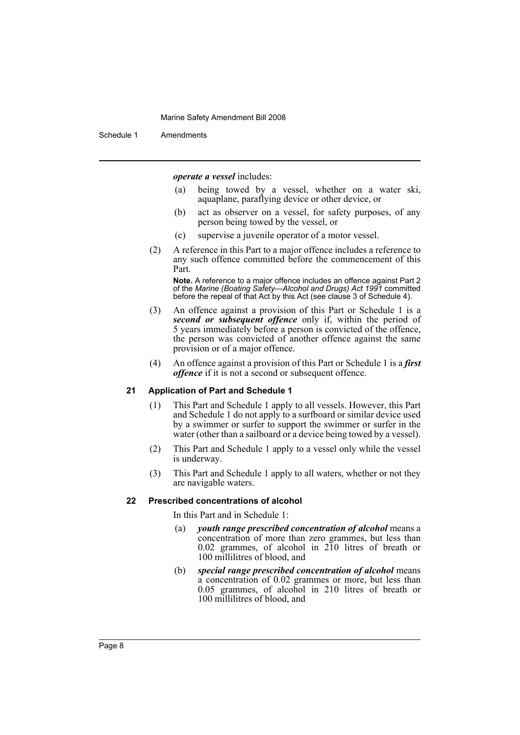***operate a vessel*** includes:

- (a) being towed by a vessel, whether on a water ski, aquaplane, paraflying device or other device, or
- (b) act as observer on a vessel, for safety purposes, of any person being towed by the vessel, or
- (c) supervise a juvenile operator of a motor vessel.

(2) A reference in this Part to a major offence includes a reference to any such offence committed before the commencement of this Part.

**Note.** A reference to a major offence includes an offence against Part 2 of the *Marine (Boating Safety—Alcohol and Drugs) Act 1991* committed before the repeal of that Act by this Act (see clause 3 of Schedule 4).

(3) An offence against a provision of this Part or Schedule 1 is a ***second or subsequent offence*** only if, within the period of 5 years immediately before a person is convicted of the offence, the person was convicted of another offence against the same provision or of a major offence.

(4) An offence against a provision of this Part or Schedule 1 is a ***first offence*** if it is not a second or subsequent offence.

#### 21 Application of Part and Schedule 1

(1) This Part and Schedule 1 apply to all vessels. However, this Part and Schedule 1 do not apply to a surfboard or similar device used by a swimmer or surfer to support the swimmer or surfer in the water (other than a sailboard or a device being towed by a vessel).

(2) This Part and Schedule 1 apply to a vessel only while the vessel is underway.

(3) This Part and Schedule 1 apply to all waters, whether or not they are navigable waters.

#### 22 Prescribed concentrations of alcohol

In this Part and in Schedule 1:

- (a) ***youth range prescribed concentration of alcohol*** means a concentration of more than zero grammes, but less than 0.02 grammes, of alcohol in 210 litres of breath or 100 millilitres of blood, and
- (b) ***special range prescribed concentration of alcohol*** means a concentration of 0.02 grammes or more, but less than 0.05 grammes, of alcohol in 210 litres of breath or 100 millilitres of blood, and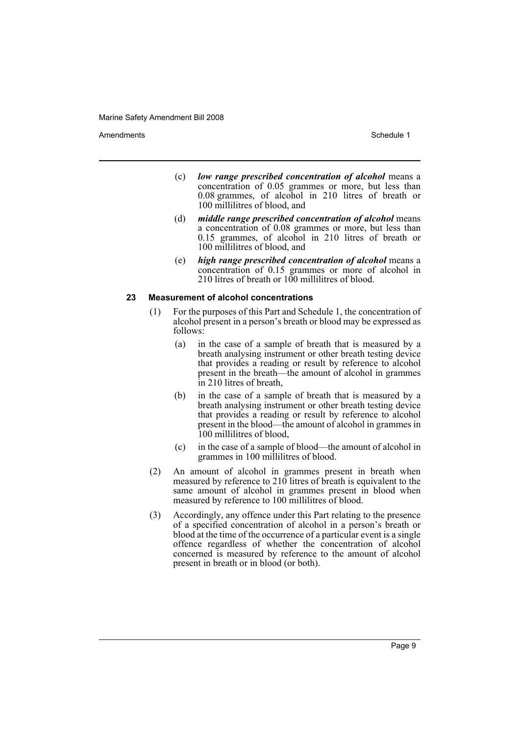(c) ***low range prescribed concentration of alcohol*** means a concentration of 0.05 grammes or more, but less than 0.08 grammes, of alcohol in 210 litres of breath or 100 millilitres of blood, and

(d) ***middle range prescribed concentration of alcohol*** means a concentration of 0.08 grammes or more, but less than 0.15 grammes, of alcohol in 210 litres of breath or 100 millilitres of blood, and

(e) ***high range prescribed concentration of alcohol*** means a concentration of 0.15 grammes or more of alcohol in 210 litres of breath or 100 millilitres of blood.

#### 23 Measurement of alcohol concentrations

(1) For the purposes of this Part and Schedule 1, the concentration of alcohol present in a person's breath or blood may be expressed as follows:

(a) in the case of a sample of breath that is measured by a breath analysing instrument or other breath testing device that provides a reading or result by reference to alcohol present in the breath—the amount of alcohol in grammes in 210 litres of breath,

(b) in the case of a sample of breath that is measured by a breath analysing instrument or other breath testing device that provides a reading or result by reference to alcohol present in the blood—the amount of alcohol in grammes in 100 millilitres of blood,

(c) in the case of a sample of blood—the amount of alcohol in grammes in 100 millilitres of blood.

(2) An amount of alcohol in grammes present in breath when measured by reference to 210 litres of breath is equivalent to the same amount of alcohol in grammes present in blood when measured by reference to 100 millilitres of blood.

(3) Accordingly, any offence under this Part relating to the presence of a specified concentration of alcohol in a person's breath or blood at the time of the occurrence of a particular event is a single offence regardless of whether the concentration of alcohol concerned is measured by reference to the amount of alcohol present in breath or in blood (or both).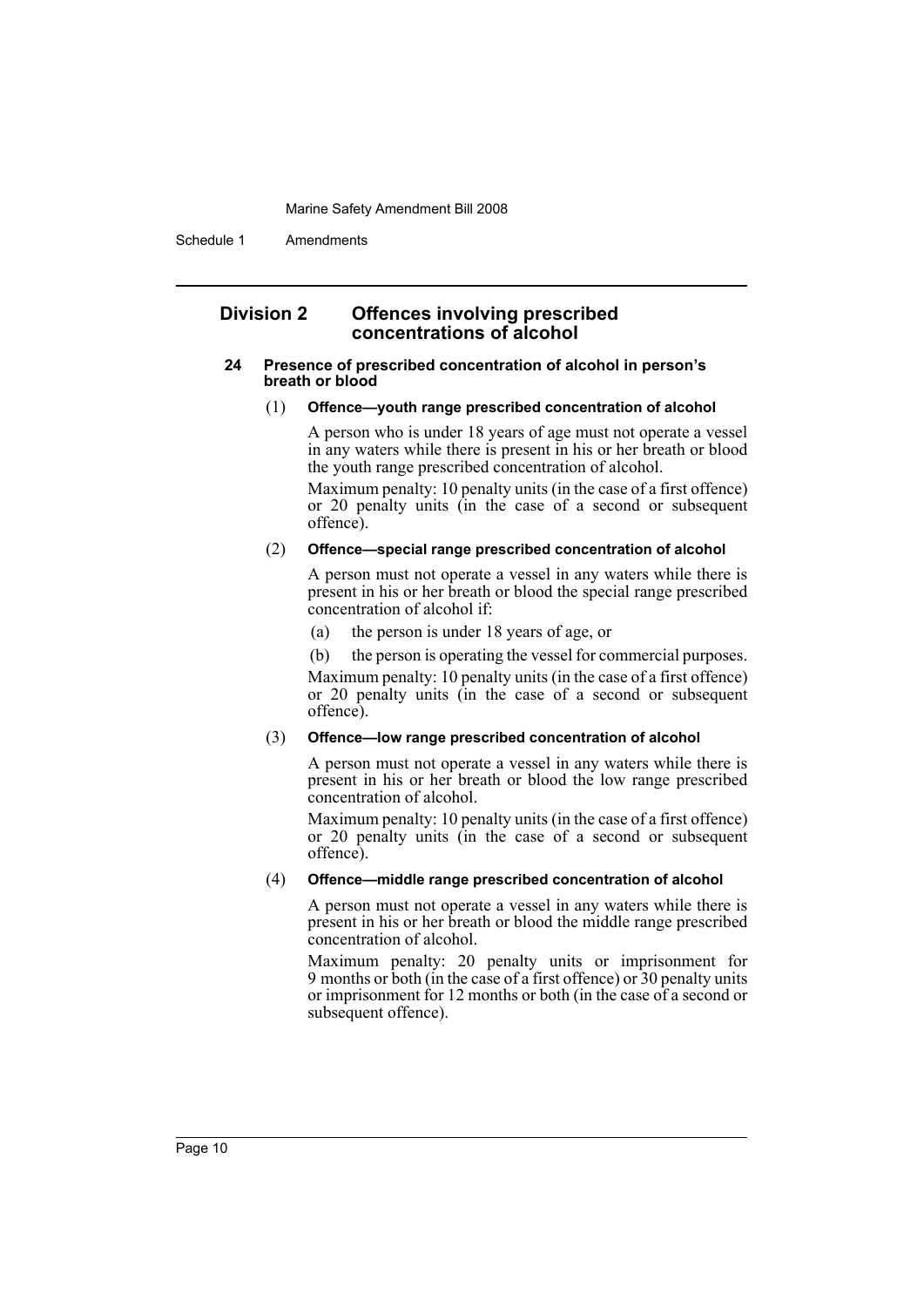## Division 2 Offences involving prescribed concentrations of alcohol

### 24 Presence of prescribed concentration of alcohol in person's breath or blood

(1) **Offence—youth range prescribed concentration of alcohol**

A person who is under 18 years of age must not operate a vessel in any waters while there is present in his or her breath or blood the youth range prescribed concentration of alcohol.

Maximum penalty: 10 penalty units (in the case of a first offence) or 20 penalty units (in the case of a second or subsequent offence).

(2) **Offence—special range prescribed concentration of alcohol**

A person must not operate a vessel in any waters while there is present in his or her breath or blood the special range prescribed concentration of alcohol if:

(a) the person is under 18 years of age, or

(b) the person is operating the vessel for commercial purposes.

Maximum penalty: 10 penalty units (in the case of a first offence) or 20 penalty units (in the case of a second or subsequent offence).

(3) **Offence—low range prescribed concentration of alcohol**

A person must not operate a vessel in any waters while there is present in his or her breath or blood the low range prescribed concentration of alcohol.

Maximum penalty: 10 penalty units (in the case of a first offence) or 20 penalty units (in the case of a second or subsequent offence).

(4) **Offence—middle range prescribed concentration of alcohol**

A person must not operate a vessel in any waters while there is present in his or her breath or blood the middle range prescribed concentration of alcohol.

Maximum penalty: 20 penalty units or imprisonment for 9 months or both (in the case of a first offence) or 30 penalty units or imprisonment for 12 months or both (in the case of a second or subsequent offence).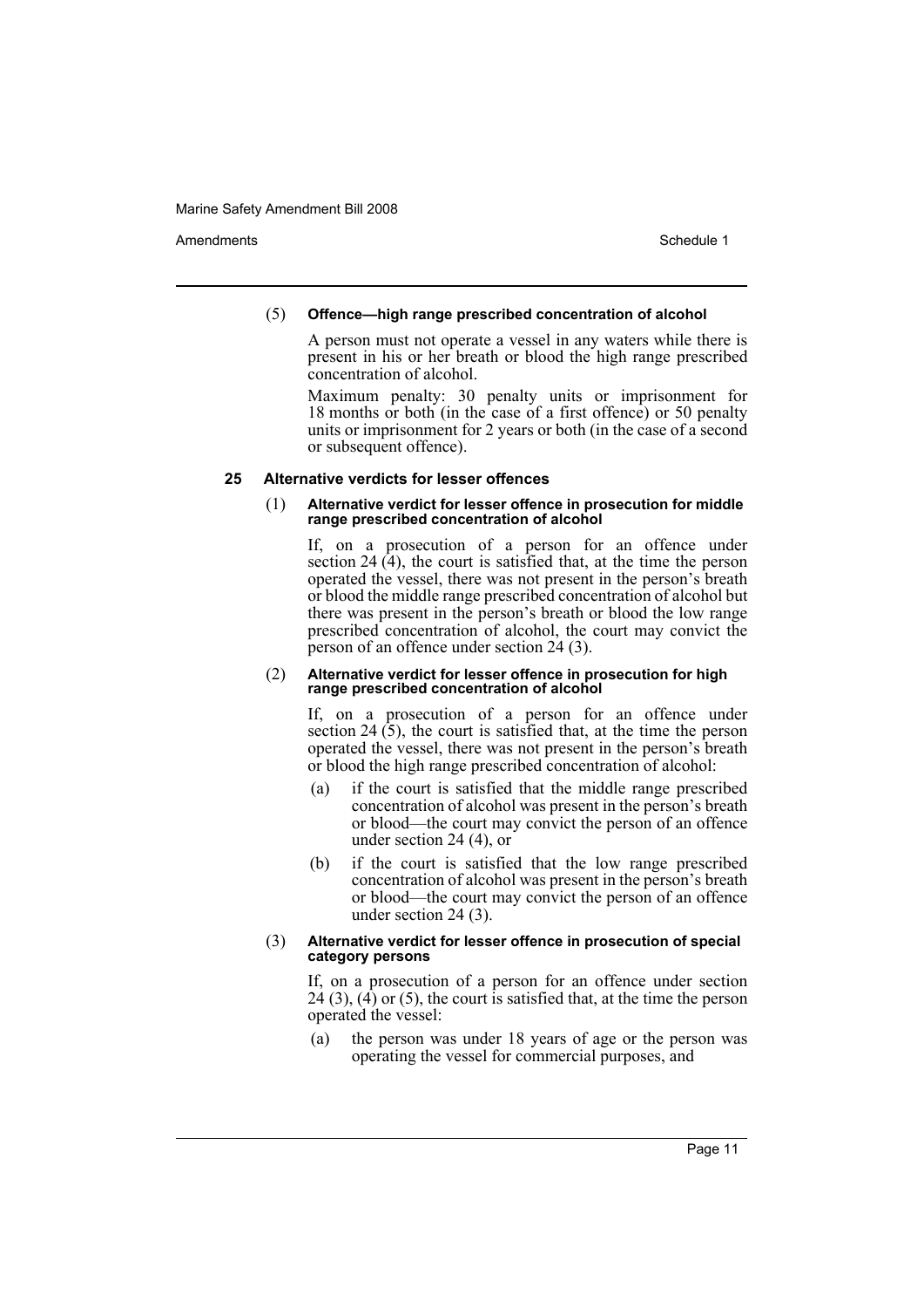(5) **Offence—high range prescribed concentration of alcohol**

A person must not operate a vessel in any waters while there is present in his or her breath or blood the high range prescribed concentration of alcohol.

Maximum penalty: 30 penalty units or imprisonment for 18 months or both (in the case of a first offence) or 50 penalty units or imprisonment for 2 years or both (in the case of a second or subsequent offence).

### 25 Alternative verdicts for lesser offences

(1) **Alternative verdict for lesser offence in prosecution for middle range prescribed concentration of alcohol**

If, on a prosecution of a person for an offence under section 24 (4), the court is satisfied that, at the time the person operated the vessel, there was not present in the person's breath or blood the middle range prescribed concentration of alcohol but there was present in the person's breath or blood the low range prescribed concentration of alcohol, the court may convict the person of an offence under section 24 (3).

(2) **Alternative verdict for lesser offence in prosecution for high range prescribed concentration of alcohol**

If, on a prosecution of a person for an offence under section 24 (5), the court is satisfied that, at the time the person operated the vessel, there was not present in the person's breath or blood the high range prescribed concentration of alcohol:

(a) if the court is satisfied that the middle range prescribed concentration of alcohol was present in the person's breath or blood—the court may convict the person of an offence under section 24 (4), or

(b) if the court is satisfied that the low range prescribed concentration of alcohol was present in the person's breath or blood—the court may convict the person of an offence under section 24 (3).

(3) **Alternative verdict for lesser offence in prosecution of special category persons**

If, on a prosecution of a person for an offence under section 24 (3), (4) or (5), the court is satisfied that, at the time the person operated the vessel:

(a) the person was under 18 years of age or the person was operating the vessel for commercial purposes, and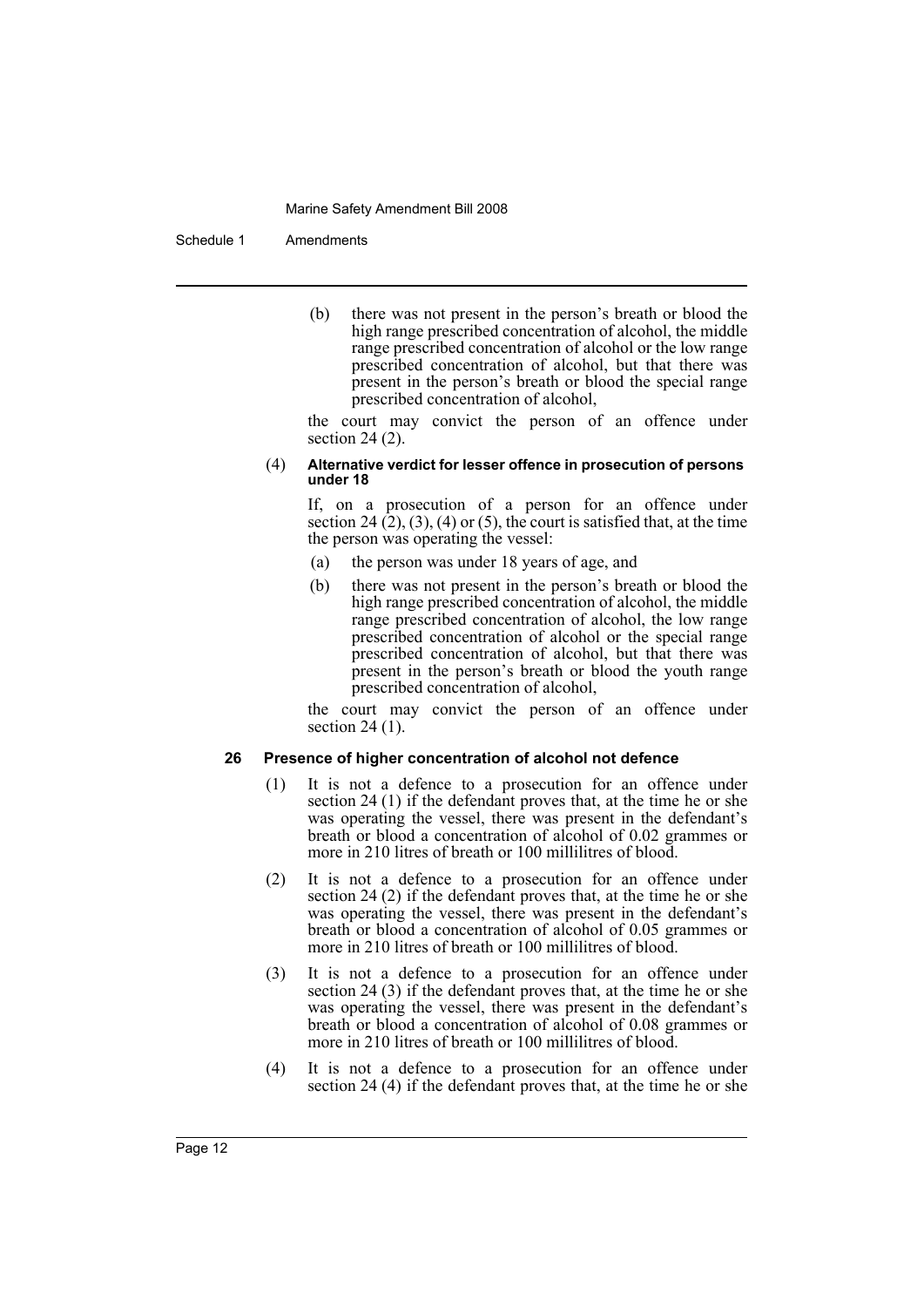(b) there was not present in the person's breath or blood the high range prescribed concentration of alcohol, the middle range prescribed concentration of alcohol or the low range prescribed concentration of alcohol, but that there was present in the person's breath or blood the special range prescribed concentration of alcohol,

the court may convict the person of an offence under section 24 (2).

(4) **Alternative verdict for lesser offence in prosecution of persons under 18**

If, on a prosecution of a person for an offence under section 24 (2), (3), (4) or (5), the court is satisfied that, at the time the person was operating the vessel:

(a) the person was under 18 years of age, and

(b) there was not present in the person's breath or blood the high range prescribed concentration of alcohol, the middle range prescribed concentration of alcohol, the low range prescribed concentration of alcohol or the special range prescribed concentration of alcohol, but that there was present in the person's breath or blood the youth range prescribed concentration of alcohol,

the court may convict the person of an offence under section 24 (1).

### 26 Presence of higher concentration of alcohol not defence

(1) It is not a defence to a prosecution for an offence under section 24 (1) if the defendant proves that, at the time he or she was operating the vessel, there was present in the defendant's breath or blood a concentration of alcohol of 0.02 grammes or more in 210 litres of breath or 100 millilitres of blood.

(2) It is not a defence to a prosecution for an offence under section 24 (2) if the defendant proves that, at the time he or she was operating the vessel, there was present in the defendant's breath or blood a concentration of alcohol of 0.05 grammes or more in 210 litres of breath or 100 millilitres of blood.

(3) It is not a defence to a prosecution for an offence under section 24 (3) if the defendant proves that, at the time he or she was operating the vessel, there was present in the defendant's breath or blood a concentration of alcohol of 0.08 grammes or more in 210 litres of breath or 100 millilitres of blood.

(4) It is not a defence to a prosecution for an offence under section 24 (4) if the defendant proves that, at the time he or she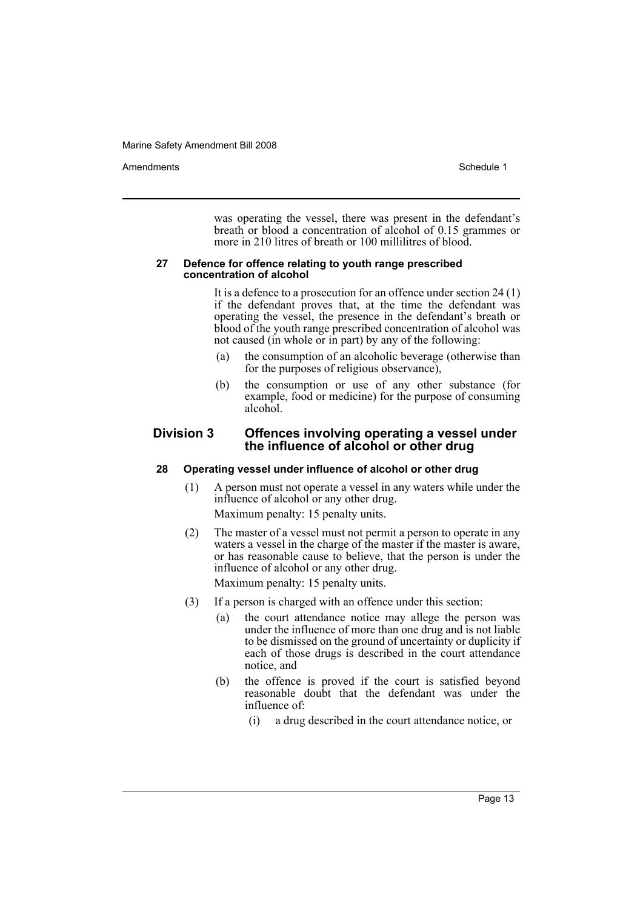was operating the vessel, there was present in the defendant's breath or blood a concentration of alcohol of 0.15 grammes or more in 210 litres of breath or 100 millilitres of blood.

#### 27 Defence for offence relating to youth range prescribed concentration of alcohol

It is a defence to a prosecution for an offence under section 24 (1) if the defendant proves that, at the time the defendant was operating the vessel, the presence in the defendant's breath or blood of the youth range prescribed concentration of alcohol was not caused (in whole or in part) by any of the following:

- (a) the consumption of an alcoholic beverage (otherwise than for the purposes of religious observance),
- (b) the consumption or use of any other substance (for example, food or medicine) for the purpose of consuming alcohol.

### Division 3 Offences involving operating a vessel under the influence of alcohol or other drug

#### 28 Operating vessel under influence of alcohol or other drug

(1) A person must not operate a vessel in any waters while under the influence of alcohol or any other drug.

Maximum penalty: 15 penalty units.

(2) The master of a vessel must not permit a person to operate in any waters a vessel in the charge of the master if the master is aware, or has reasonable cause to believe, that the person is under the influence of alcohol or any other drug.

Maximum penalty: 15 penalty units.

(3) If a person is charged with an offence under this section:

- (a) the court attendance notice may allege the person was under the influence of more than one drug and is not liable to be dismissed on the ground of uncertainty or duplicity if each of those drugs is described in the court attendance notice, and
- (b) the offence is proved if the court is satisfied beyond reasonable doubt that the defendant was under the influence of:
  - (i) a drug described in the court attendance notice, or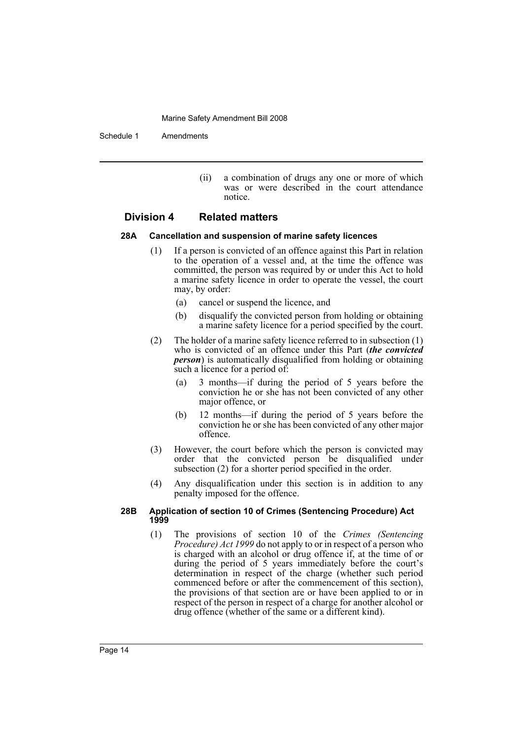(ii) a combination of drugs any one or more of which was or were described in the court attendance notice.

## Division 4 Related matters

### 28A Cancellation and suspension of marine safety licences

(1) If a person is convicted of an offence against this Part in relation to the operation of a vessel and, at the time the offence was committed, the person was required by or under this Act to hold a marine safety licence in order to operate the vessel, the court may, by order:

(a) cancel or suspend the licence, and

(b) disqualify the convicted person from holding or obtaining a marine safety licence for a period specified by the court.

(2) The holder of a marine safety licence referred to in subsection (1) who is convicted of an offence under this Part (***the convicted person***) is automatically disqualified from holding or obtaining such a licence for a period of:

(a) 3 months—if during the period of 5 years before the conviction he or she has not been convicted of any other major offence, or

(b) 12 months—if during the period of 5 years before the conviction he or she has been convicted of any other major offence.

(3) However, the court before which the person is convicted may order that the convicted person be disqualified under subsection (2) for a shorter period specified in the order.

(4) Any disqualification under this section is in addition to any penalty imposed for the offence.

### 28B Application of section 10 of Crimes (Sentencing Procedure) Act 1999

(1) The provisions of section 10 of the *Crimes (Sentencing Procedure) Act 1999* do not apply to or in respect of a person who is charged with an alcohol or drug offence if, at the time of or during the period of 5 years immediately before the court's determination in respect of the charge (whether such period commenced before or after the commencement of this section), the provisions of that section are or have been applied to or in respect of the person in respect of a charge for another alcohol or drug offence (whether of the same or a different kind).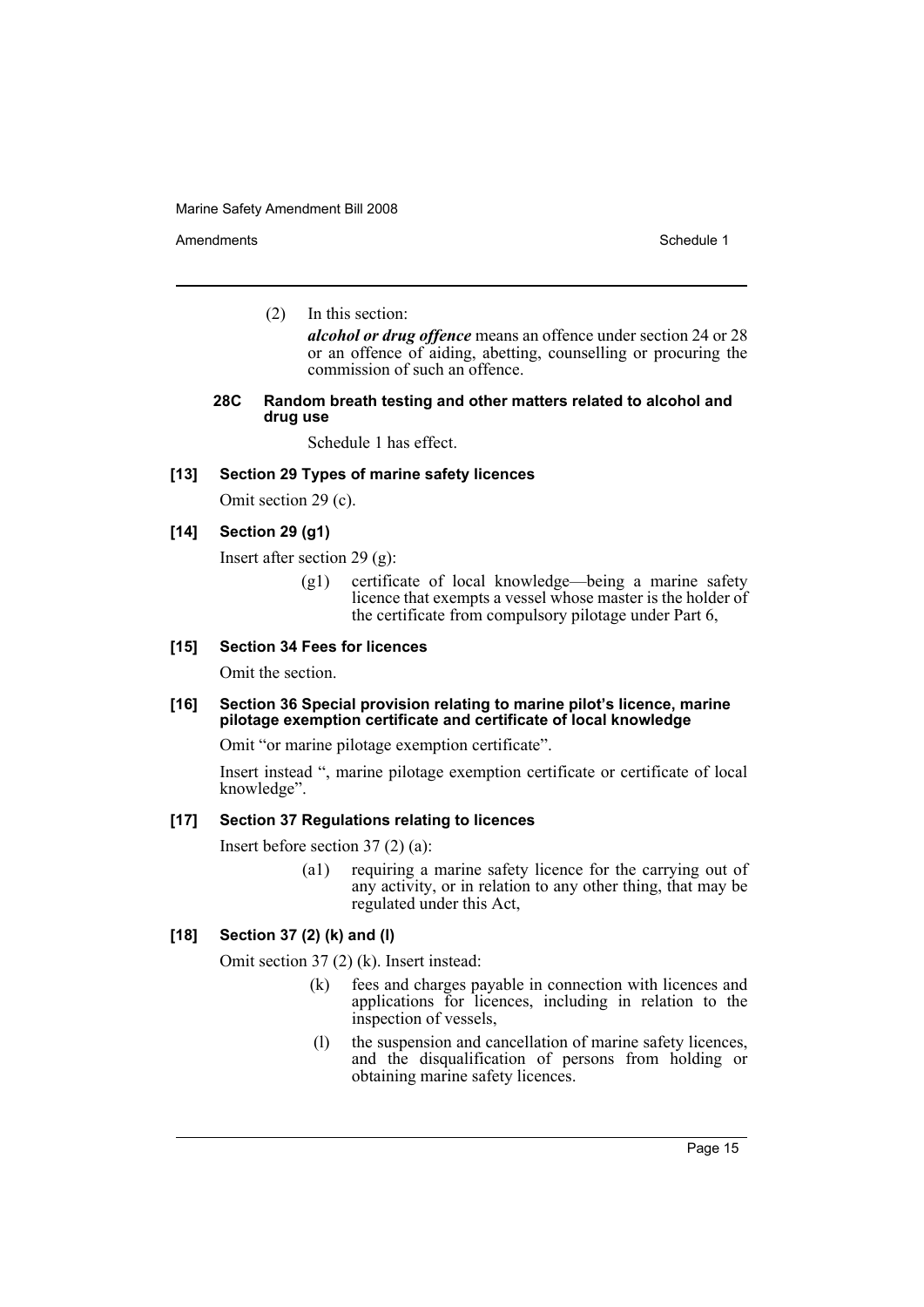(2) In this section:

***alcohol or drug offence*** means an offence under section 24 or 28 or an offence of aiding, abetting, counselling or procuring the commission of such an offence.

#### 28C Random breath testing and other matters related to alcohol and drug use

Schedule 1 has effect.

### [13] Section 29 Types of marine safety licences

Omit section 29 (c).

### [14] Section 29 (g1)

Insert after section 29 (g):

> (g1) certificate of local knowledge—being a marine safety licence that exempts a vessel whose master is the holder of the certificate from compulsory pilotage under Part 6,

### [15] Section 34 Fees for licences

Omit the section.

### [16] Section 36 Special provision relating to marine pilot's licence, marine pilotage exemption certificate and certificate of local knowledge

Omit "or marine pilotage exemption certificate".

Insert instead ", marine pilotage exemption certificate or certificate of local knowledge".

### [17] Section 37 Regulations relating to licences

Insert before section 37 (2) (a):

> (a1) requiring a marine safety licence for the carrying out of any activity, or in relation to any other thing, that may be regulated under this Act,

### [18] Section 37 (2) (k) and (l)

Omit section 37 (2) (k). Insert instead:

> (k) fees and charges payable in connection with licences and applications for licences, including in relation to the inspection of vessels,
>
> (l) the suspension and cancellation of marine safety licences, and the disqualification of persons from holding or obtaining marine safety licences.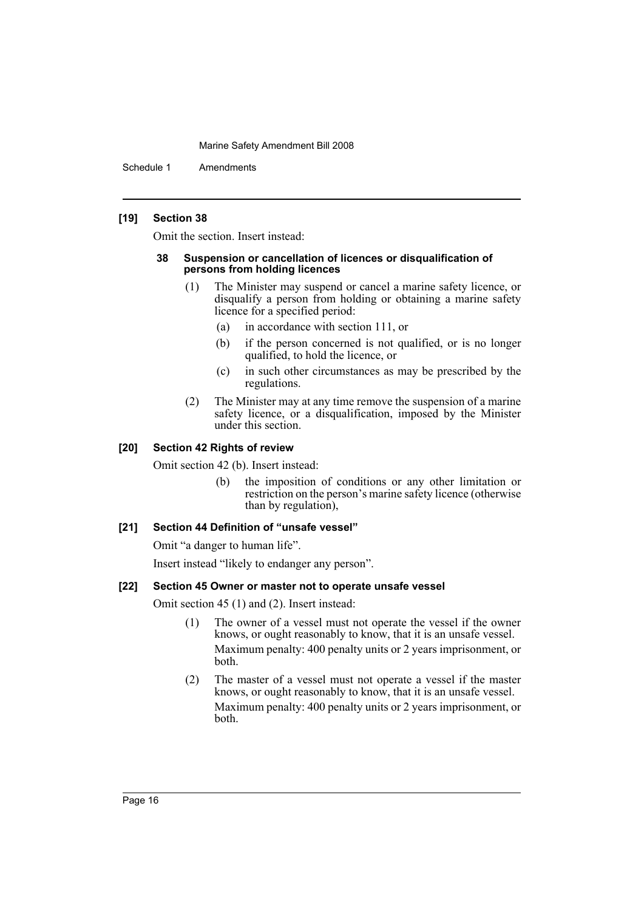#### [19] Section 38

Omit the section. Insert instead:

##### 38 Suspension or cancellation of licences or disqualification of persons from holding licences

(1) The Minister may suspend or cancel a marine safety licence, or disqualify a person from holding or obtaining a marine safety licence for a specified period:

- (a) in accordance with section 111, or
- (b) if the person concerned is not qualified, or is no longer qualified, to hold the licence, or
- (c) in such other circumstances as may be prescribed by the regulations.

(2) The Minister may at any time remove the suspension of a marine safety licence, or a disqualification, imposed by the Minister under this section.

#### [20] Section 42 Rights of review

Omit section 42 (b). Insert instead:

- (b) the imposition of conditions or any other limitation or restriction on the person's marine safety licence (otherwise than by regulation),

#### [21] Section 44 Definition of "unsafe vessel"

Omit "a danger to human life".

Insert instead "likely to endanger any person".

#### [22] Section 45 Owner or master not to operate unsafe vessel

Omit section 45 (1) and (2). Insert instead:

(1) The owner of a vessel must not operate the vessel if the owner knows, or ought reasonably to know, that it is an unsafe vessel.

Maximum penalty: 400 penalty units or 2 years imprisonment, or both.

(2) The master of a vessel must not operate a vessel if the master knows, or ought reasonably to know, that it is an unsafe vessel.

Maximum penalty: 400 penalty units or 2 years imprisonment, or both.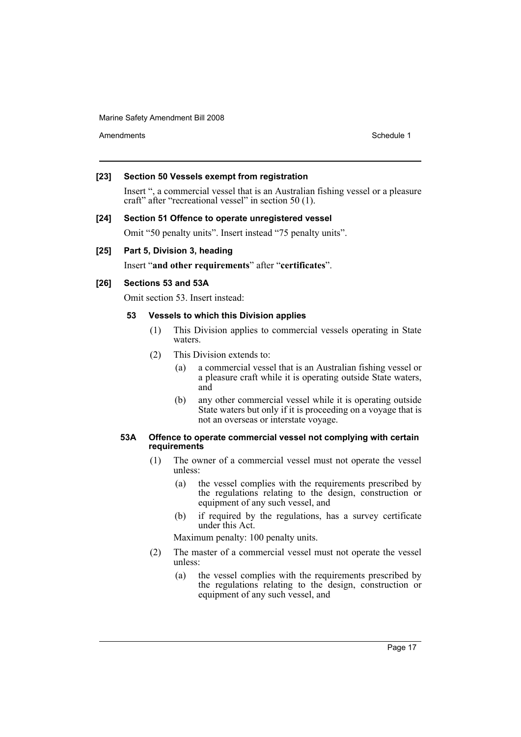**[23] Section 50 Vessels exempt from registration**

Insert ", a commercial vessel that is an Australian fishing vessel or a pleasure craft" after "recreational vessel" in section 50 (1).

**[24] Section 51 Offence to operate unregistered vessel**

Omit "50 penalty units". Insert instead "75 penalty units".

**[25] Part 5, Division 3, heading**

Insert "**and other requirements**" after "**certificates**".

**[26] Sections 53 and 53A**

Omit section 53. Insert instead:

**53 Vessels to which this Division applies**

(1) This Division applies to commercial vessels operating in State waters.

(2) This Division extends to:

(a) a commercial vessel that is an Australian fishing vessel or a pleasure craft while it is operating outside State waters, and

(b) any other commercial vessel while it is operating outside State waters but only if it is proceeding on a voyage that is not an overseas or interstate voyage.

**53A Offence to operate commercial vessel not complying with certain requirements**

(1) The owner of a commercial vessel must not operate the vessel unless:

(a) the vessel complies with the requirements prescribed by the regulations relating to the design, construction or equipment of any such vessel, and

(b) if required by the regulations, has a survey certificate under this Act.

Maximum penalty: 100 penalty units.

(2) The master of a commercial vessel must not operate the vessel unless:

(a) the vessel complies with the requirements prescribed by the regulations relating to the design, construction or equipment of any such vessel, and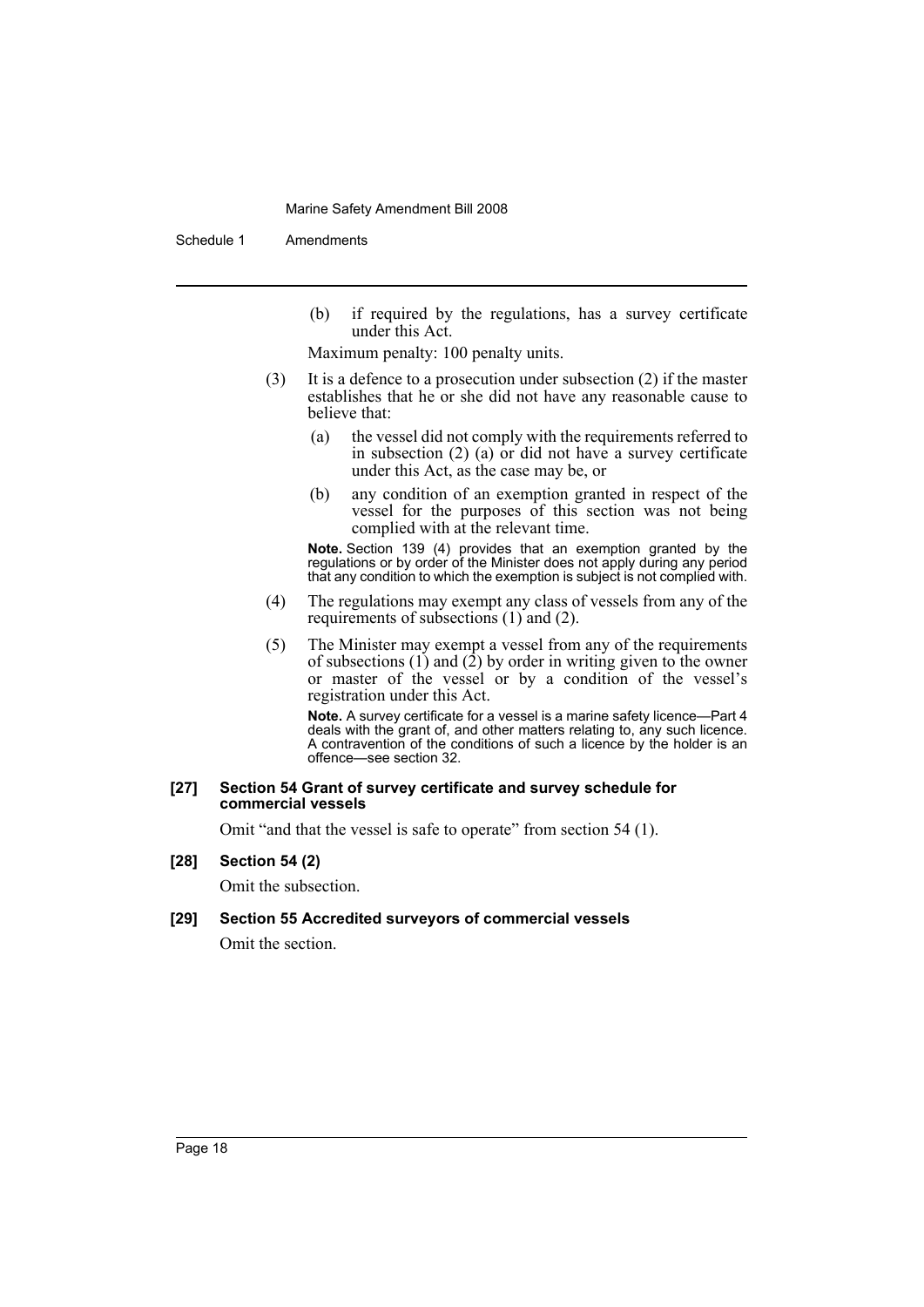(b) if required by the regulations, has a survey certificate under this Act.

Maximum penalty: 100 penalty units.

(3) It is a defence to a prosecution under subsection (2) if the master establishes that he or she did not have any reasonable cause to believe that:

(a) the vessel did not comply with the requirements referred to in subsection (2) (a) or did not have a survey certificate under this Act, as the case may be, or

(b) any condition of an exemption granted in respect of the vessel for the purposes of this section was not being complied with at the relevant time.

**Note.** Section 139 (4) provides that an exemption granted by the regulations or by order of the Minister does not apply during any period that any condition to which the exemption is subject is not complied with.

(4) The regulations may exempt any class of vessels from any of the requirements of subsections (1) and (2).

(5) The Minister may exempt a vessel from any of the requirements of subsections (1) and (2) by order in writing given to the owner or master of the vessel or by a condition of the vessel's registration under this Act.

**Note.** A survey certificate for a vessel is a marine safety licence—Part 4 deals with the grant of, and other matters relating to, any such licence. A contravention of the conditions of such a licence by the holder is an offence—see section 32.

**[27] Section 54 Grant of survey certificate and survey schedule for commercial vessels**

Omit "and that the vessel is safe to operate" from section 54 (1).

**[28] Section 54 (2)**

Omit the subsection.

**[29] Section 55 Accredited surveyors of commercial vessels**

Omit the section.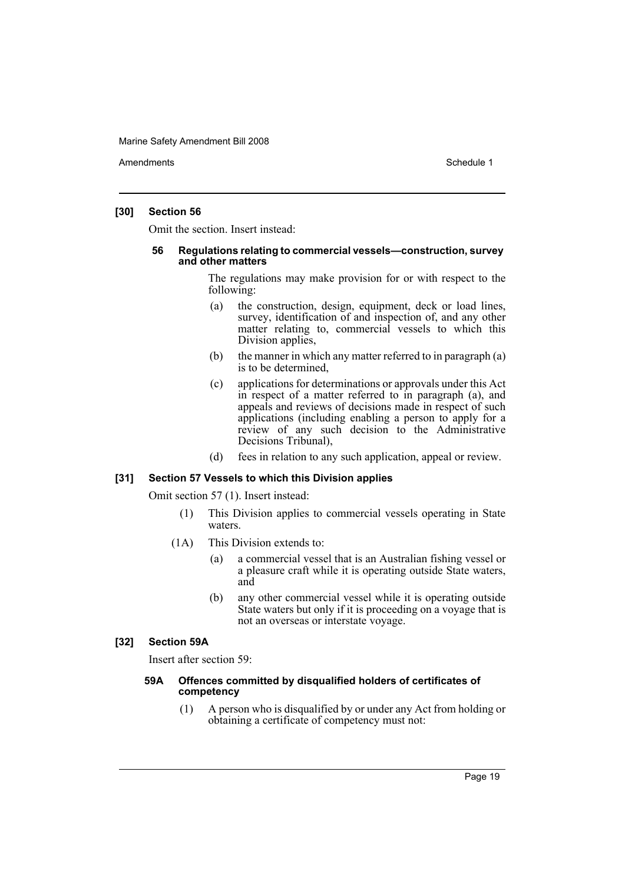### [30] Section 56

Omit the section. Insert instead:

#### 56 Regulations relating to commercial vessels—construction, survey and other matters

The regulations may make provision for or with respect to the following:

- (a) the construction, design, equipment, deck or load lines, survey, identification of and inspection of, and any other matter relating to, commercial vessels to which this Division applies,
- (b) the manner in which any matter referred to in paragraph (a) is to be determined,
- (c) applications for determinations or approvals under this Act in respect of a matter referred to in paragraph (a), and appeals and reviews of decisions made in respect of such applications (including enabling a person to apply for a review of any such decision to the Administrative Decisions Tribunal),
- (d) fees in relation to any such application, appeal or review.

### [31] Section 57 Vessels to which this Division applies

Omit section 57 (1). Insert instead:

(1) This Division applies to commercial vessels operating in State waters.

(1A) This Division extends to:

- (a) a commercial vessel that is an Australian fishing vessel or a pleasure craft while it is operating outside State waters, and
- (b) any other commercial vessel while it is operating outside State waters but only if it is proceeding on a voyage that is not an overseas or interstate voyage.

### [32] Section 59A

Insert after section 59:

#### 59A Offences committed by disqualified holders of certificates of competency

(1) A person who is disqualified by or under any Act from holding or obtaining a certificate of competency must not: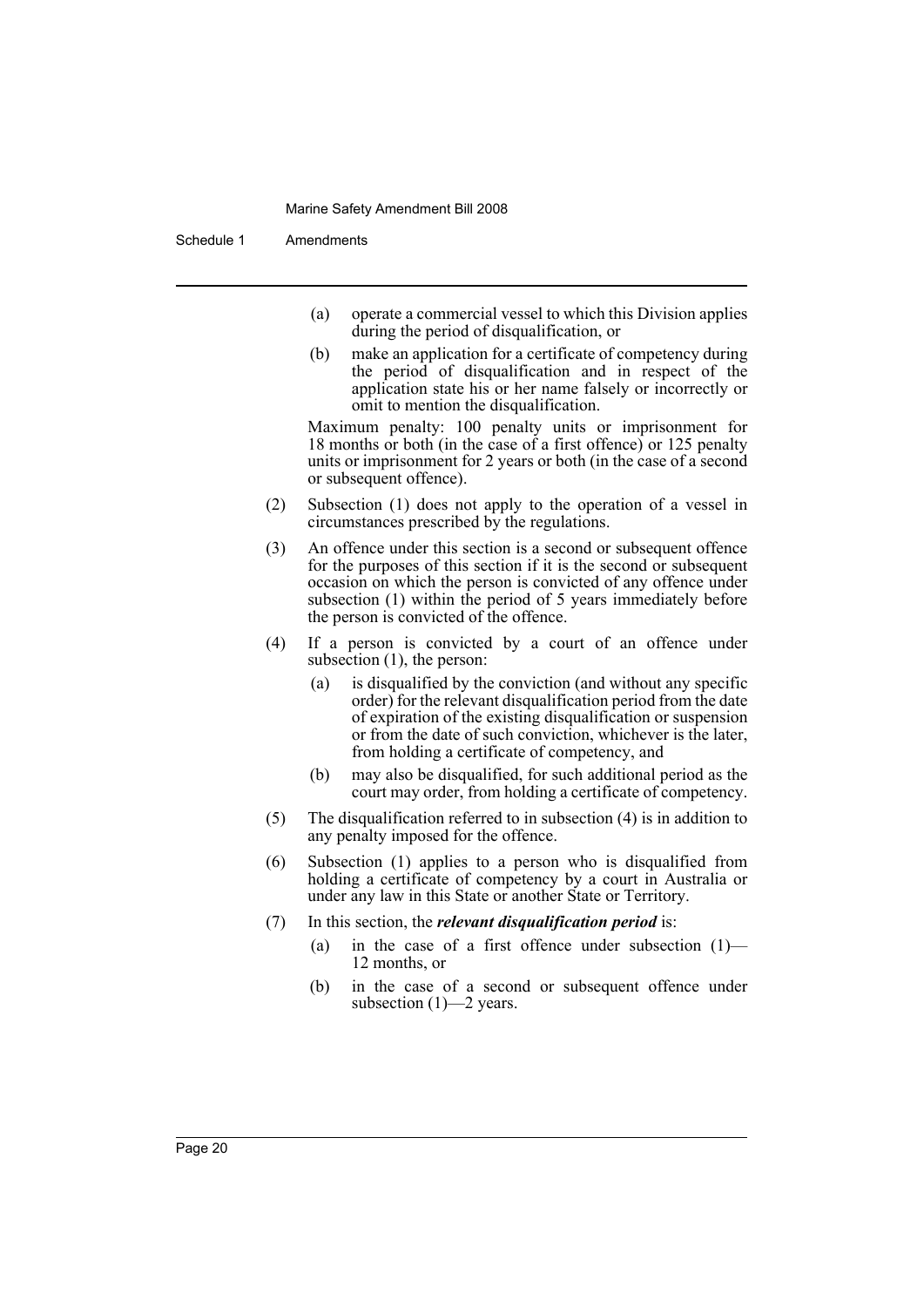(a) operate a commercial vessel to which this Division applies during the period of disqualification, or

(b) make an application for a certificate of competency during the period of disqualification and in respect of the application state his or her name falsely or incorrectly or omit to mention the disqualification.

Maximum penalty: 100 penalty units or imprisonment for 18 months or both (in the case of a first offence) or 125 penalty units or imprisonment for 2 years or both (in the case of a second or subsequent offence).

(2) Subsection (1) does not apply to the operation of a vessel in circumstances prescribed by the regulations.

(3) An offence under this section is a second or subsequent offence for the purposes of this section if it is the second or subsequent occasion on which the person is convicted of any offence under subsection (1) within the period of 5 years immediately before the person is convicted of the offence.

(4) If a person is convicted by a court of an offence under subsection (1), the person:

(a) is disqualified by the conviction (and without any specific order) for the relevant disqualification period from the date of expiration of the existing disqualification or suspension or from the date of such conviction, whichever is the later, from holding a certificate of competency, and

(b) may also be disqualified, for such additional period as the court may order, from holding a certificate of competency.

(5) The disqualification referred to in subsection (4) is in addition to any penalty imposed for the offence.

(6) Subsection (1) applies to a person who is disqualified from holding a certificate of competency by a court in Australia or under any law in this State or another State or Territory.

(7) In this section, the ***relevant disqualification period*** is:

(a) in the case of a first offence under subsection (1)—12 months, or

(b) in the case of a second or subsequent offence under subsection (1)—2 years.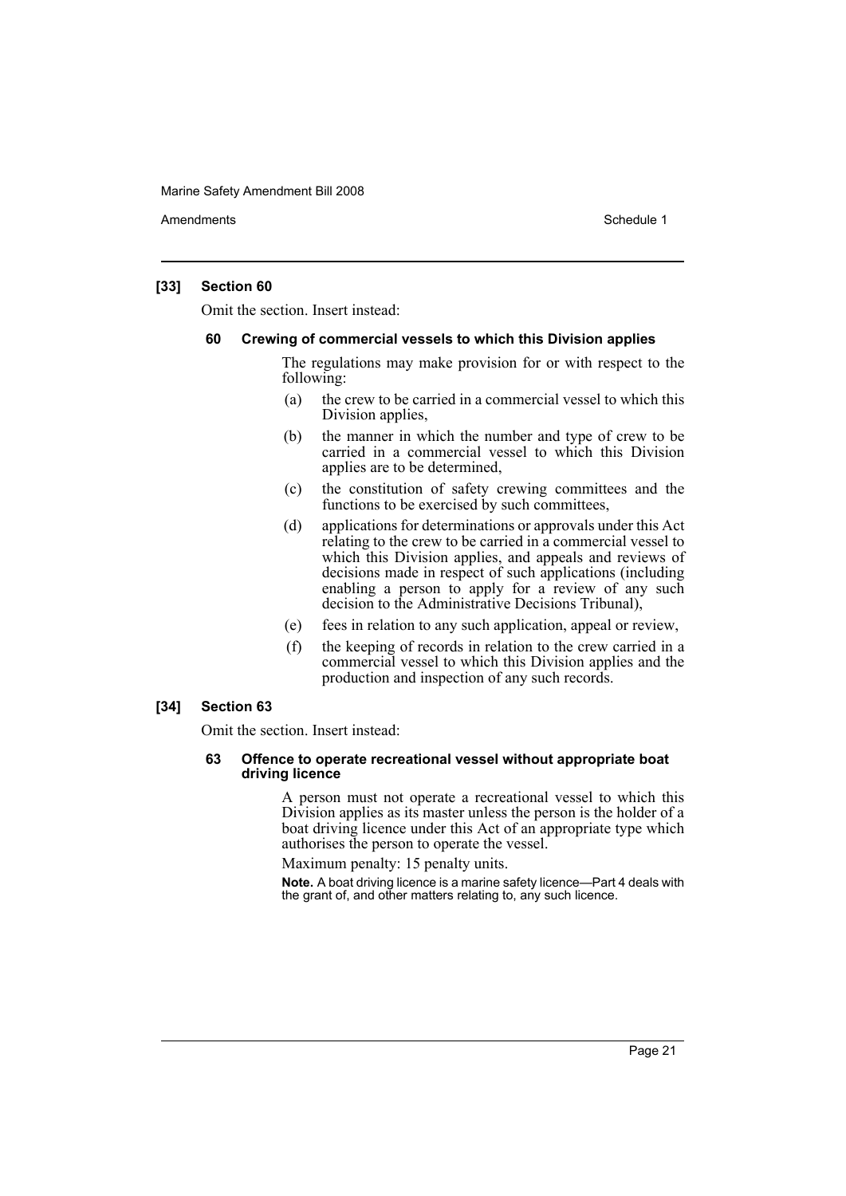### [33] Section 60

Omit the section. Insert instead:

#### 60 Crewing of commercial vessels to which this Division applies

The regulations may make provision for or with respect to the following:

- (a) the crew to be carried in a commercial vessel to which this Division applies,
- (b) the manner in which the number and type of crew to be carried in a commercial vessel to which this Division applies are to be determined,
- (c) the constitution of safety crewing committees and the functions to be exercised by such committees,
- (d) applications for determinations or approvals under this Act relating to the crew to be carried in a commercial vessel to which this Division applies, and appeals and reviews of decisions made in respect of such applications (including enabling a person to apply for a review of any such decision to the Administrative Decisions Tribunal),
- (e) fees in relation to any such application, appeal or review,
- (f) the keeping of records in relation to the crew carried in a commercial vessel to which this Division applies and the production and inspection of any such records.

### [34] Section 63

Omit the section. Insert instead:

#### 63 Offence to operate recreational vessel without appropriate boat driving licence

A person must not operate a recreational vessel to which this Division applies as its master unless the person is the holder of a boat driving licence under this Act of an appropriate type which authorises the person to operate the vessel.

Maximum penalty: 15 penalty units.

**Note.** A boat driving licence is a marine safety licence—Part 4 deals with the grant of, and other matters relating to, any such licence.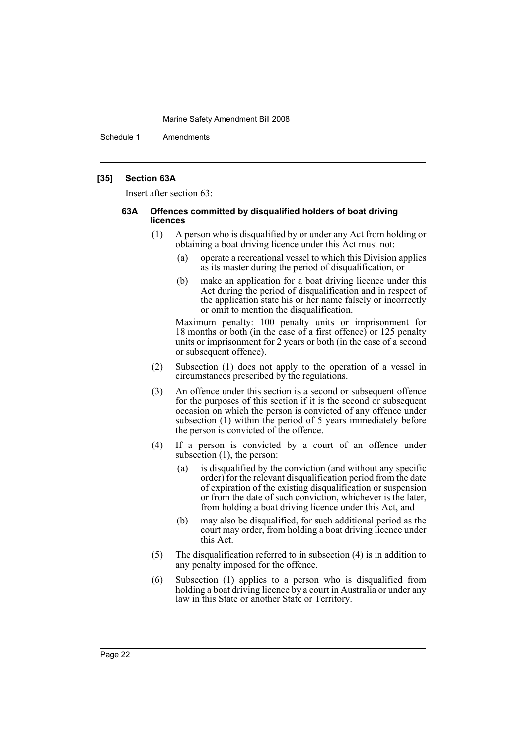### [35] Section 63A

Insert after section 63:

#### 63A Offences committed by disqualified holders of boat driving licences

(1) A person who is disqualified by or under any Act from holding or obtaining a boat driving licence under this Act must not:

- (a) operate a recreational vessel to which this Division applies as its master during the period of disqualification, or
- (b) make an application for a boat driving licence under this Act during the period of disqualification and in respect of the application state his or her name falsely or incorrectly or omit to mention the disqualification.

Maximum penalty: 100 penalty units or imprisonment for 18 months or both (in the case of a first offence) or 125 penalty units or imprisonment for 2 years or both (in the case of a second or subsequent offence).

(2) Subsection (1) does not apply to the operation of a vessel in circumstances prescribed by the regulations.

(3) An offence under this section is a second or subsequent offence for the purposes of this section if it is the second or subsequent occasion on which the person is convicted of any offence under subsection (1) within the period of 5 years immediately before the person is convicted of the offence.

(4) If a person is convicted by a court of an offence under subsection (1), the person:

- (a) is disqualified by the conviction (and without any specific order) for the relevant disqualification period from the date of expiration of the existing disqualification or suspension or from the date of such conviction, whichever is the later, from holding a boat driving licence under this Act, and
- (b) may also be disqualified, for such additional period as the court may order, from holding a boat driving licence under this Act.

(5) The disqualification referred to in subsection (4) is in addition to any penalty imposed for the offence.

(6) Subsection (1) applies to a person who is disqualified from holding a boat driving licence by a court in Australia or under any law in this State or another State or Territory.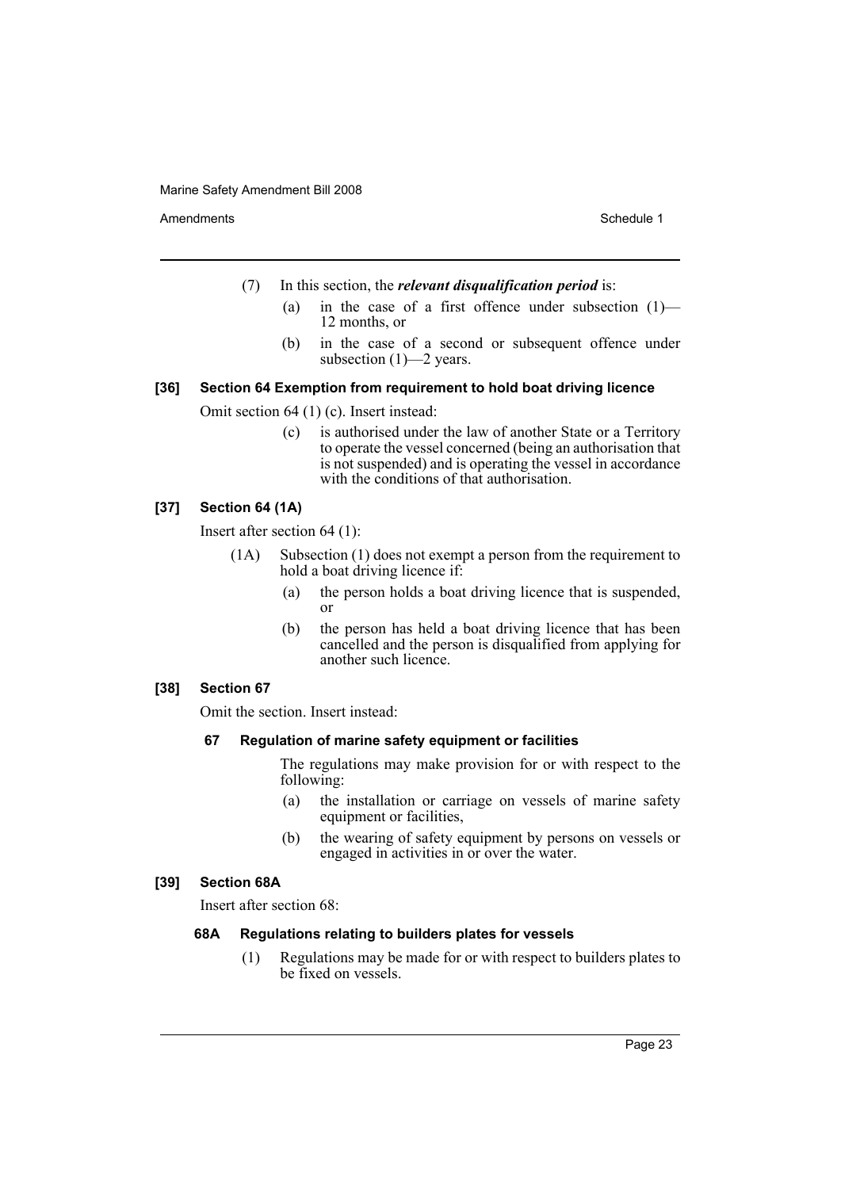(7) In this section, the ***relevant disqualification period*** is:

(a) in the case of a first offence under subsection (1)—12 months, or

(b) in the case of a second or subsequent offence under subsection (1)—2 years.

### [36] Section 64 Exemption from requirement to hold boat driving licence

Omit section 64 (1) (c). Insert instead:

(c) is authorised under the law of another State or a Territory to operate the vessel concerned (being an authorisation that is not suspended) and is operating the vessel in accordance with the conditions of that authorisation.

### [37] Section 64 (1A)

Insert after section 64 (1):

(1A) Subsection (1) does not exempt a person from the requirement to hold a boat driving licence if:

(a) the person holds a boat driving licence that is suspended, or

(b) the person has held a boat driving licence that has been cancelled and the person is disqualified from applying for another such licence.

### [38] Section 67

Omit the section. Insert instead:

#### 67 Regulation of marine safety equipment or facilities

The regulations may make provision for or with respect to the following:

(a) the installation or carriage on vessels of marine safety equipment or facilities,

(b) the wearing of safety equipment by persons on vessels or engaged in activities in or over the water.

### [39] Section 68A

Insert after section 68:

#### 68A Regulations relating to builders plates for vessels

(1) Regulations may be made for or with respect to builders plates to be fixed on vessels.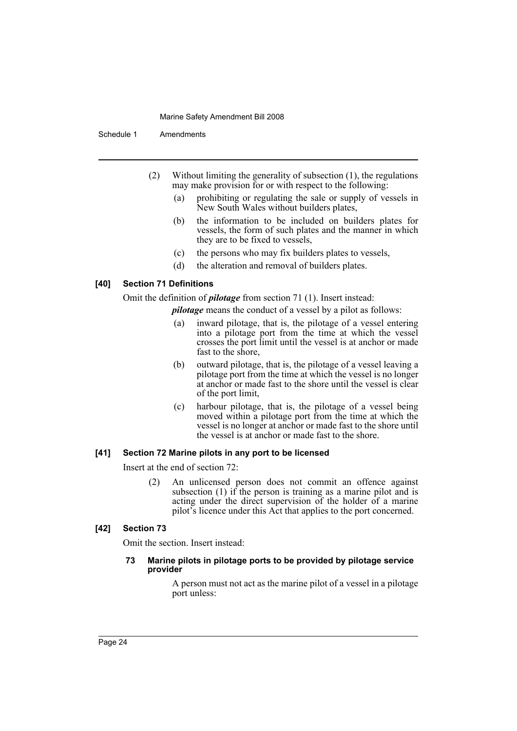(2) Without limiting the generality of subsection (1), the regulations may make provision for or with respect to the following:

- (a) prohibiting or regulating the sale or supply of vessels in New South Wales without builders plates,
- (b) the information to be included on builders plates for vessels, the form of such plates and the manner in which they are to be fixed to vessels,
- (c) the persons who may fix builders plates to vessels,
- (d) the alteration and removal of builders plates.

### [40] Section 71 Definitions

Omit the definition of ***pilotage*** from section 71 (1). Insert instead:

***pilotage*** means the conduct of a vessel by a pilot as follows:

- (a) inward pilotage, that is, the pilotage of a vessel entering into a pilotage port from the time at which the vessel crosses the port limit until the vessel is at anchor or made fast to the shore,
- (b) outward pilotage, that is, the pilotage of a vessel leaving a pilotage port from the time at which the vessel is no longer at anchor or made fast to the shore until the vessel is clear of the port limit,
- (c) harbour pilotage, that is, the pilotage of a vessel being moved within a pilotage port from the time at which the vessel is no longer at anchor or made fast to the shore until the vessel is at anchor or made fast to the shore.

### [41] Section 72 Marine pilots in any port to be licensed

Insert at the end of section 72:

(2) An unlicensed person does not commit an offence against subsection (1) if the person is training as a marine pilot and is acting under the direct supervision of the holder of a marine pilot's licence under this Act that applies to the port concerned.

### [42] Section 73

Omit the section. Insert instead:

#### 73 Marine pilots in pilotage ports to be provided by pilotage service provider

A person must not act as the marine pilot of a vessel in a pilotage port unless: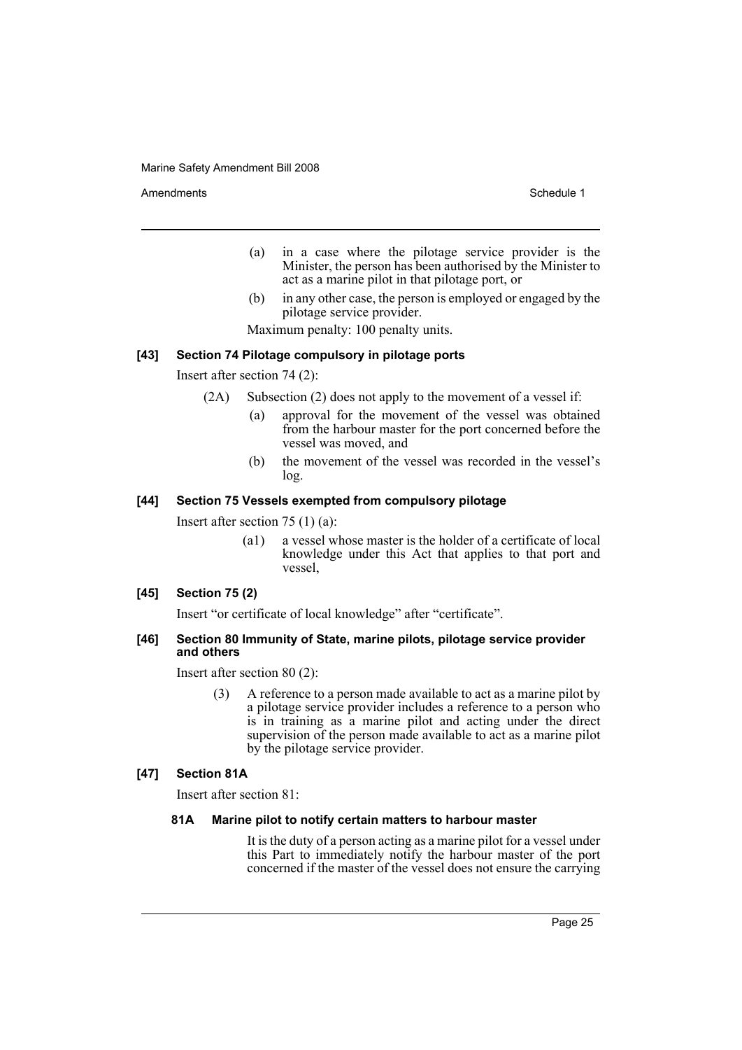(a) in a case where the pilotage service provider is the Minister, the person has been authorised by the Minister to act as a marine pilot in that pilotage port, or

(b) in any other case, the person is employed or engaged by the pilotage service provider.

Maximum penalty: 100 penalty units.

#### [43] Section 74 Pilotage compulsory in pilotage ports

Insert after section 74 (2):

(2A) Subsection (2) does not apply to the movement of a vessel if:

(a) approval for the movement of the vessel was obtained from the harbour master for the port concerned before the vessel was moved, and

(b) the movement of the vessel was recorded in the vessel's log.

#### [44] Section 75 Vessels exempted from compulsory pilotage

Insert after section 75 (1) (a):

(a1) a vessel whose master is the holder of a certificate of local knowledge under this Act that applies to that port and vessel,

#### [45] Section 75 (2)

Insert "or certificate of local knowledge" after "certificate".

#### [46] Section 80 Immunity of State, marine pilots, pilotage service provider and others

Insert after section 80 (2):

(3) A reference to a person made available to act as a marine pilot by a pilotage service provider includes a reference to a person who is in training as a marine pilot and acting under the direct supervision of the person made available to act as a marine pilot by the pilotage service provider.

#### [47] Section 81A

Insert after section 81:

##### 81A Marine pilot to notify certain matters to harbour master

It is the duty of a person acting as a marine pilot for a vessel under this Part to immediately notify the harbour master of the port concerned if the master of the vessel does not ensure the carrying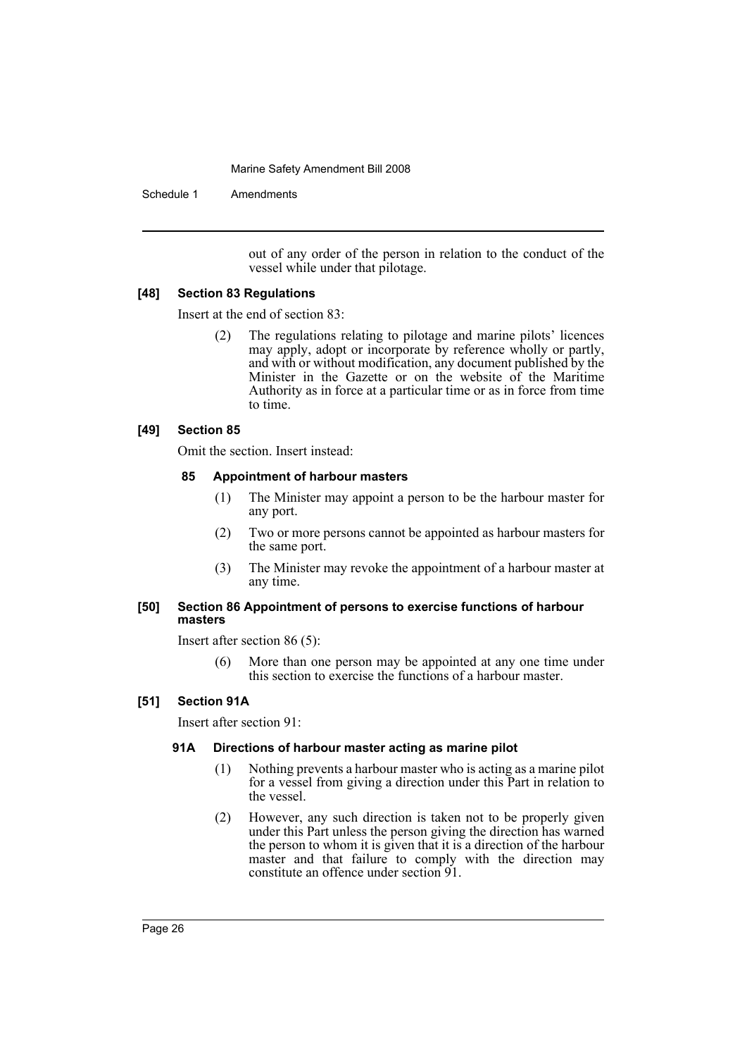out of any order of the person in relation to the conduct of the vessel while under that pilotage.

#### [48] Section 83 Regulations

Insert at the end of section 83:

> (2) The regulations relating to pilotage and marine pilots' licences may apply, adopt or incorporate by reference wholly or partly, and with or without modification, any document published by the Minister in the Gazette or on the website of the Maritime Authority as in force at a particular time or as in force from time to time.

#### [49] Section 85

Omit the section. Insert instead:

> **85 Appointment of harbour masters**
>
> (1) The Minister may appoint a person to be the harbour master for any port.
>
> (2) Two or more persons cannot be appointed as harbour masters for the same port.
>
> (3) The Minister may revoke the appointment of a harbour master at any time.

#### [50] Section 86 Appointment of persons to exercise functions of harbour masters

Insert after section 86 (5):

> (6) More than one person may be appointed at any one time under this section to exercise the functions of a harbour master.

#### [51] Section 91A

Insert after section 91:

> **91A Directions of harbour master acting as marine pilot**
>
> (1) Nothing prevents a harbour master who is acting as a marine pilot for a vessel from giving a direction under this Part in relation to the vessel.
>
> (2) However, any such direction is taken not to be properly given under this Part unless the person giving the direction has warned the person to whom it is given that it is a direction of the harbour master and that failure to comply with the direction may constitute an offence under section 91.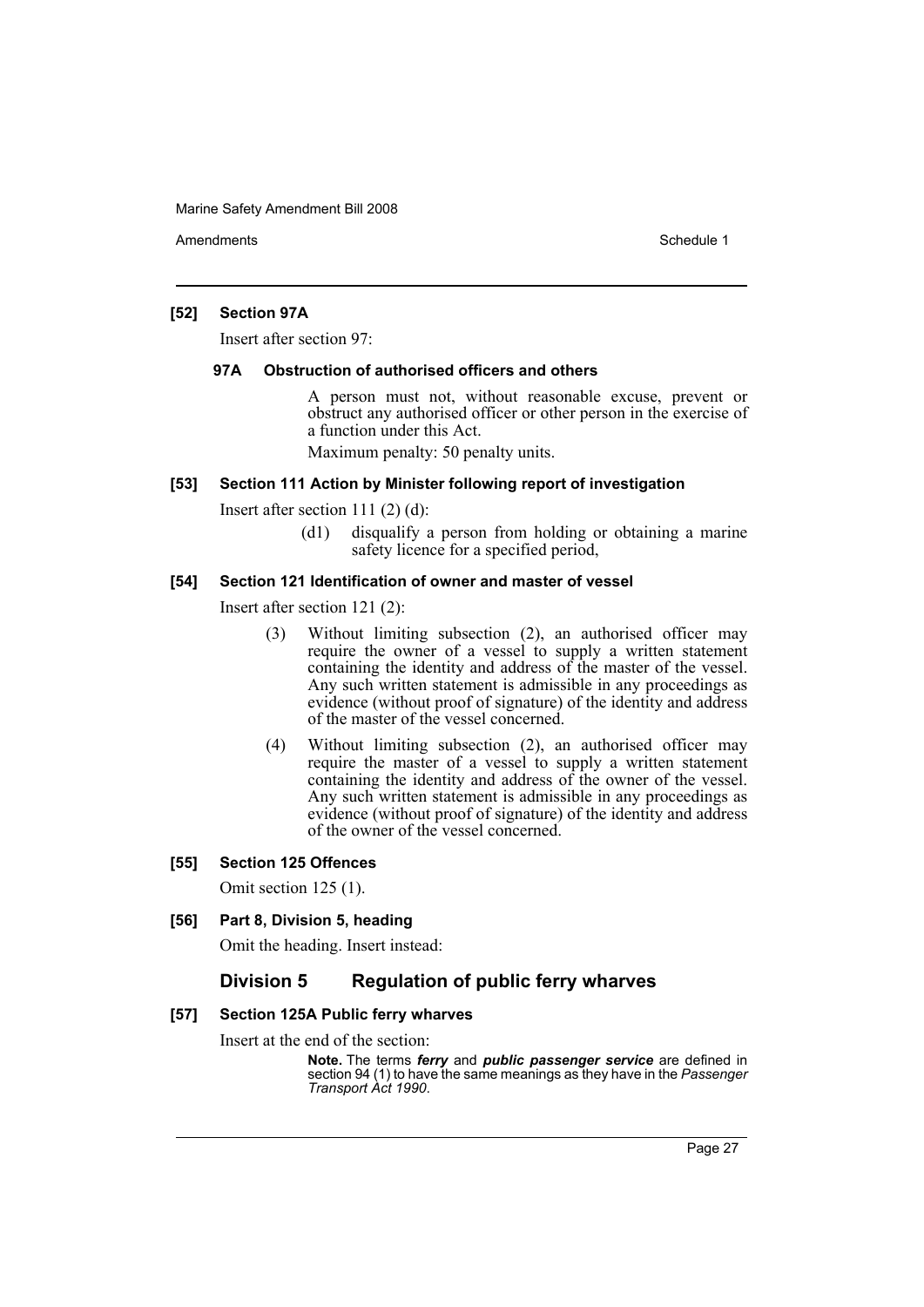**[52] Section 97A**

Insert after section 97:

**97A Obstruction of authorised officers and others**

A person must not, without reasonable excuse, prevent or obstruct any authorised officer or other person in the exercise of a function under this Act.

Maximum penalty: 50 penalty units.

**[53] Section 111 Action by Minister following report of investigation**

Insert after section 111 (2) (d):

(d1) disqualify a person from holding or obtaining a marine safety licence for a specified period,

**[54] Section 121 Identification of owner and master of vessel**

Insert after section 121 (2):

(3) Without limiting subsection (2), an authorised officer may require the owner of a vessel to supply a written statement containing the identity and address of the master of the vessel. Any such written statement is admissible in any proceedings as evidence (without proof of signature) of the identity and address of the master of the vessel concerned.

(4) Without limiting subsection (2), an authorised officer may require the master of a vessel to supply a written statement containing the identity and address of the owner of the vessel. Any such written statement is admissible in any proceedings as evidence (without proof of signature) of the identity and address of the owner of the vessel concerned.

**[55] Section 125 Offences**

Omit section 125 (1).

**[56] Part 8, Division 5, heading**

Omit the heading. Insert instead:

## Division 5 Regulation of public ferry wharves

**[57] Section 125A Public ferry wharves**

Insert at the end of the section:

**Note.** The terms ***ferry*** and ***public passenger service*** are defined in section 94 (1) to have the same meanings as they have in the *Passenger Transport Act 1990*.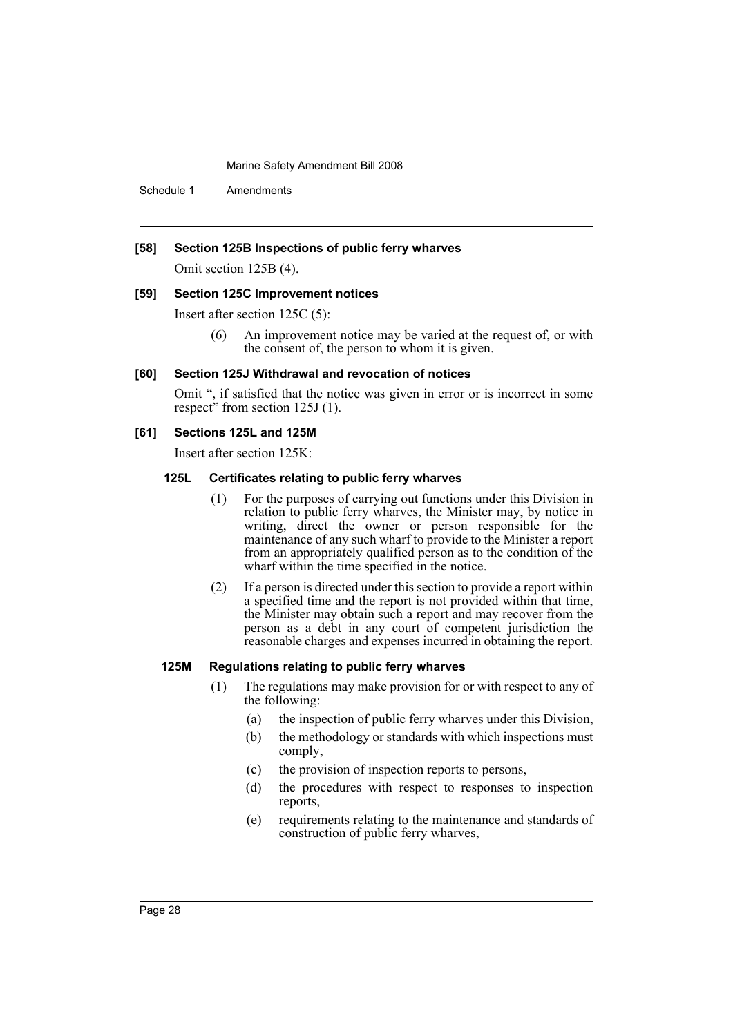**[58] Section 125B Inspections of public ferry wharves**

Omit section 125B (4).

**[59] Section 125C Improvement notices**

Insert after section 125C (5):

(6) An improvement notice may be varied at the request of, or with the consent of, the person to whom it is given.

**[60] Section 125J Withdrawal and revocation of notices**

Omit ", if satisfied that the notice was given in error or is incorrect in some respect" from section 125J (1).

**[61] Sections 125L and 125M**

Insert after section 125K:

**125L Certificates relating to public ferry wharves**

(1) For the purposes of carrying out functions under this Division in relation to public ferry wharves, the Minister may, by notice in writing, direct the owner or person responsible for the maintenance of any such wharf to provide to the Minister a report from an appropriately qualified person as to the condition of the wharf within the time specified in the notice.

(2) If a person is directed under this section to provide a report within a specified time and the report is not provided within that time, the Minister may obtain such a report and may recover from the person as a debt in any court of competent jurisdiction the reasonable charges and expenses incurred in obtaining the report.

**125M Regulations relating to public ferry wharves**

(1) The regulations may make provision for or with respect to any of the following:

(a) the inspection of public ferry wharves under this Division,

(b) the methodology or standards with which inspections must comply,

(c) the provision of inspection reports to persons,

(d) the procedures with respect to responses to inspection reports,

(e) requirements relating to the maintenance and standards of construction of public ferry wharves,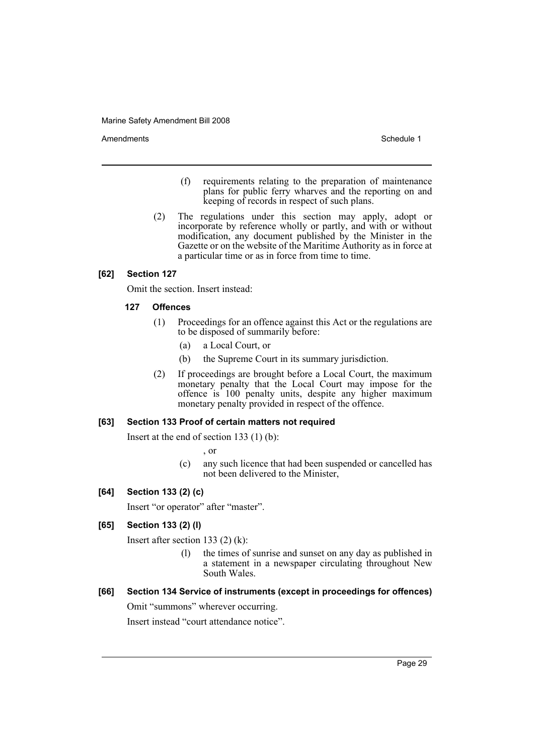(f) requirements relating to the preparation of maintenance plans for public ferry wharves and the reporting on and keeping of records in respect of such plans.

(2) The regulations under this section may apply, adopt or incorporate by reference wholly or partly, and with or without modification, any document published by the Minister in the Gazette or on the website of the Maritime Authority as in force at a particular time or as in force from time to time.

### [62] Section 127

Omit the section. Insert instead:

#### 127 Offences

(1) Proceedings for an offence against this Act or the regulations are to be disposed of summarily before:

(a) a Local Court, or

(b) the Supreme Court in its summary jurisdiction.

(2) If proceedings are brought before a Local Court, the maximum monetary penalty that the Local Court may impose for the offence is 100 penalty units, despite any higher maximum monetary penalty provided in respect of the offence.

### [63] Section 133 Proof of certain matters not required

Insert at the end of section 133 (1) (b):

, or

(c) any such licence that had been suspended or cancelled has not been delivered to the Minister,

### [64] Section 133 (2) (c)

Insert "or operator" after "master".

### [65] Section 133 (2) (l)

Insert after section 133 (2) (k):

(l) the times of sunrise and sunset on any day as published in a statement in a newspaper circulating throughout New South Wales.

### [66] Section 134 Service of instruments (except in proceedings for offences)

Omit "summons" wherever occurring.

Insert instead "court attendance notice".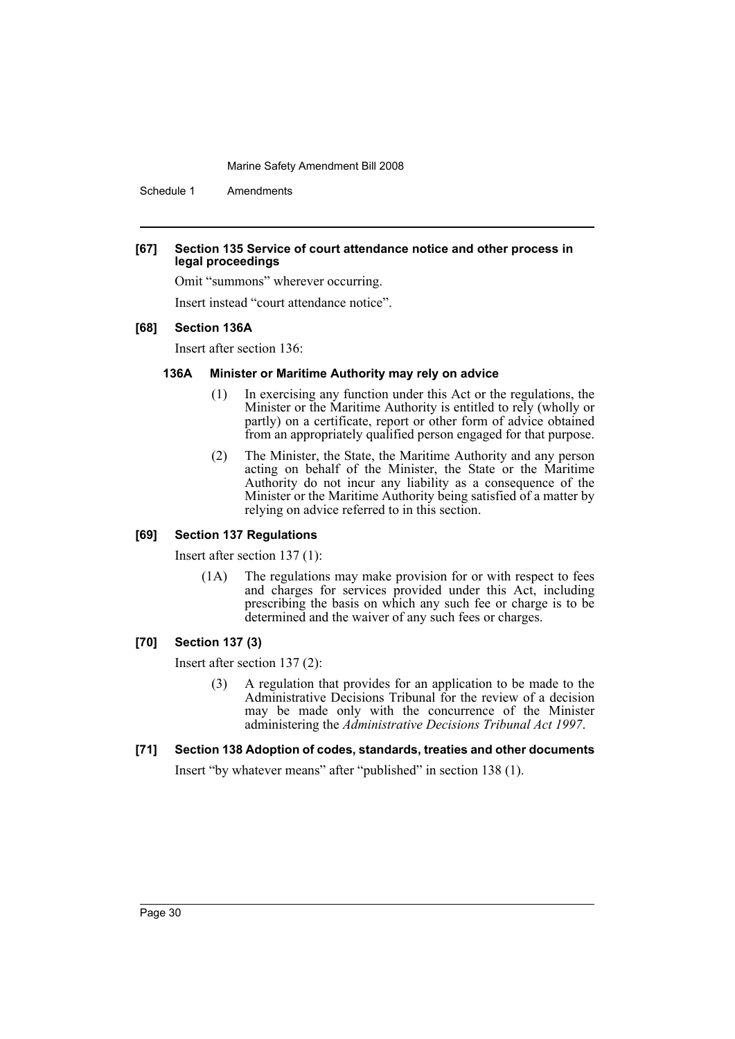### [67] Section 135 Service of court attendance notice and other process in legal proceedings

Omit "summons" wherever occurring.

Insert instead "court attendance notice".

### [68] Section 136A

Insert after section 136:

#### 136A Minister or Maritime Authority may rely on advice

(1) In exercising any function under this Act or the regulations, the Minister or the Maritime Authority is entitled to rely (wholly or partly) on a certificate, report or other form of advice obtained from an appropriately qualified person engaged for that purpose.

(2) The Minister, the State, the Maritime Authority and any person acting on behalf of the Minister, the State or the Maritime Authority do not incur any liability as a consequence of the Minister or the Maritime Authority being satisfied of a matter by relying on advice referred to in this section.

### [69] Section 137 Regulations

Insert after section 137 (1):

(1A) The regulations may make provision for or with respect to fees and charges for services provided under this Act, including prescribing the basis on which any such fee or charge is to be determined and the waiver of any such fees or charges.

### [70] Section 137 (3)

Insert after section 137 (2):

(3) A regulation that provides for an application to be made to the Administrative Decisions Tribunal for the review of a decision may be made only with the concurrence of the Minister administering the *Administrative Decisions Tribunal Act 1997*.

### [71] Section 138 Adoption of codes, standards, treaties and other documents

Insert "by whatever means" after "published" in section 138 (1).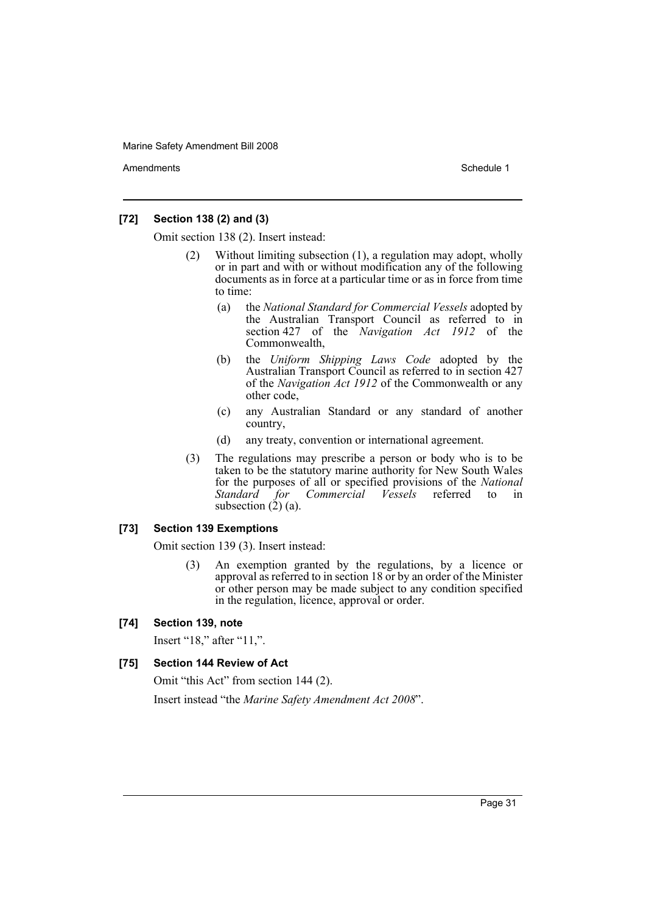#### [72] Section 138 (2) and (3)

Omit section 138 (2). Insert instead:

> (2) Without limiting subsection (1), a regulation may adopt, wholly or in part and with or without modification any of the following documents as in force at a particular time or as in force from time to time:
>
> (a) the *National Standard for Commercial Vessels* adopted by the Australian Transport Council as referred to in section 427 of the *Navigation Act 1912* of the Commonwealth,
>
> (b) the *Uniform Shipping Laws Code* adopted by the Australian Transport Council as referred to in section 427 of the *Navigation Act 1912* of the Commonwealth or any other code,
>
> (c) any Australian Standard or any standard of another country,
>
> (d) any treaty, convention or international agreement.
>
> (3) The regulations may prescribe a person or body who is to be taken to be the statutory marine authority for New South Wales for the purposes of all or specified provisions of the *National Standard for Commercial Vessels* referred to in subsection (2) (a).

#### [73] Section 139 Exemptions

Omit section 139 (3). Insert instead:

> (3) An exemption granted by the regulations, by a licence or approval as referred to in section 18 or by an order of the Minister or other person may be made subject to any condition specified in the regulation, licence, approval or order.

#### [74] Section 139, note

Insert "18," after "11,".

#### [75] Section 144 Review of Act

Omit "this Act" from section 144 (2).

Insert instead "the *Marine Safety Amendment Act 2008*".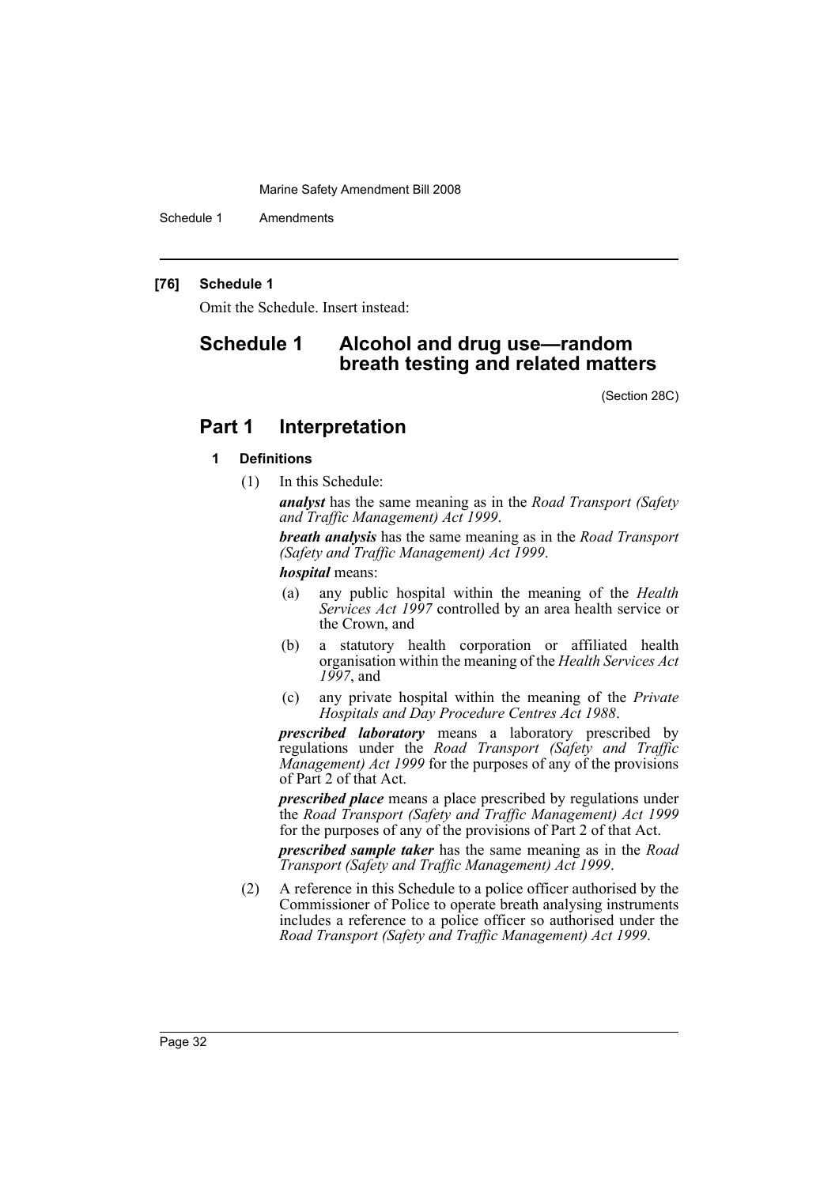### [76] Schedule 1

Omit the Schedule. Insert instead:

# Schedule 1 Alcohol and drug use—random breath testing and related matters

(Section 28C)

## Part 1 Interpretation

### 1 Definitions

(1) In this Schedule:

***analyst*** has the same meaning as in the *Road Transport (Safety and Traffic Management) Act 1999*.

***breath analysis*** has the same meaning as in the *Road Transport (Safety and Traffic Management) Act 1999*.

***hospital*** means:

(a) any public hospital within the meaning of the *Health Services Act 1997* controlled by an area health service or the Crown, and

(b) a statutory health corporation or affiliated health organisation within the meaning of the *Health Services Act 1997*, and

(c) any private hospital within the meaning of the *Private Hospitals and Day Procedure Centres Act 1988*.

***prescribed laboratory*** means a laboratory prescribed by regulations under the *Road Transport (Safety and Traffic Management) Act 1999* for the purposes of any of the provisions of Part 2 of that Act.

***prescribed place*** means a place prescribed by regulations under the *Road Transport (Safety and Traffic Management) Act 1999* for the purposes of any of the provisions of Part 2 of that Act.

***prescribed sample taker*** has the same meaning as in the *Road Transport (Safety and Traffic Management) Act 1999*.

(2) A reference in this Schedule to a police officer authorised by the Commissioner of Police to operate breath analysing instruments includes a reference to a police officer so authorised under the *Road Transport (Safety and Traffic Management) Act 1999*.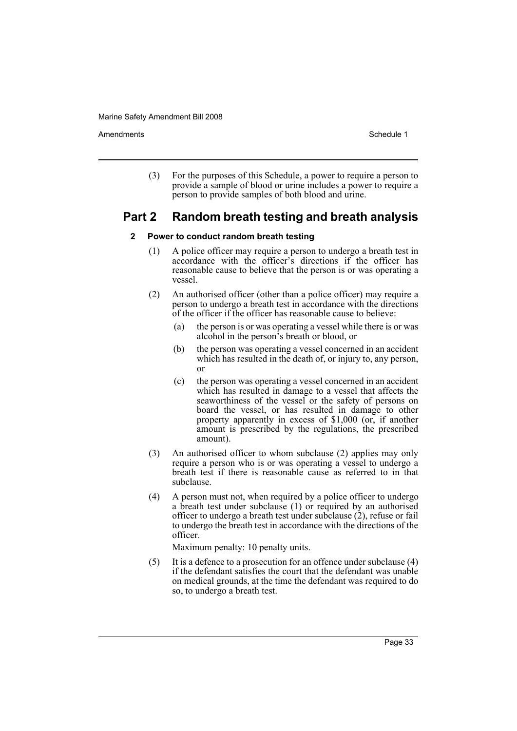(3) For the purposes of this Schedule, a power to require a person to provide a sample of blood or urine includes a power to require a person to provide samples of both blood and urine.

## Part 2 Random breath testing and breath analysis

### 2 Power to conduct random breath testing

(1) A police officer may require a person to undergo a breath test in accordance with the officer's directions if the officer has reasonable cause to believe that the person is or was operating a vessel.

(2) An authorised officer (other than a police officer) may require a person to undergo a breath test in accordance with the directions of the officer if the officer has reasonable cause to believe:

- (a) the person is or was operating a vessel while there is or was alcohol in the person's breath or blood, or
- (b) the person was operating a vessel concerned in an accident which has resulted in the death of, or injury to, any person, or
- (c) the person was operating a vessel concerned in an accident which has resulted in damage to a vessel that affects the seaworthiness of the vessel or the safety of persons on board the vessel, or has resulted in damage to other property apparently in excess of $1,000 (or, if another amount is prescribed by the regulations, the prescribed amount).

(3) An authorised officer to whom subclause (2) applies may only require a person who is or was operating a vessel to undergo a breath test if there is reasonable cause as referred to in that subclause.

(4) A person must not, when required by a police officer to undergo a breath test under subclause (1) or required by an authorised officer to undergo a breath test under subclause (2), refuse or fail to undergo the breath test in accordance with the directions of the officer.

Maximum penalty: 10 penalty units.

(5) It is a defence to a prosecution for an offence under subclause (4) if the defendant satisfies the court that the defendant was unable on medical grounds, at the time the defendant was required to do so, to undergo a breath test.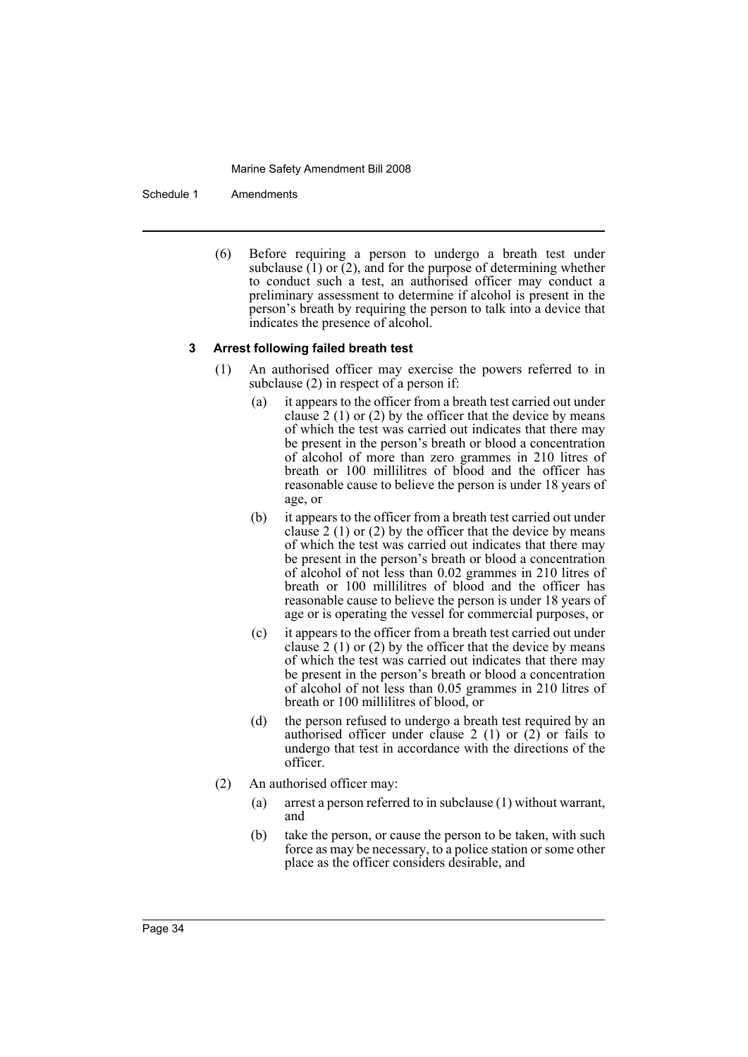(6) Before requiring a person to undergo a breath test under subclause (1) or (2), and for the purpose of determining whether to conduct such a test, an authorised officer may conduct a preliminary assessment to determine if alcohol is present in the person's breath by requiring the person to talk into a device that indicates the presence of alcohol.

**3 Arrest following failed breath test**

(1) An authorised officer may exercise the powers referred to in subclause (2) in respect of a person if:

(a) it appears to the officer from a breath test carried out under clause 2 (1) or (2) by the officer that the device by means of which the test was carried out indicates that there may be present in the person's breath or blood a concentration of alcohol of more than zero grammes in 210 litres of breath or 100 millilitres of blood and the officer has reasonable cause to believe the person is under 18 years of age, or

(b) it appears to the officer from a breath test carried out under clause 2 (1) or (2) by the officer that the device by means of which the test was carried out indicates that there may be present in the person's breath or blood a concentration of alcohol of not less than 0.02 grammes in 210 litres of breath or 100 millilitres of blood and the officer has reasonable cause to believe the person is under 18 years of age or is operating the vessel for commercial purposes, or

(c) it appears to the officer from a breath test carried out under clause 2 (1) or (2) by the officer that the device by means of which the test was carried out indicates that there may be present in the person's breath or blood a concentration of alcohol of not less than 0.05 grammes in 210 litres of breath or 100 millilitres of blood, or

(d) the person refused to undergo a breath test required by an authorised officer under clause 2 (1) or (2) or fails to undergo that test in accordance with the directions of the officer.

(2) An authorised officer may:

(a) arrest a person referred to in subclause (1) without warrant, and

(b) take the person, or cause the person to be taken, with such force as may be necessary, to a police station or some other place as the officer considers desirable, and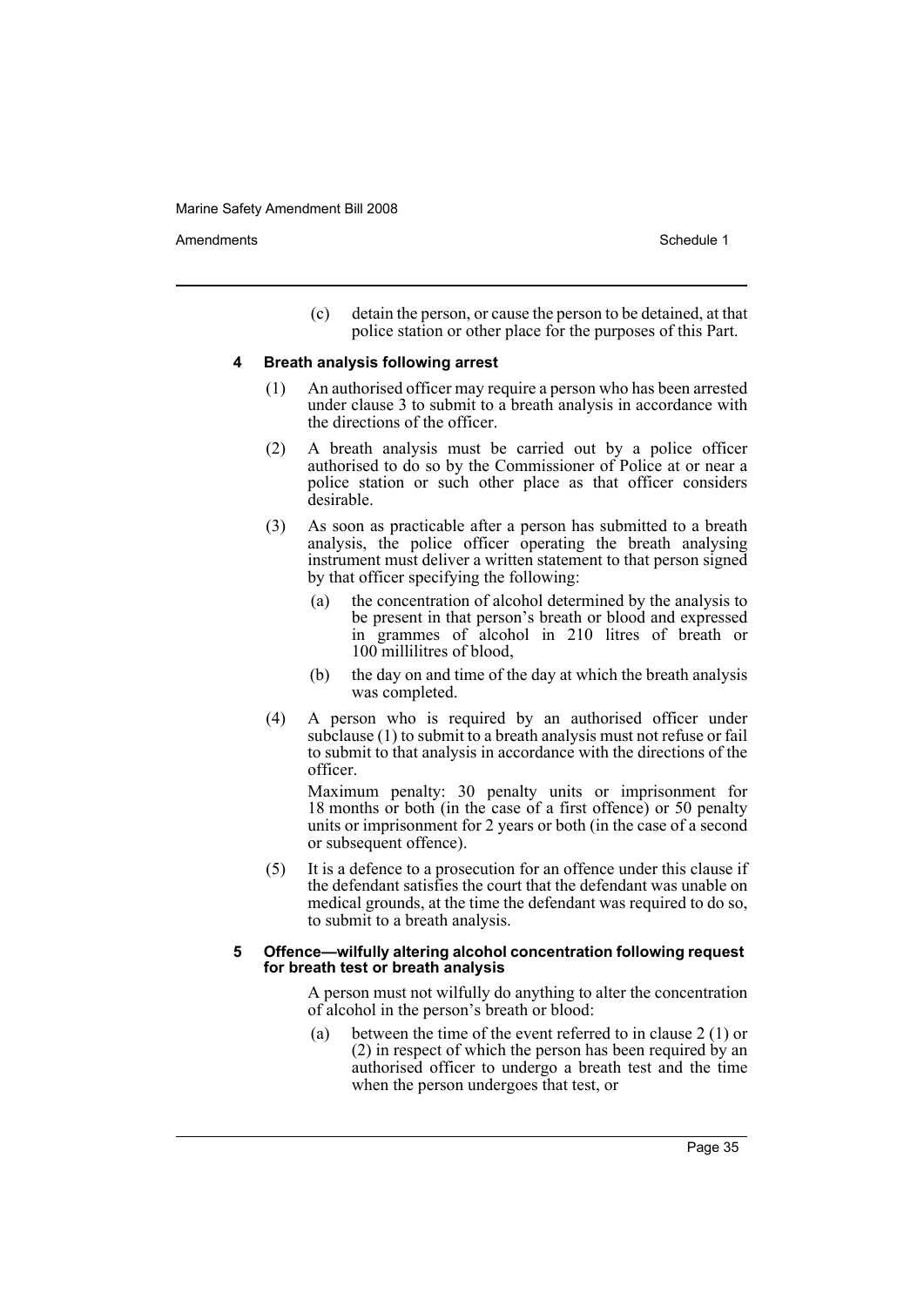(c) detain the person, or cause the person to be detained, at that police station or other place for the purposes of this Part.

**4 Breath analysis following arrest**

(1) An authorised officer may require a person who has been arrested under clause 3 to submit to a breath analysis in accordance with the directions of the officer.

(2) A breath analysis must be carried out by a police officer authorised to do so by the Commissioner of Police at or near a police station or such other place as that officer considers desirable.

(3) As soon as practicable after a person has submitted to a breath analysis, the police officer operating the breath analysing instrument must deliver a written statement to that person signed by that officer specifying the following:

- (a) the concentration of alcohol determined by the analysis to be present in that person's breath or blood and expressed in grammes of alcohol in 210 litres of breath or 100 millilitres of blood,
- (b) the day on and time of the day at which the breath analysis was completed.

(4) A person who is required by an authorised officer under subclause (1) to submit to a breath analysis must not refuse or fail to submit to that analysis in accordance with the directions of the officer.

Maximum penalty: 30 penalty units or imprisonment for 18 months or both (in the case of a first offence) or 50 penalty units or imprisonment for 2 years or both (in the case of a second or subsequent offence).

(5) It is a defence to a prosecution for an offence under this clause if the defendant satisfies the court that the defendant was unable on medical grounds, at the time the defendant was required to do so, to submit to a breath analysis.

**5 Offence—wilfully altering alcohol concentration following request for breath test or breath analysis**

A person must not wilfully do anything to alter the concentration of alcohol in the person's breath or blood:

- (a) between the time of the event referred to in clause 2 (1) or (2) in respect of which the person has been required by an authorised officer to undergo a breath test and the time when the person undergoes that test, or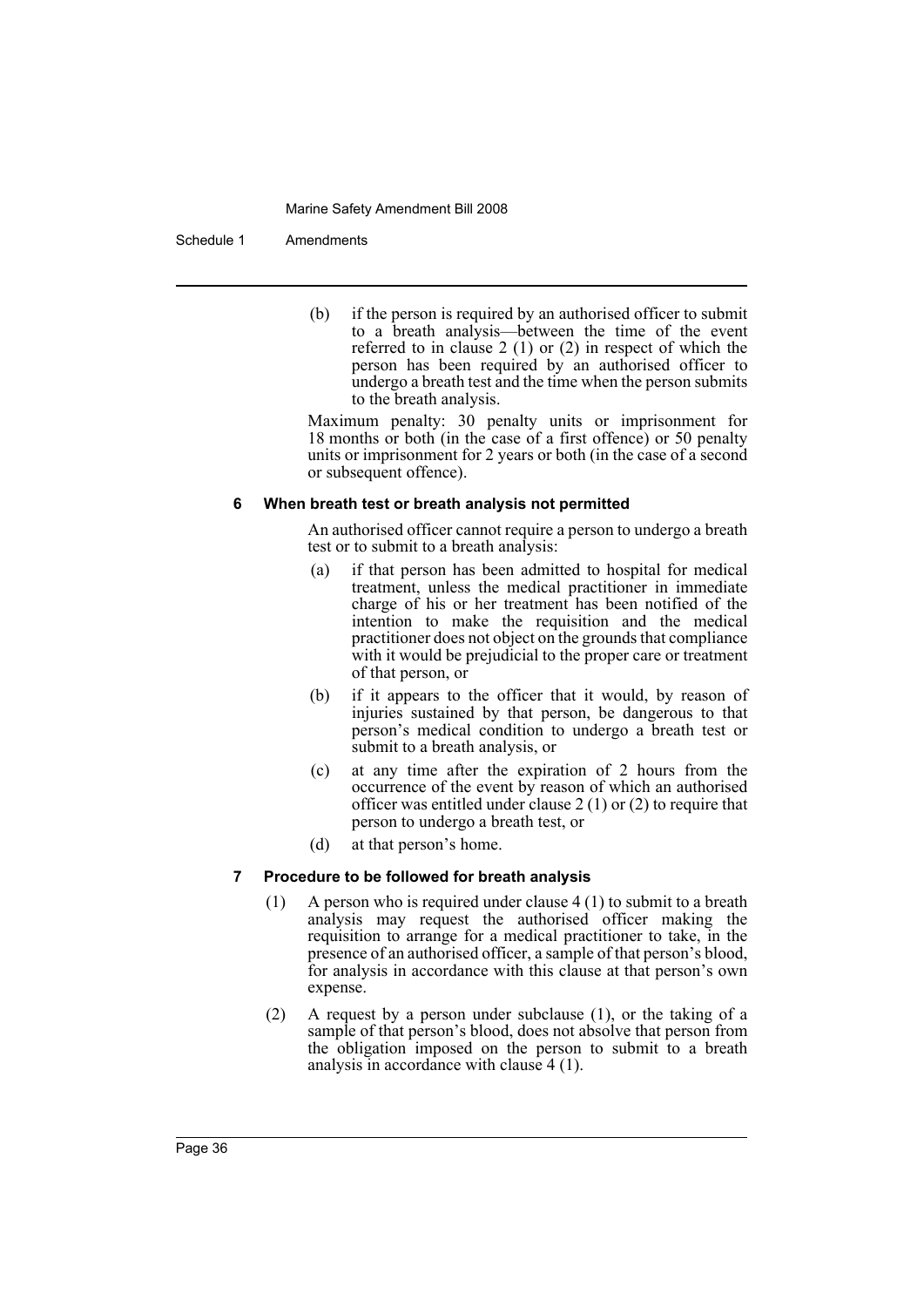(b) if the person is required by an authorised officer to submit to a breath analysis—between the time of the event referred to in clause 2 (1) or (2) in respect of which the person has been required by an authorised officer to undergo a breath test and the time when the person submits to the breath analysis.

Maximum penalty: 30 penalty units or imprisonment for 18 months or both (in the case of a first offence) or 50 penalty units or imprisonment for 2 years or both (in the case of a second or subsequent offence).

#### 6 When breath test or breath analysis not permitted

An authorised officer cannot require a person to undergo a breath test or to submit to a breath analysis:

(a) if that person has been admitted to hospital for medical treatment, unless the medical practitioner in immediate charge of his or her treatment has been notified of the intention to make the requisition and the medical practitioner does not object on the grounds that compliance with it would be prejudicial to the proper care or treatment of that person, or

(b) if it appears to the officer that it would, by reason of injuries sustained by that person, be dangerous to that person's medical condition to undergo a breath test or submit to a breath analysis, or

(c) at any time after the expiration of 2 hours from the occurrence of the event by reason of which an authorised officer was entitled under clause 2 (1) or (2) to require that person to undergo a breath test, or

(d) at that person's home.

#### 7 Procedure to be followed for breath analysis

(1) A person who is required under clause 4 (1) to submit to a breath analysis may request the authorised officer making the requisition to arrange for a medical practitioner to take, in the presence of an authorised officer, a sample of that person's blood, for analysis in accordance with this clause at that person's own expense.

(2) A request by a person under subclause (1), or the taking of a sample of that person's blood, does not absolve that person from the obligation imposed on the person to submit to a breath analysis in accordance with clause 4 (1).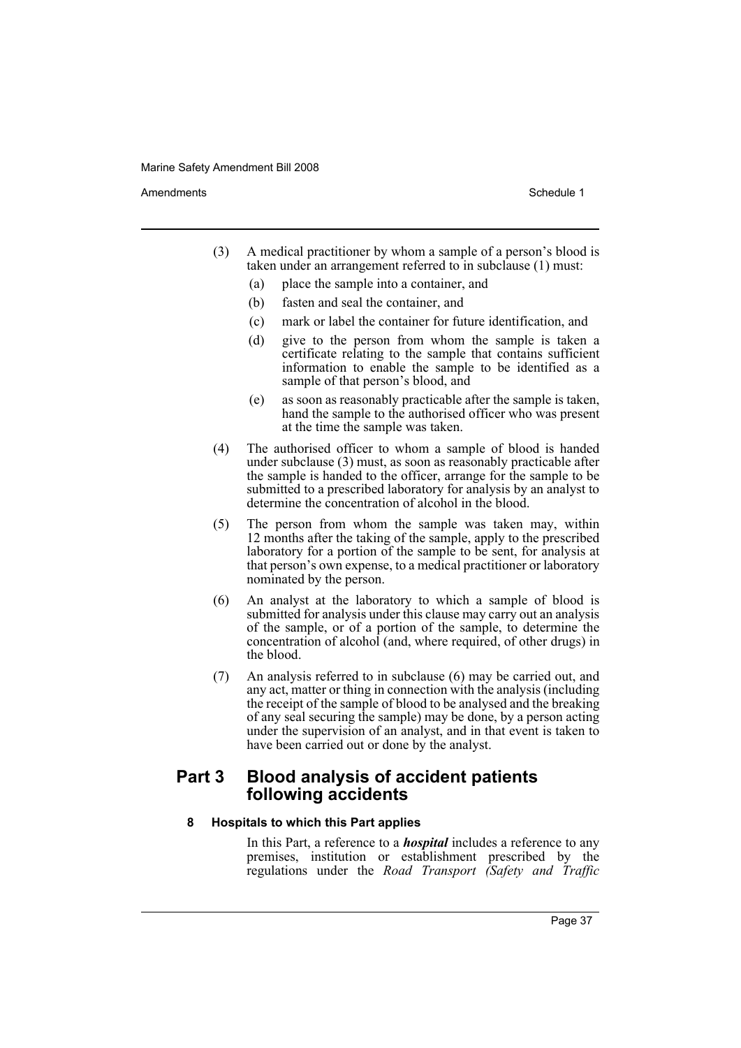(3) A medical practitioner by whom a sample of a person's blood is taken under an arrangement referred to in subclause (1) must:

  (a) place the sample into a container, and

  (b) fasten and seal the container, and

  (c) mark or label the container for future identification, and

  (d) give to the person from whom the sample is taken a certificate relating to the sample that contains sufficient information to enable the sample to be identified as a sample of that person's blood, and

  (e) as soon as reasonably practicable after the sample is taken, hand the sample to the authorised officer who was present at the time the sample was taken.

(4) The authorised officer to whom a sample of blood is handed under subclause (3) must, as soon as reasonably practicable after the sample is handed to the officer, arrange for the sample to be submitted to a prescribed laboratory for analysis by an analyst to determine the concentration of alcohol in the blood.

(5) The person from whom the sample was taken may, within 12 months after the taking of the sample, apply to the prescribed laboratory for a portion of the sample to be sent, for analysis at that person's own expense, to a medical practitioner or laboratory nominated by the person.

(6) An analyst at the laboratory to which a sample of blood is submitted for analysis under this clause may carry out an analysis of the sample, or of a portion of the sample, to determine the concentration of alcohol (and, where required, of other drugs) in the blood.

(7) An analysis referred to in subclause (6) may be carried out, and any act, matter or thing in connection with the analysis (including the receipt of the sample of blood to be analysed and the breaking of any seal securing the sample) may be done, by a person acting under the supervision of an analyst, and in that event is taken to have been carried out or done by the analyst.

## Part 3 Blood analysis of accident patients following accidents

### 8 Hospitals to which this Part applies

In this Part, a reference to a ***hospital*** includes a reference to any premises, institution or establishment prescribed by the regulations under the *Road Transport (Safety and Traffic*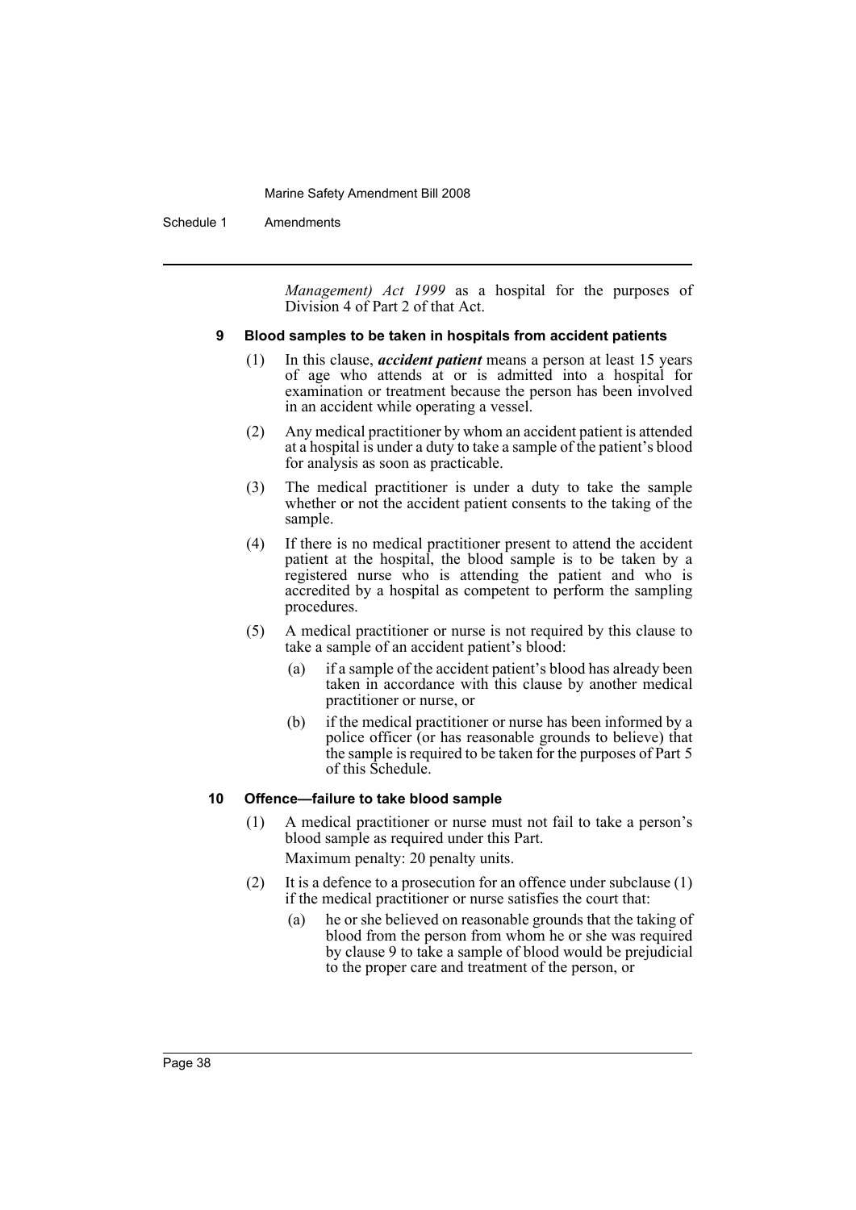*Management) Act 1999* as a hospital for the purposes of Division 4 of Part 2 of that Act.

#### 9 Blood samples to be taken in hospitals from accident patients

(1) In this clause, ***accident patient*** means a person at least 15 years of age who attends at or is admitted into a hospital for examination or treatment because the person has been involved in an accident while operating a vessel.

(2) Any medical practitioner by whom an accident patient is attended at a hospital is under a duty to take a sample of the patient's blood for analysis as soon as practicable.

(3) The medical practitioner is under a duty to take the sample whether or not the accident patient consents to the taking of the sample.

(4) If there is no medical practitioner present to attend the accident patient at the hospital, the blood sample is to be taken by a registered nurse who is attending the patient and who is accredited by a hospital as competent to perform the sampling procedures.

(5) A medical practitioner or nurse is not required by this clause to take a sample of an accident patient's blood:

- (a) if a sample of the accident patient's blood has already been taken in accordance with this clause by another medical practitioner or nurse, or
- (b) if the medical practitioner or nurse has been informed by a police officer (or has reasonable grounds to believe) that the sample is required to be taken for the purposes of Part 5 of this Schedule.

#### 10 Offence—failure to take blood sample

(1) A medical practitioner or nurse must not fail to take a person's blood sample as required under this Part.

Maximum penalty: 20 penalty units.

(2) It is a defence to a prosecution for an offence under subclause (1) if the medical practitioner or nurse satisfies the court that:

- (a) he or she believed on reasonable grounds that the taking of blood from the person from whom he or she was required by clause 9 to take a sample of blood would be prejudicial to the proper care and treatment of the person, or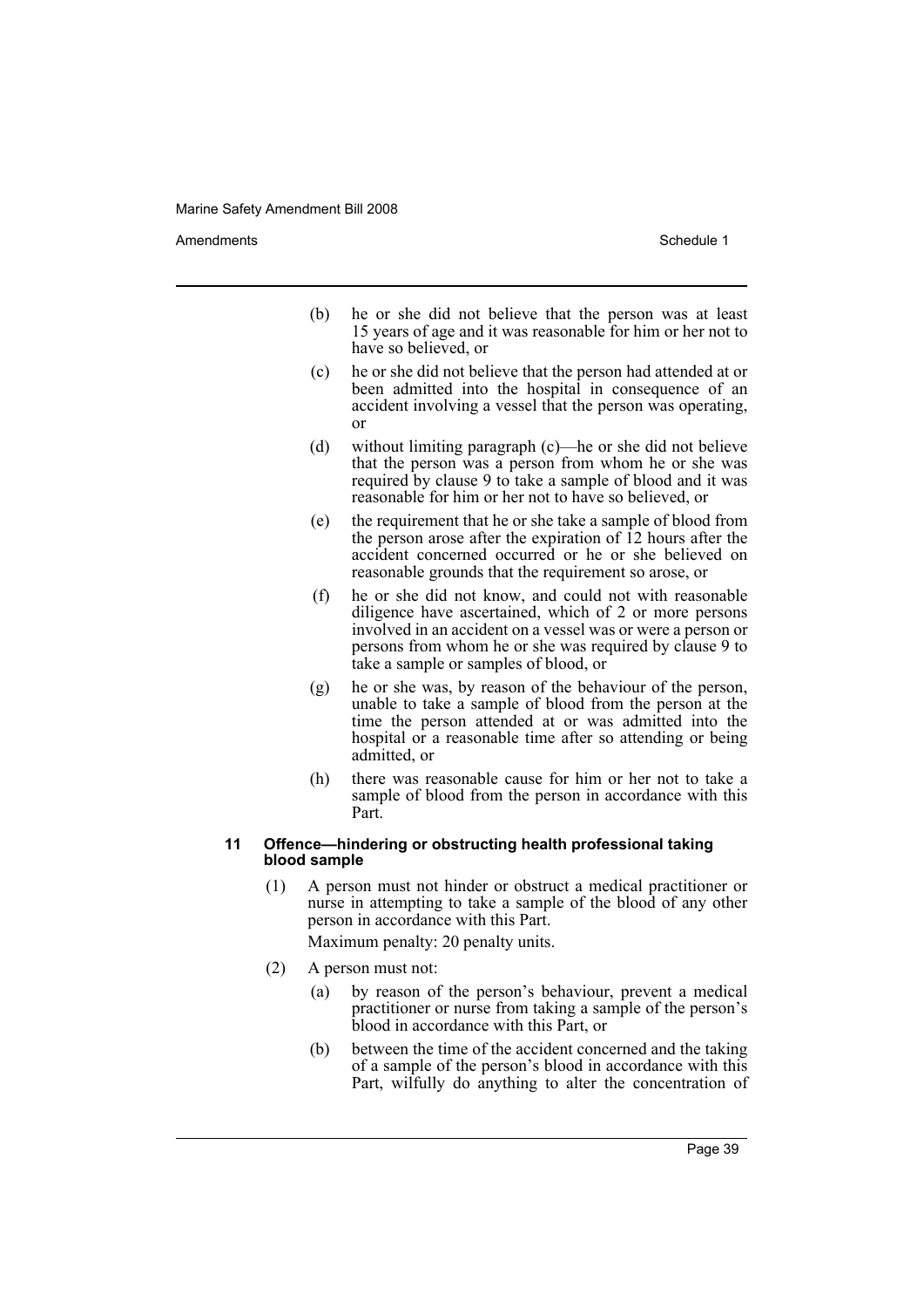(b) he or she did not believe that the person was at least 15 years of age and it was reasonable for him or her not to have so believed, or

(c) he or she did not believe that the person had attended at or been admitted into the hospital in consequence of an accident involving a vessel that the person was operating, or

(d) without limiting paragraph (c)—he or she did not believe that the person was a person from whom he or she was required by clause 9 to take a sample of blood and it was reasonable for him or her not to have so believed, or

(e) the requirement that he or she take a sample of blood from the person arose after the expiration of 12 hours after the accident concerned occurred or he or she believed on reasonable grounds that the requirement so arose, or

(f) he or she did not know, and could not with reasonable diligence have ascertained, which of 2 or more persons involved in an accident on a vessel was or were a person or persons from whom he or she was required by clause 9 to take a sample or samples of blood, or

(g) he or she was, by reason of the behaviour of the person, unable to take a sample of blood from the person at the time the person attended at or was admitted into the hospital or a reasonable time after so attending or being admitted, or

(h) there was reasonable cause for him or her not to take a sample of blood from the person in accordance with this Part.

**11 Offence—hindering or obstructing health professional taking blood sample**

(1) A person must not hinder or obstruct a medical practitioner or nurse in attempting to take a sample of the blood of any other person in accordance with this Part.

Maximum penalty: 20 penalty units.

(2) A person must not:

(a) by reason of the person's behaviour, prevent a medical practitioner or nurse from taking a sample of the person's blood in accordance with this Part, or

(b) between the time of the accident concerned and the taking of a sample of the person's blood in accordance with this Part, wilfully do anything to alter the concentration of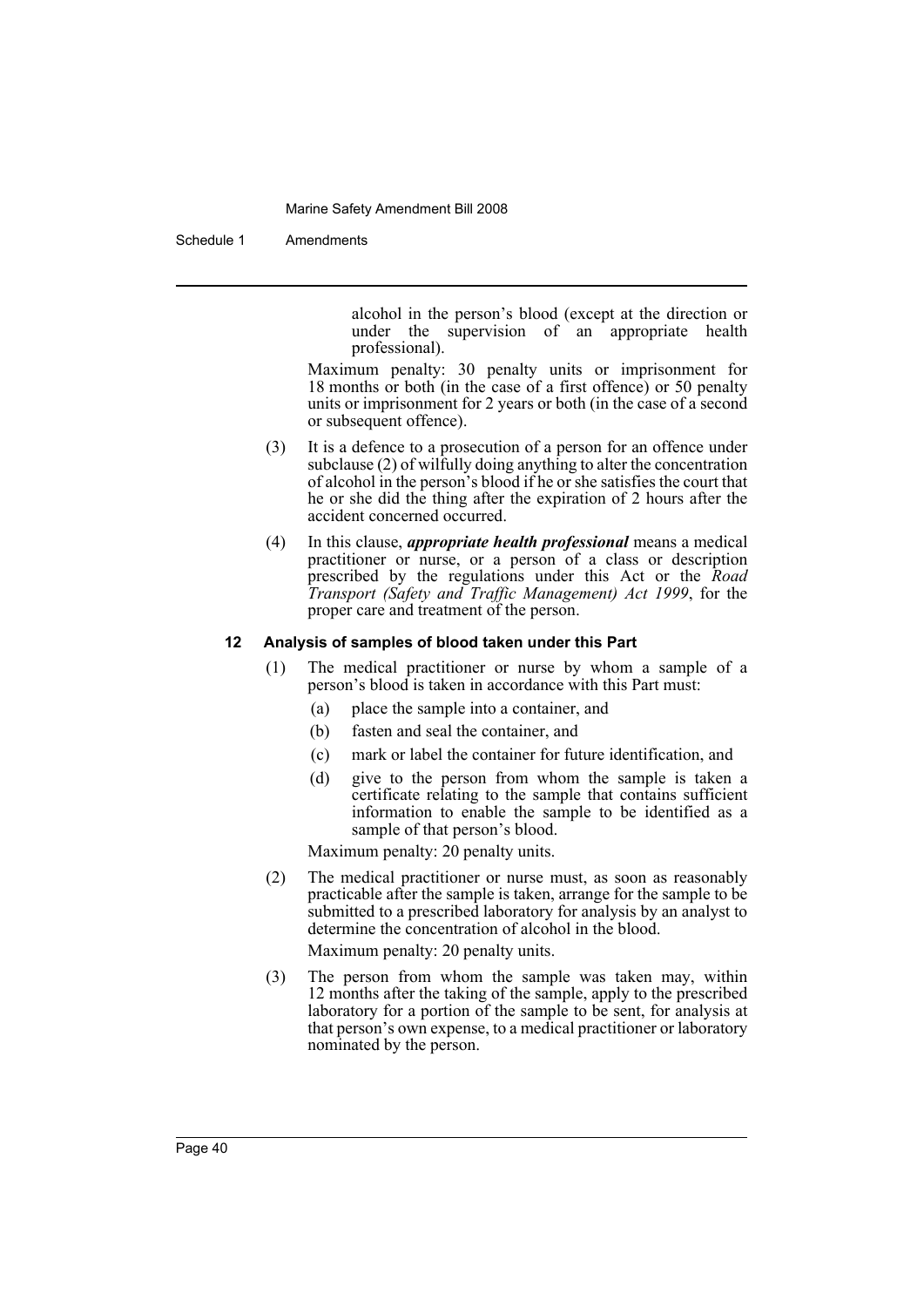alcohol in the person's blood (except at the direction or under the supervision of an appropriate health professional).

Maximum penalty: 30 penalty units or imprisonment for 18 months or both (in the case of a first offence) or 50 penalty units or imprisonment for 2 years or both (in the case of a second or subsequent offence).

(3) It is a defence to a prosecution of a person for an offence under subclause (2) of wilfully doing anything to alter the concentration of alcohol in the person's blood if he or she satisfies the court that he or she did the thing after the expiration of 2 hours after the accident concerned occurred.

(4) In this clause, ***appropriate health professional*** means a medical practitioner or nurse, or a person of a class or description prescribed by the regulations under this Act or the *Road Transport (Safety and Traffic Management) Act 1999*, for the proper care and treatment of the person.

#### 12 Analysis of samples of blood taken under this Part

(1) The medical practitioner or nurse by whom a sample of a person's blood is taken in accordance with this Part must:

- (a) place the sample into a container, and
- (b) fasten and seal the container, and
- (c) mark or label the container for future identification, and
- (d) give to the person from whom the sample is taken a certificate relating to the sample that contains sufficient information to enable the sample to be identified as a sample of that person's blood.

Maximum penalty: 20 penalty units.

(2) The medical practitioner or nurse must, as soon as reasonably practicable after the sample is taken, arrange for the sample to be submitted to a prescribed laboratory for analysis by an analyst to determine the concentration of alcohol in the blood.

Maximum penalty: 20 penalty units.

(3) The person from whom the sample was taken may, within 12 months after the taking of the sample, apply to the prescribed laboratory for a portion of the sample to be sent, for analysis at that person's own expense, to a medical practitioner or laboratory nominated by the person.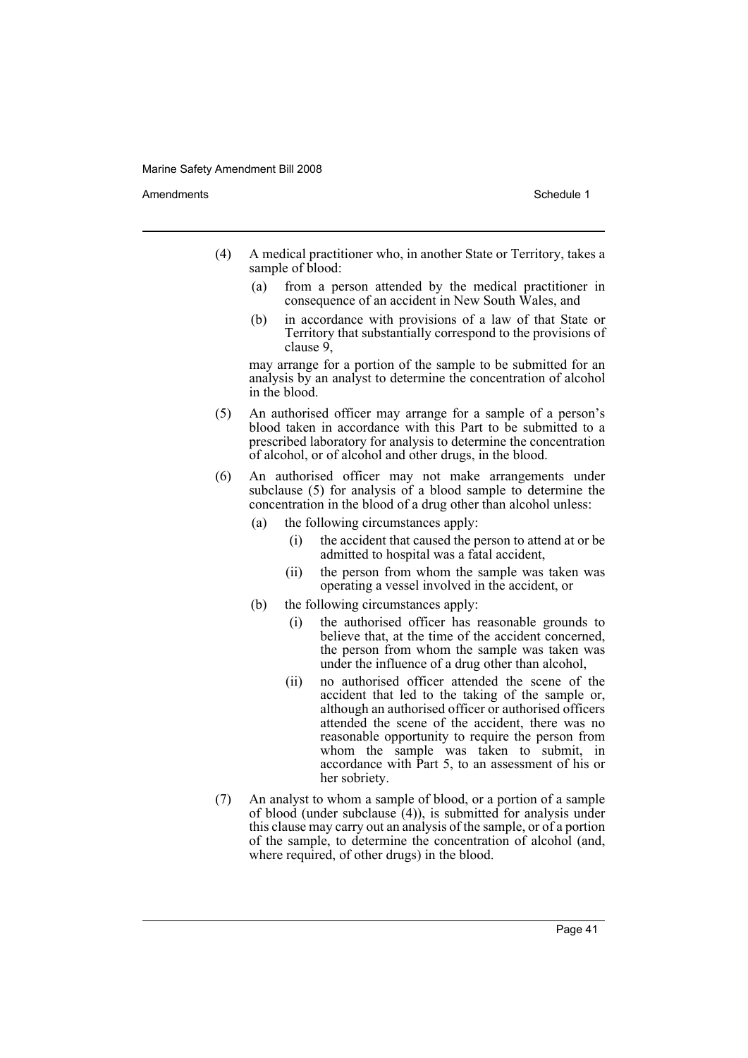(4) A medical practitioner who, in another State or Territory, takes a sample of blood:

   (a) from a person attended by the medical practitioner in consequence of an accident in New South Wales, and

   (b) in accordance with provisions of a law of that State or Territory that substantially correspond to the provisions of clause 9,

   may arrange for a portion of the sample to be submitted for an analysis by an analyst to determine the concentration of alcohol in the blood.

(5) An authorised officer may arrange for a sample of a person's blood taken in accordance with this Part to be submitted to a prescribed laboratory for analysis to determine the concentration of alcohol, or of alcohol and other drugs, in the blood.

(6) An authorised officer may not make arrangements under subclause (5) for analysis of a blood sample to determine the concentration in the blood of a drug other than alcohol unless:

   (a) the following circumstances apply:

      (i) the accident that caused the person to attend at or be admitted to hospital was a fatal accident,

      (ii) the person from whom the sample was taken was operating a vessel involved in the accident, or

   (b) the following circumstances apply:

      (i) the authorised officer has reasonable grounds to believe that, at the time of the accident concerned, the person from whom the sample was taken was under the influence of a drug other than alcohol,

      (ii) no authorised officer attended the scene of the accident that led to the taking of the sample or, although an authorised officer or authorised officers attended the scene of the accident, there was no reasonable opportunity to require the person from whom the sample was taken to submit, in accordance with Part 5, to an assessment of his or her sobriety.

(7) An analyst to whom a sample of blood, or a portion of a sample of blood (under subclause (4)), is submitted for analysis under this clause may carry out an analysis of the sample, or of a portion of the sample, to determine the concentration of alcohol (and, where required, of other drugs) in the blood.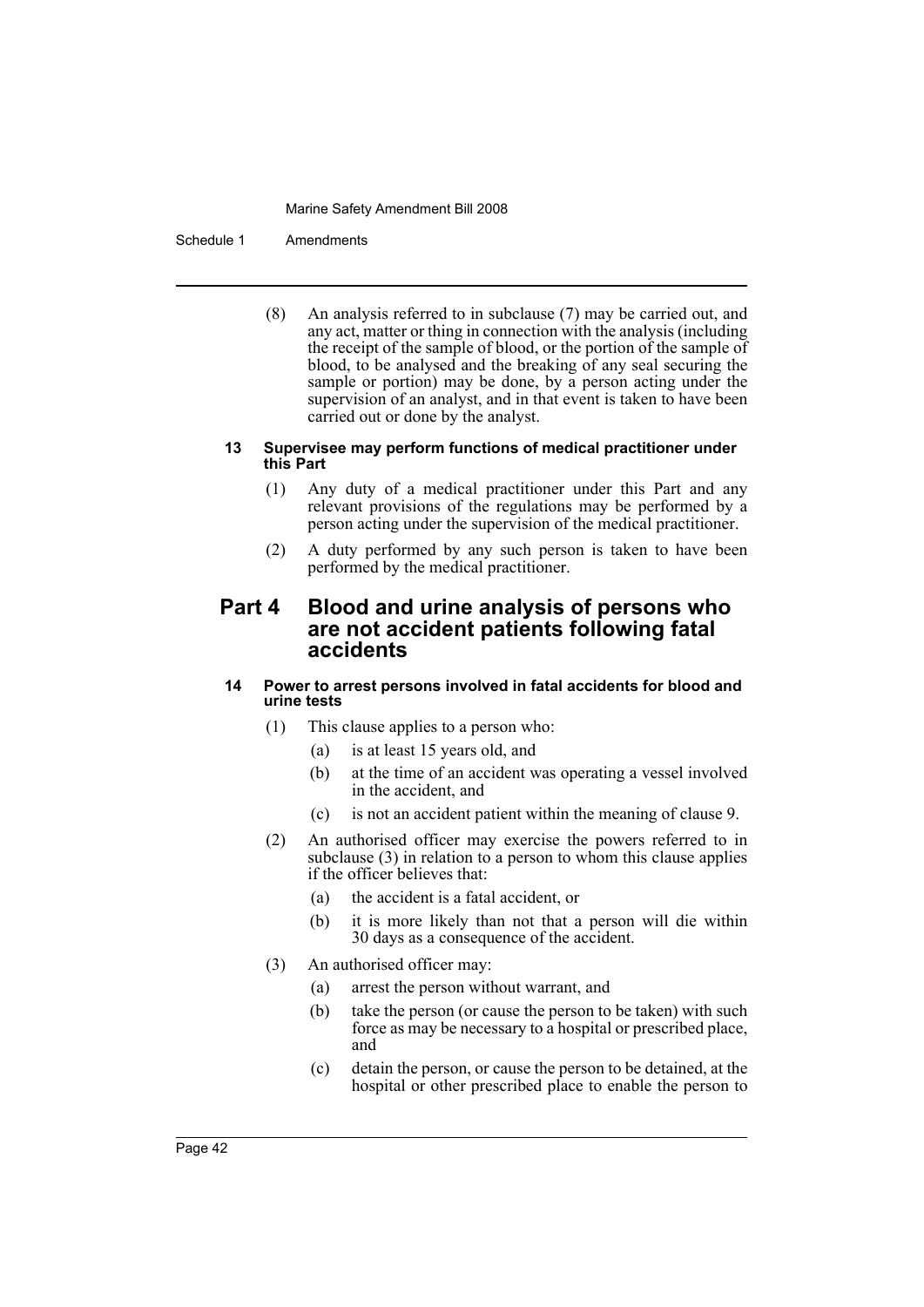(8) An analysis referred to in subclause (7) may be carried out, and any act, matter or thing in connection with the analysis (including the receipt of the sample of blood, or the portion of the sample of blood, to be analysed and the breaking of any seal securing the sample or portion) may be done, by a person acting under the supervision of an analyst, and in that event is taken to have been carried out or done by the analyst.

#### 13 Supervisee may perform functions of medical practitioner under this Part

(1) Any duty of a medical practitioner under this Part and any relevant provisions of the regulations may be performed by a person acting under the supervision of the medical practitioner.

(2) A duty performed by any such person is taken to have been performed by the medical practitioner.

## Part 4 Blood and urine analysis of persons who are not accident patients following fatal accidents

#### 14 Power to arrest persons involved in fatal accidents for blood and urine tests

(1) This clause applies to a person who:

- (a) is at least 15 years old, and
- (b) at the time of an accident was operating a vessel involved in the accident, and
- (c) is not an accident patient within the meaning of clause 9.

(2) An authorised officer may exercise the powers referred to in subclause (3) in relation to a person to whom this clause applies if the officer believes that:

- (a) the accident is a fatal accident, or
- (b) it is more likely than not that a person will die within 30 days as a consequence of the accident.

(3) An authorised officer may:

- (a) arrest the person without warrant, and
- (b) take the person (or cause the person to be taken) with such force as may be necessary to a hospital or prescribed place, and
- (c) detain the person, or cause the person to be detained, at the hospital or other prescribed place to enable the person to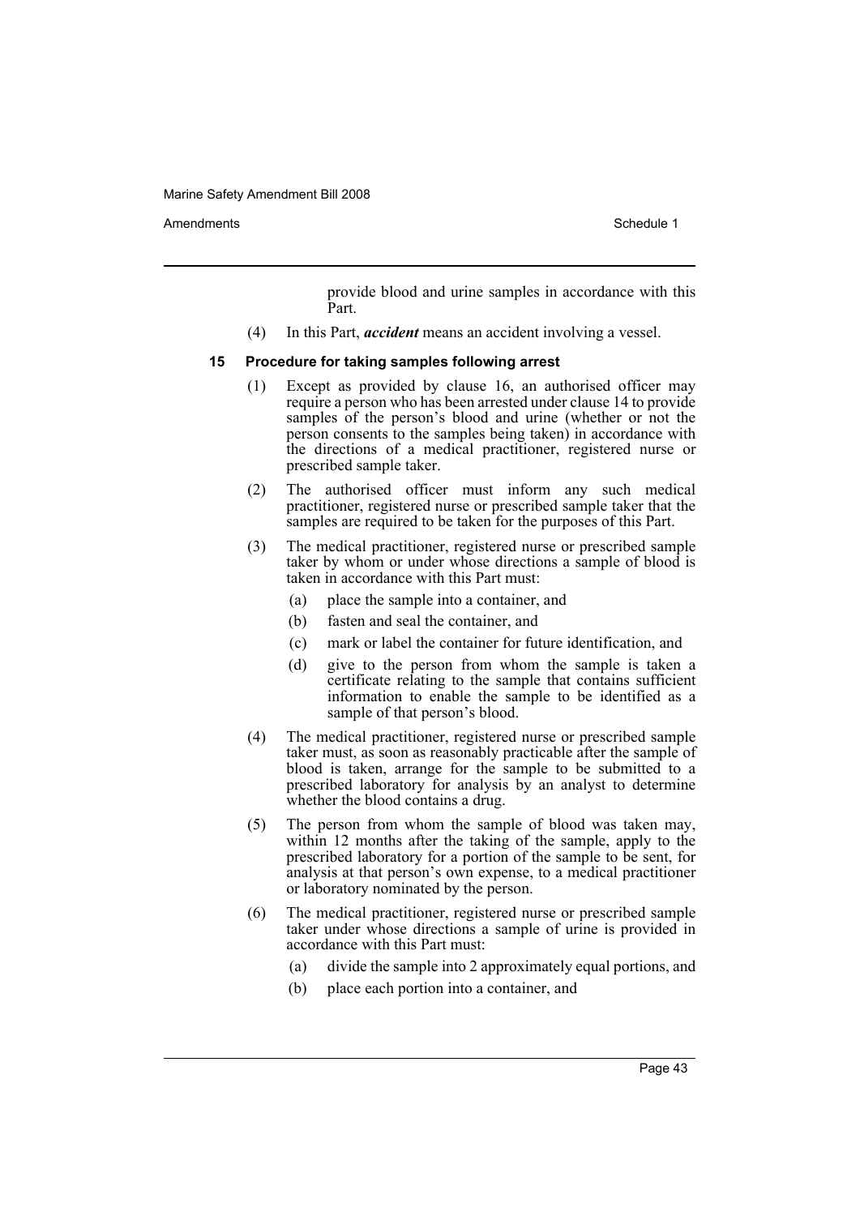provide blood and urine samples in accordance with this Part.

(4) In this Part, ***accident*** means an accident involving a vessel.

**15 Procedure for taking samples following arrest**

(1) Except as provided by clause 16, an authorised officer may require a person who has been arrested under clause 14 to provide samples of the person's blood and urine (whether or not the person consents to the samples being taken) in accordance with the directions of a medical practitioner, registered nurse or prescribed sample taker.

(2) The authorised officer must inform any such medical practitioner, registered nurse or prescribed sample taker that the samples are required to be taken for the purposes of this Part.

(3) The medical practitioner, registered nurse or prescribed sample taker by whom or under whose directions a sample of blood is taken in accordance with this Part must:

(a) place the sample into a container, and

(b) fasten and seal the container, and

(c) mark or label the container for future identification, and

(d) give to the person from whom the sample is taken a certificate relating to the sample that contains sufficient information to enable the sample to be identified as a sample of that person's blood.

(4) The medical practitioner, registered nurse or prescribed sample taker must, as soon as reasonably practicable after the sample of blood is taken, arrange for the sample to be submitted to a prescribed laboratory for analysis by an analyst to determine whether the blood contains a drug.

(5) The person from whom the sample of blood was taken may, within 12 months after the taking of the sample, apply to the prescribed laboratory for a portion of the sample to be sent, for analysis at that person's own expense, to a medical practitioner or laboratory nominated by the person.

(6) The medical practitioner, registered nurse or prescribed sample taker under whose directions a sample of urine is provided in accordance with this Part must:

(a) divide the sample into 2 approximately equal portions, and

(b) place each portion into a container, and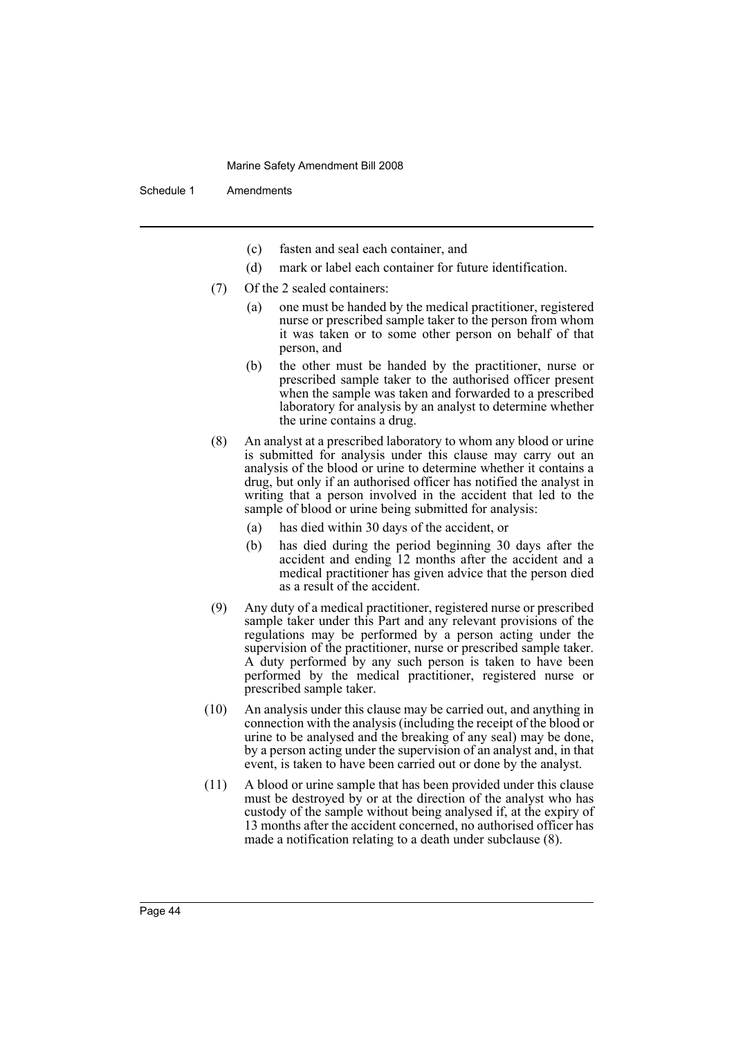(c) fasten and seal each container, and

(d) mark or label each container for future identification.

(7) Of the 2 sealed containers:

(a) one must be handed by the medical practitioner, registered nurse or prescribed sample taker to the person from whom it was taken or to some other person on behalf of that person, and

(b) the other must be handed by the practitioner, nurse or prescribed sample taker to the authorised officer present when the sample was taken and forwarded to a prescribed laboratory for analysis by an analyst to determine whether the urine contains a drug.

(8) An analyst at a prescribed laboratory to whom any blood or urine is submitted for analysis under this clause may carry out an analysis of the blood or urine to determine whether it contains a drug, but only if an authorised officer has notified the analyst in writing that a person involved in the accident that led to the sample of blood or urine being submitted for analysis:

(a) has died within 30 days of the accident, or

(b) has died during the period beginning 30 days after the accident and ending 12 months after the accident and a medical practitioner has given advice that the person died as a result of the accident.

(9) Any duty of a medical practitioner, registered nurse or prescribed sample taker under this Part and any relevant provisions of the regulations may be performed by a person acting under the supervision of the practitioner, nurse or prescribed sample taker. A duty performed by any such person is taken to have been performed by the medical practitioner, registered nurse or prescribed sample taker.

(10) An analysis under this clause may be carried out, and anything in connection with the analysis (including the receipt of the blood or urine to be analysed and the breaking of any seal) may be done, by a person acting under the supervision of an analyst and, in that event, is taken to have been carried out or done by the analyst.

(11) A blood or urine sample that has been provided under this clause must be destroyed by or at the direction of the analyst who has custody of the sample without being analysed if, at the expiry of 13 months after the accident concerned, no authorised officer has made a notification relating to a death under subclause (8).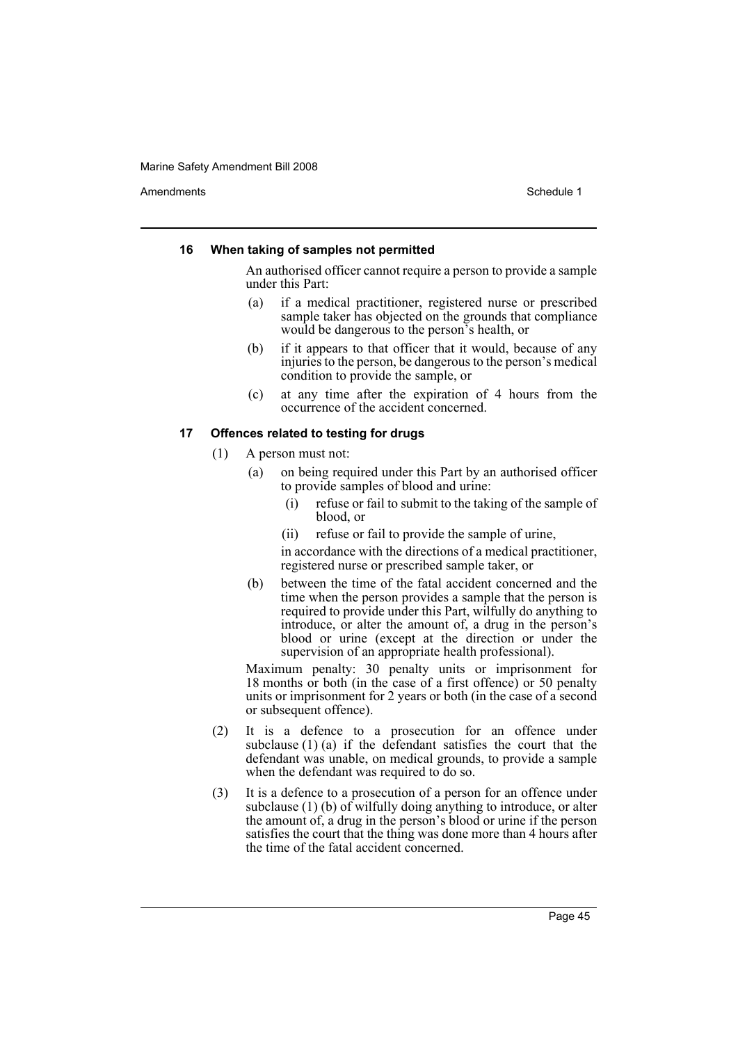#### 16 When taking of samples not permitted

An authorised officer cannot require a person to provide a sample under this Part:

- (a) if a medical practitioner, registered nurse or prescribed sample taker has objected on the grounds that compliance would be dangerous to the person's health, or
- (b) if it appears to that officer that it would, because of any injuries to the person, be dangerous to the person's medical condition to provide the sample, or
- (c) at any time after the expiration of 4 hours from the occurrence of the accident concerned.

#### 17 Offences related to testing for drugs

(1) A person must not:

- (a) on being required under this Part by an authorised officer to provide samples of blood and urine:
  - (i) refuse or fail to submit to the taking of the sample of blood, or
  - (ii) refuse or fail to provide the sample of urine,

  in accordance with the directions of a medical practitioner, registered nurse or prescribed sample taker, or
- (b) between the time of the fatal accident concerned and the time when the person provides a sample that the person is required to provide under this Part, wilfully do anything to introduce, or alter the amount of, a drug in the person's blood or urine (except at the direction or under the supervision of an appropriate health professional).

Maximum penalty: 30 penalty units or imprisonment for 18 months or both (in the case of a first offence) or 50 penalty units or imprisonment for 2 years or both (in the case of a second or subsequent offence).

(2) It is a defence to a prosecution for an offence under subclause (1) (a) if the defendant satisfies the court that the defendant was unable, on medical grounds, to provide a sample when the defendant was required to do so.

(3) It is a defence to a prosecution of a person for an offence under subclause (1) (b) of wilfully doing anything to introduce, or alter the amount of, a drug in the person's blood or urine if the person satisfies the court that the thing was done more than 4 hours after the time of the fatal accident concerned.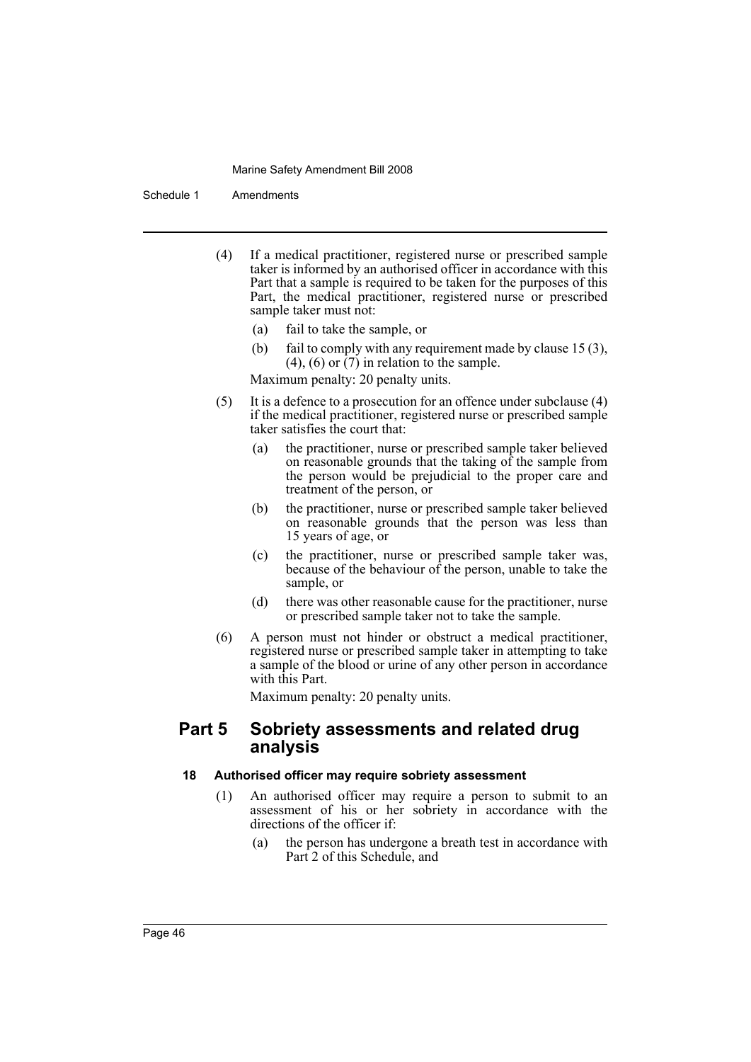(4) If a medical practitioner, registered nurse or prescribed sample taker is informed by an authorised officer in accordance with this Part that a sample is required to be taken for the purposes of this Part, the medical practitioner, registered nurse or prescribed sample taker must not:

- (a) fail to take the sample, or
- (b) fail to comply with any requirement made by clause 15 (3), (4), (6) or (7) in relation to the sample.

Maximum penalty: 20 penalty units.

(5) It is a defence to a prosecution for an offence under subclause (4) if the medical practitioner, registered nurse or prescribed sample taker satisfies the court that:

- (a) the practitioner, nurse or prescribed sample taker believed on reasonable grounds that the taking of the sample from the person would be prejudicial to the proper care and treatment of the person, or
- (b) the practitioner, nurse or prescribed sample taker believed on reasonable grounds that the person was less than 15 years of age, or
- (c) the practitioner, nurse or prescribed sample taker was, because of the behaviour of the person, unable to take the sample, or
- (d) there was other reasonable cause for the practitioner, nurse or prescribed sample taker not to take the sample.

(6) A person must not hinder or obstruct a medical practitioner, registered nurse or prescribed sample taker in attempting to take a sample of the blood or urine of any other person in accordance with this Part.

Maximum penalty: 20 penalty units.

## Part 5 Sobriety assessments and related drug analysis

### 18 Authorised officer may require sobriety assessment

(1) An authorised officer may require a person to submit to an assessment of his or her sobriety in accordance with the directions of the officer if:

- (a) the person has undergone a breath test in accordance with Part 2 of this Schedule, and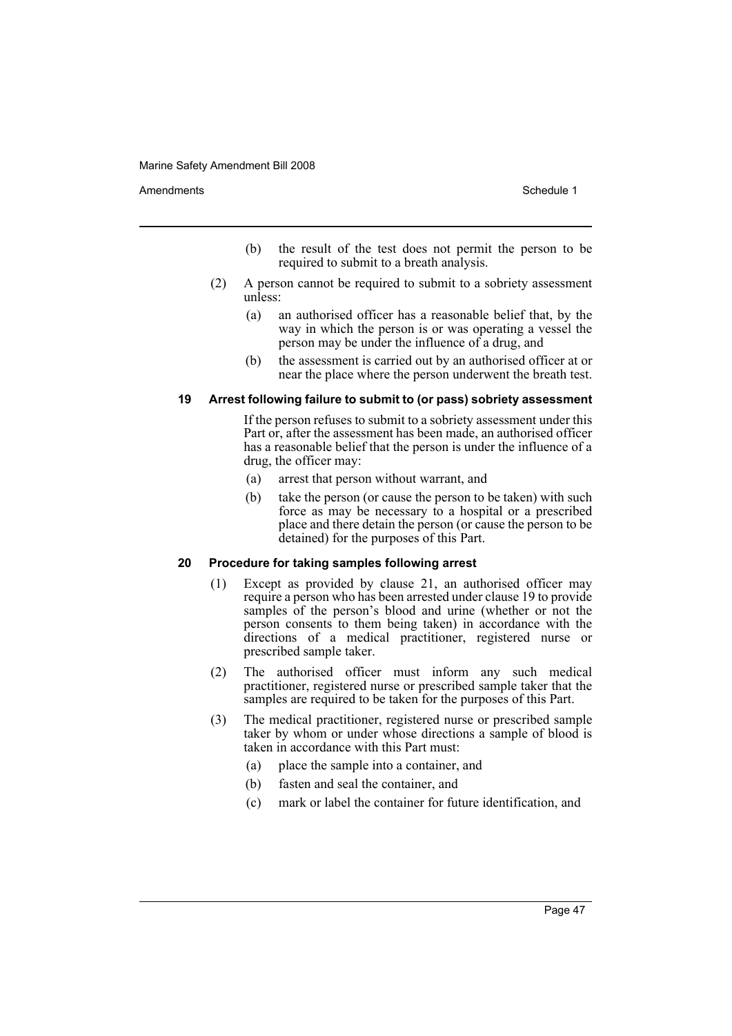(b) the result of the test does not permit the person to be required to submit to a breath analysis.

(2) A person cannot be required to submit to a sobriety assessment unless:

(a) an authorised officer has a reasonable belief that, by the way in which the person is or was operating a vessel the person may be under the influence of a drug, and

(b) the assessment is carried out by an authorised officer at or near the place where the person underwent the breath test.

#### 19 Arrest following failure to submit to (or pass) sobriety assessment

If the person refuses to submit to a sobriety assessment under this Part or, after the assessment has been made, an authorised officer has a reasonable belief that the person is under the influence of a drug, the officer may:

(a) arrest that person without warrant, and

(b) take the person (or cause the person to be taken) with such force as may be necessary to a hospital or a prescribed place and there detain the person (or cause the person to be detained) for the purposes of this Part.

#### 20 Procedure for taking samples following arrest

(1) Except as provided by clause 21, an authorised officer may require a person who has been arrested under clause 19 to provide samples of the person's blood and urine (whether or not the person consents to them being taken) in accordance with the directions of a medical practitioner, registered nurse or prescribed sample taker.

(2) The authorised officer must inform any such medical practitioner, registered nurse or prescribed sample taker that the samples are required to be taken for the purposes of this Part.

(3) The medical practitioner, registered nurse or prescribed sample taker by whom or under whose directions a sample of blood is taken in accordance with this Part must:

(a) place the sample into a container, and

(b) fasten and seal the container, and

(c) mark or label the container for future identification, and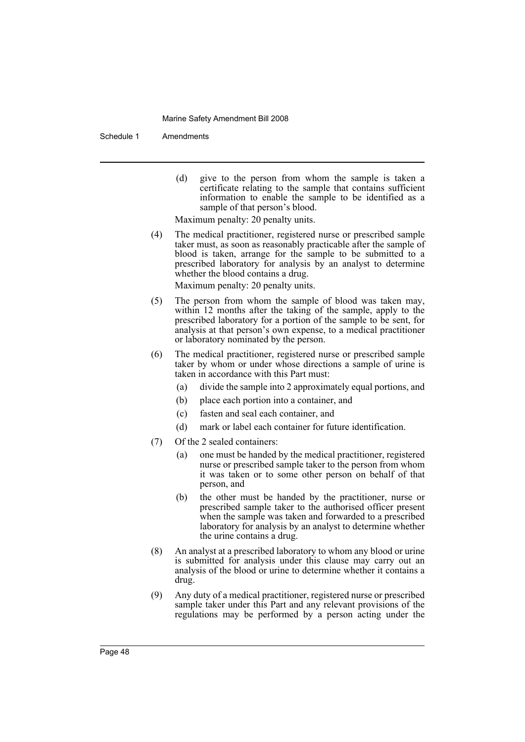(d) give to the person from whom the sample is taken a certificate relating to the sample that contains sufficient information to enable the sample to be identified as a sample of that person's blood.

Maximum penalty: 20 penalty units.

(4) The medical practitioner, registered nurse or prescribed sample taker must, as soon as reasonably practicable after the sample of blood is taken, arrange for the sample to be submitted to a prescribed laboratory for analysis by an analyst to determine whether the blood contains a drug.

Maximum penalty: 20 penalty units.

(5) The person from whom the sample of blood was taken may, within 12 months after the taking of the sample, apply to the prescribed laboratory for a portion of the sample to be sent, for analysis at that person's own expense, to a medical practitioner or laboratory nominated by the person.

(6) The medical practitioner, registered nurse or prescribed sample taker by whom or under whose directions a sample of urine is taken in accordance with this Part must:

- (a) divide the sample into 2 approximately equal portions, and
- (b) place each portion into a container, and
- (c) fasten and seal each container, and
- (d) mark or label each container for future identification.

(7) Of the 2 sealed containers:

- (a) one must be handed by the medical practitioner, registered nurse or prescribed sample taker to the person from whom it was taken or to some other person on behalf of that person, and
- (b) the other must be handed by the practitioner, nurse or prescribed sample taker to the authorised officer present when the sample was taken and forwarded to a prescribed laboratory for analysis by an analyst to determine whether the urine contains a drug.

(8) An analyst at a prescribed laboratory to whom any blood or urine is submitted for analysis under this clause may carry out an analysis of the blood or urine to determine whether it contains a drug.

(9) Any duty of a medical practitioner, registered nurse or prescribed sample taker under this Part and any relevant provisions of the regulations may be performed by a person acting under the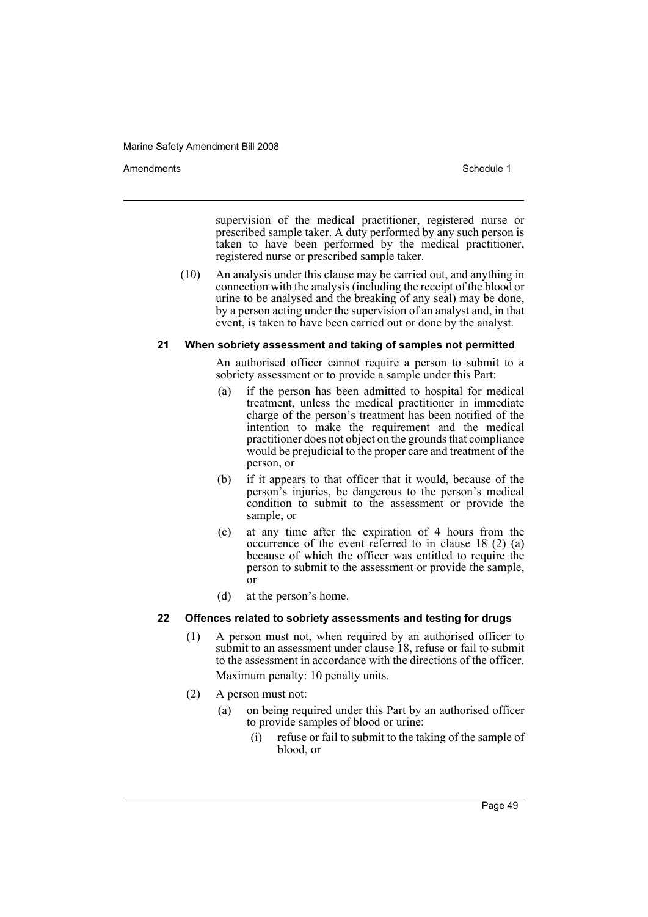supervision of the medical practitioner, registered nurse or prescribed sample taker. A duty performed by any such person is taken to have been performed by the medical practitioner, registered nurse or prescribed sample taker.

(10) An analysis under this clause may be carried out, and anything in connection with the analysis (including the receipt of the blood or urine to be analysed and the breaking of any seal) may be done, by a person acting under the supervision of an analyst and, in that event, is taken to have been carried out or done by the analyst.

#### 21 When sobriety assessment and taking of samples not permitted

An authorised officer cannot require a person to submit to a sobriety assessment or to provide a sample under this Part:

(a) if the person has been admitted to hospital for medical treatment, unless the medical practitioner in immediate charge of the person's treatment has been notified of the intention to make the requirement and the medical practitioner does not object on the grounds that compliance would be prejudicial to the proper care and treatment of the person, or

(b) if it appears to that officer that it would, because of the person's injuries, be dangerous to the person's medical condition to submit to the assessment or provide the sample, or

(c) at any time after the expiration of 4 hours from the occurrence of the event referred to in clause 18 (2) (a) because of which the officer was entitled to require the person to submit to the assessment or provide the sample, or

(d) at the person's home.

#### 22 Offences related to sobriety assessments and testing for drugs

(1) A person must not, when required by an authorised officer to submit to an assessment under clause 18, refuse or fail to submit to the assessment in accordance with the directions of the officer.

Maximum penalty: 10 penalty units.

(2) A person must not:

(a) on being required under this Part by an authorised officer to provide samples of blood or urine:

(i) refuse or fail to submit to the taking of the sample of blood, or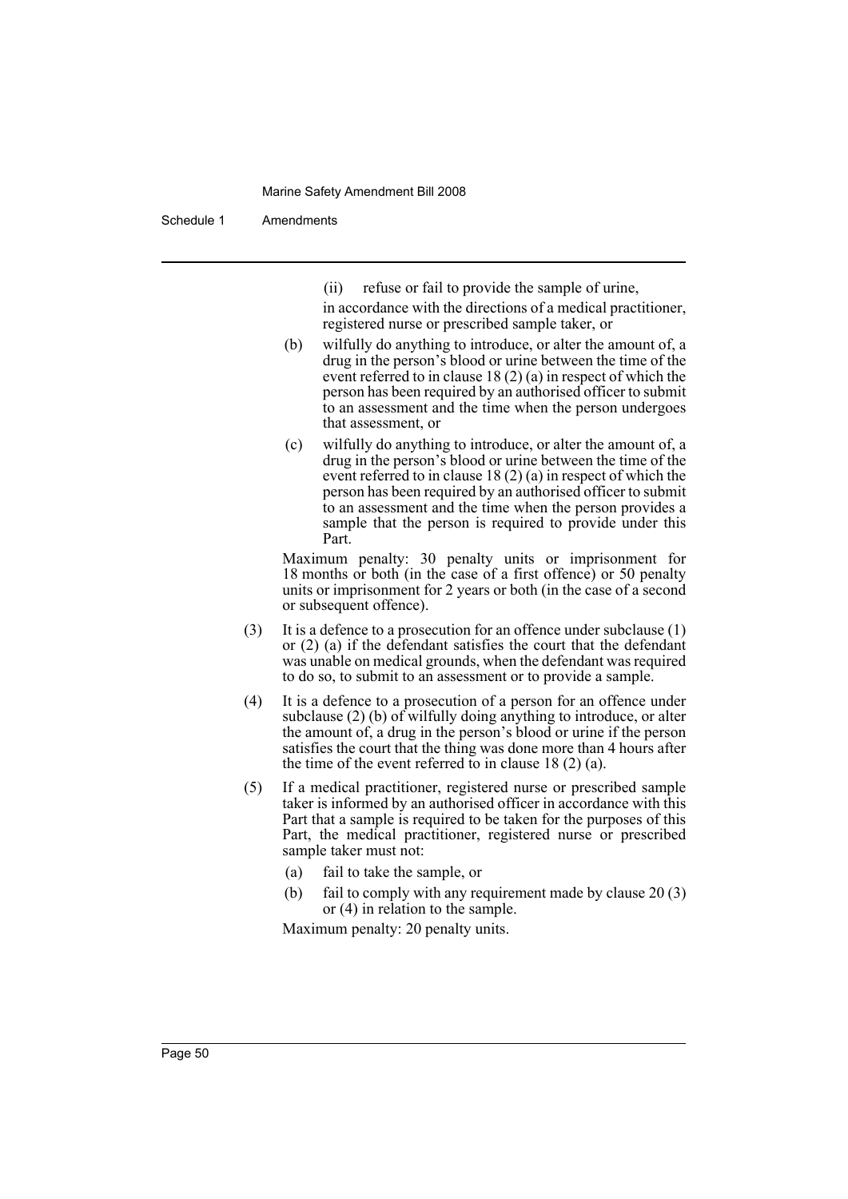(ii) refuse or fail to provide the sample of urine,

in accordance with the directions of a medical practitioner, registered nurse or prescribed sample taker, or

(b) wilfully do anything to introduce, or alter the amount of, a drug in the person's blood or urine between the time of the event referred to in clause 18 (2) (a) in respect of which the person has been required by an authorised officer to submit to an assessment and the time when the person undergoes that assessment, or

(c) wilfully do anything to introduce, or alter the amount of, a drug in the person's blood or urine between the time of the event referred to in clause 18 (2) (a) in respect of which the person has been required by an authorised officer to submit to an assessment and the time when the person provides a sample that the person is required to provide under this Part.

Maximum penalty: 30 penalty units or imprisonment for 18 months or both (in the case of a first offence) or 50 penalty units or imprisonment for 2 years or both (in the case of a second or subsequent offence).

(3) It is a defence to a prosecution for an offence under subclause (1) or (2) (a) if the defendant satisfies the court that the defendant was unable on medical grounds, when the defendant was required to do so, to submit to an assessment or to provide a sample.

(4) It is a defence to a prosecution of a person for an offence under subclause (2) (b) of wilfully doing anything to introduce, or alter the amount of, a drug in the person's blood or urine if the person satisfies the court that the thing was done more than 4 hours after the time of the event referred to in clause 18 (2) (a).

(5) If a medical practitioner, registered nurse or prescribed sample taker is informed by an authorised officer in accordance with this Part that a sample is required to be taken for the purposes of this Part, the medical practitioner, registered nurse or prescribed sample taker must not:

(a) fail to take the sample, or

(b) fail to comply with any requirement made by clause 20 (3) or (4) in relation to the sample.

Maximum penalty: 20 penalty units.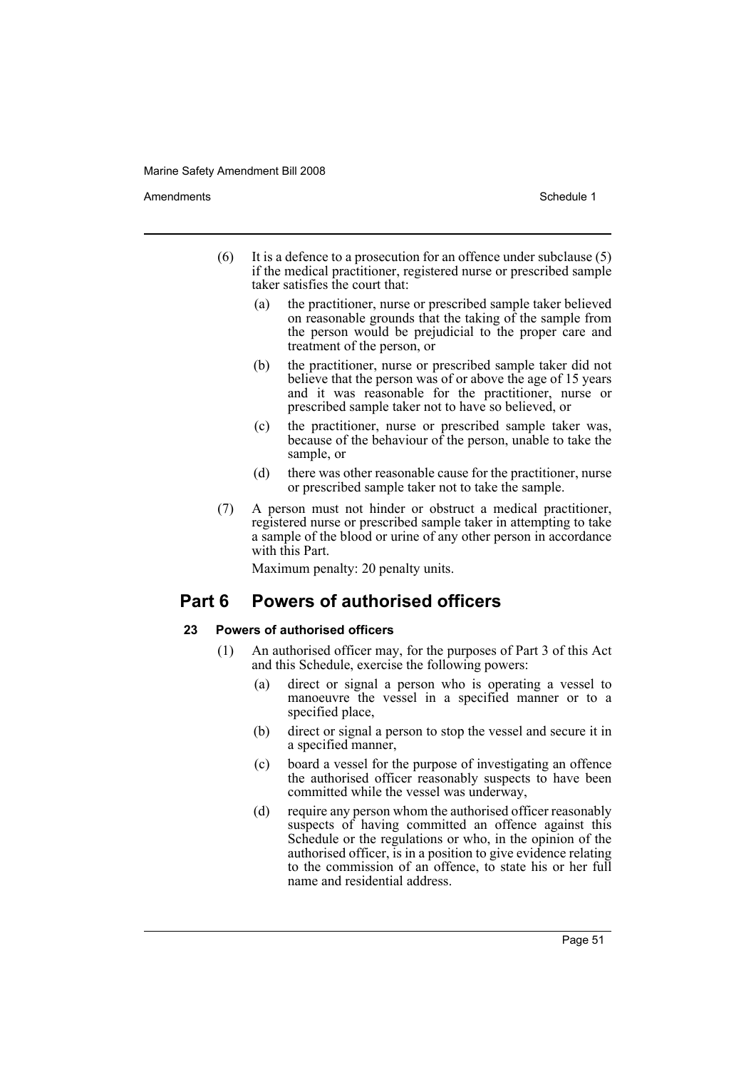(6) It is a defence to a prosecution for an offence under subclause (5) if the medical practitioner, registered nurse or prescribed sample taker satisfies the court that:

(a) the practitioner, nurse or prescribed sample taker believed on reasonable grounds that the taking of the sample from the person would be prejudicial to the proper care and treatment of the person, or

(b) the practitioner, nurse or prescribed sample taker did not believe that the person was of or above the age of 15 years and it was reasonable for the practitioner, nurse or prescribed sample taker not to have so believed, or

(c) the practitioner, nurse or prescribed sample taker was, because of the behaviour of the person, unable to take the sample, or

(d) there was other reasonable cause for the practitioner, nurse or prescribed sample taker not to take the sample.

(7) A person must not hinder or obstruct a medical practitioner, registered nurse or prescribed sample taker in attempting to take a sample of the blood or urine of any other person in accordance with this Part.

Maximum penalty: 20 penalty units.

## Part 6 Powers of authorised officers

### 23 Powers of authorised officers

(1) An authorised officer may, for the purposes of Part 3 of this Act and this Schedule, exercise the following powers:

(a) direct or signal a person who is operating a vessel to manoeuvre the vessel in a specified manner or to a specified place,

(b) direct or signal a person to stop the vessel and secure it in a specified manner,

(c) board a vessel for the purpose of investigating an offence the authorised officer reasonably suspects to have been committed while the vessel was underway,

(d) require any person whom the authorised officer reasonably suspects of having committed an offence against this Schedule or the regulations or who, in the opinion of the authorised officer, is in a position to give evidence relating to the commission of an offence, to state his or her full name and residential address.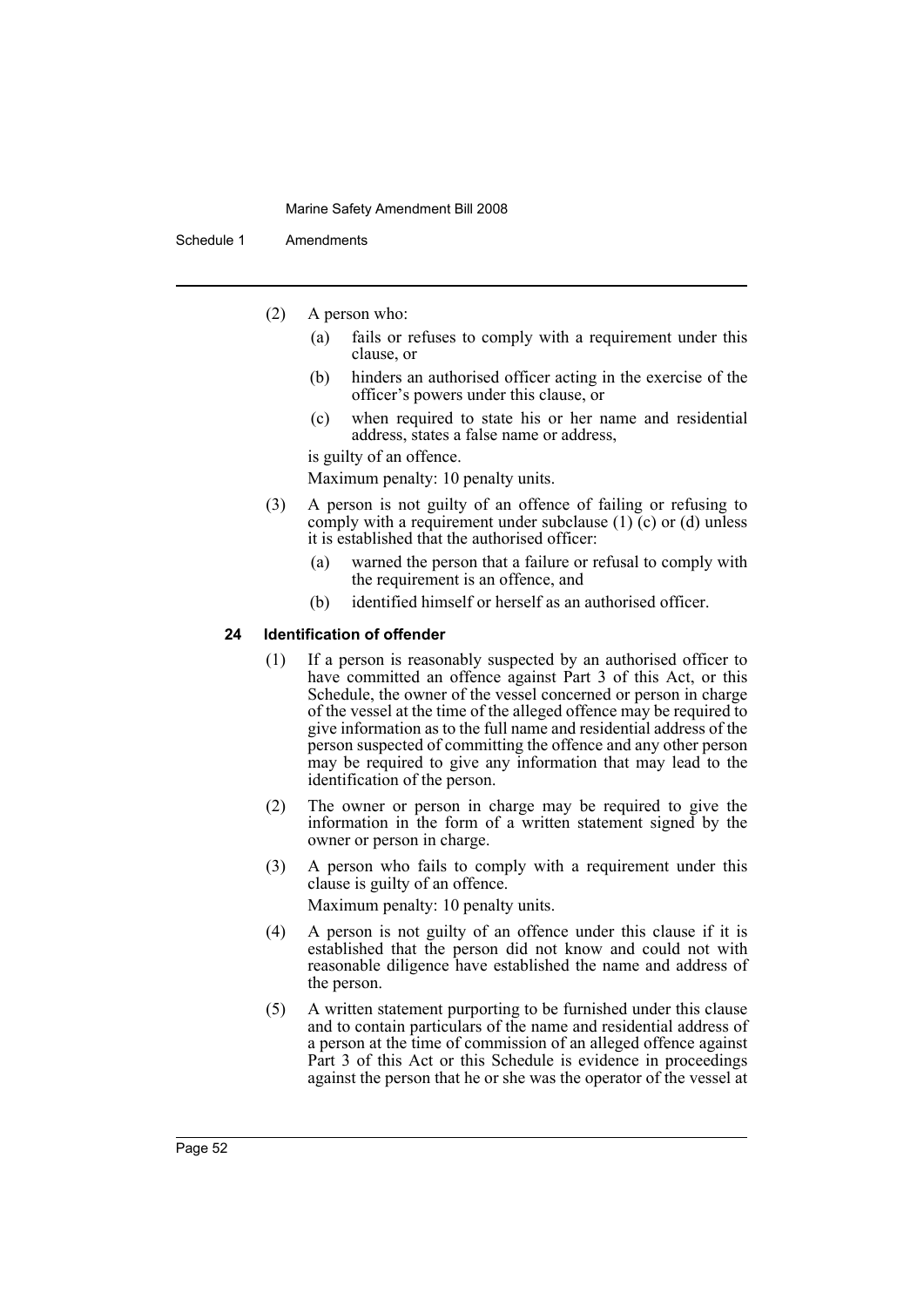(2) A person who:

- (a) fails or refuses to comply with a requirement under this clause, or
- (b) hinders an authorised officer acting in the exercise of the officer's powers under this clause, or
- (c) when required to state his or her name and residential address, states a false name or address,

is guilty of an offence.

Maximum penalty: 10 penalty units.

(3) A person is not guilty of an offence of failing or refusing to comply with a requirement under subclause (1) (c) or (d) unless it is established that the authorised officer:

- (a) warned the person that a failure or refusal to comply with the requirement is an offence, and
- (b) identified himself or herself as an authorised officer.

#### 24 Identification of offender

(1) If a person is reasonably suspected by an authorised officer to have committed an offence against Part 3 of this Act, or this Schedule, the owner of the vessel concerned or person in charge of the vessel at the time of the alleged offence may be required to give information as to the full name and residential address of the person suspected of committing the offence and any other person may be required to give any information that may lead to the identification of the person.

(2) The owner or person in charge may be required to give the information in the form of a written statement signed by the owner or person in charge.

(3) A person who fails to comply with a requirement under this clause is guilty of an offence.

Maximum penalty: 10 penalty units.

(4) A person is not guilty of an offence under this clause if it is established that the person did not know and could not with reasonable diligence have established the name and address of the person.

(5) A written statement purporting to be furnished under this clause and to contain particulars of the name and residential address of a person at the time of commission of an alleged offence against Part 3 of this Act or this Schedule is evidence in proceedings against the person that he or she was the operator of the vessel at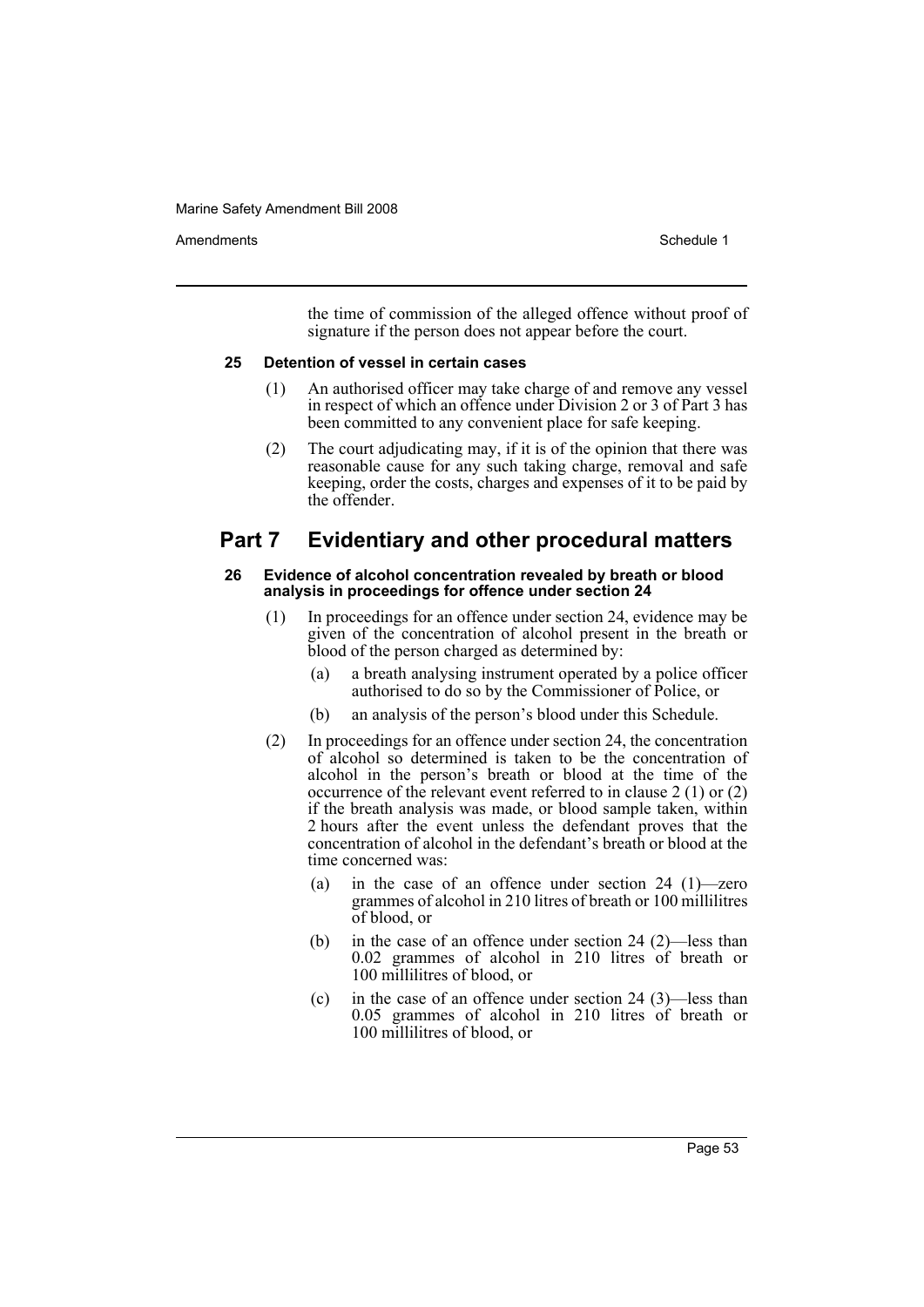the time of commission of the alleged offence without proof of signature if the person does not appear before the court.

### 25 Detention of vessel in certain cases

(1) An authorised officer may take charge of and remove any vessel in respect of which an offence under Division 2 or 3 of Part 3 has been committed to any convenient place for safe keeping.

(2) The court adjudicating may, if it is of the opinion that there was reasonable cause for any such taking charge, removal and safe keeping, order the costs, charges and expenses of it to be paid by the offender.

## Part 7 Evidentiary and other procedural matters

### 26 Evidence of alcohol concentration revealed by breath or blood analysis in proceedings for offence under section 24

(1) In proceedings for an offence under section 24, evidence may be given of the concentration of alcohol present in the breath or blood of the person charged as determined by:

- (a) a breath analysing instrument operated by a police officer authorised to do so by the Commissioner of Police, or
- (b) an analysis of the person's blood under this Schedule.

(2) In proceedings for an offence under section 24, the concentration of alcohol so determined is taken to be the concentration of alcohol in the person's breath or blood at the time of the occurrence of the relevant event referred to in clause 2 (1) or (2) if the breath analysis was made, or blood sample taken, within 2 hours after the event unless the defendant proves that the concentration of alcohol in the defendant's breath or blood at the time concerned was:

- (a) in the case of an offence under section 24 (1)—zero grammes of alcohol in 210 litres of breath or 100 millilitres of blood, or
- (b) in the case of an offence under section 24 (2)—less than 0.02 grammes of alcohol in 210 litres of breath or 100 millilitres of blood, or
- (c) in the case of an offence under section 24 (3)—less than 0.05 grammes of alcohol in 210 litres of breath or 100 millilitres of blood, or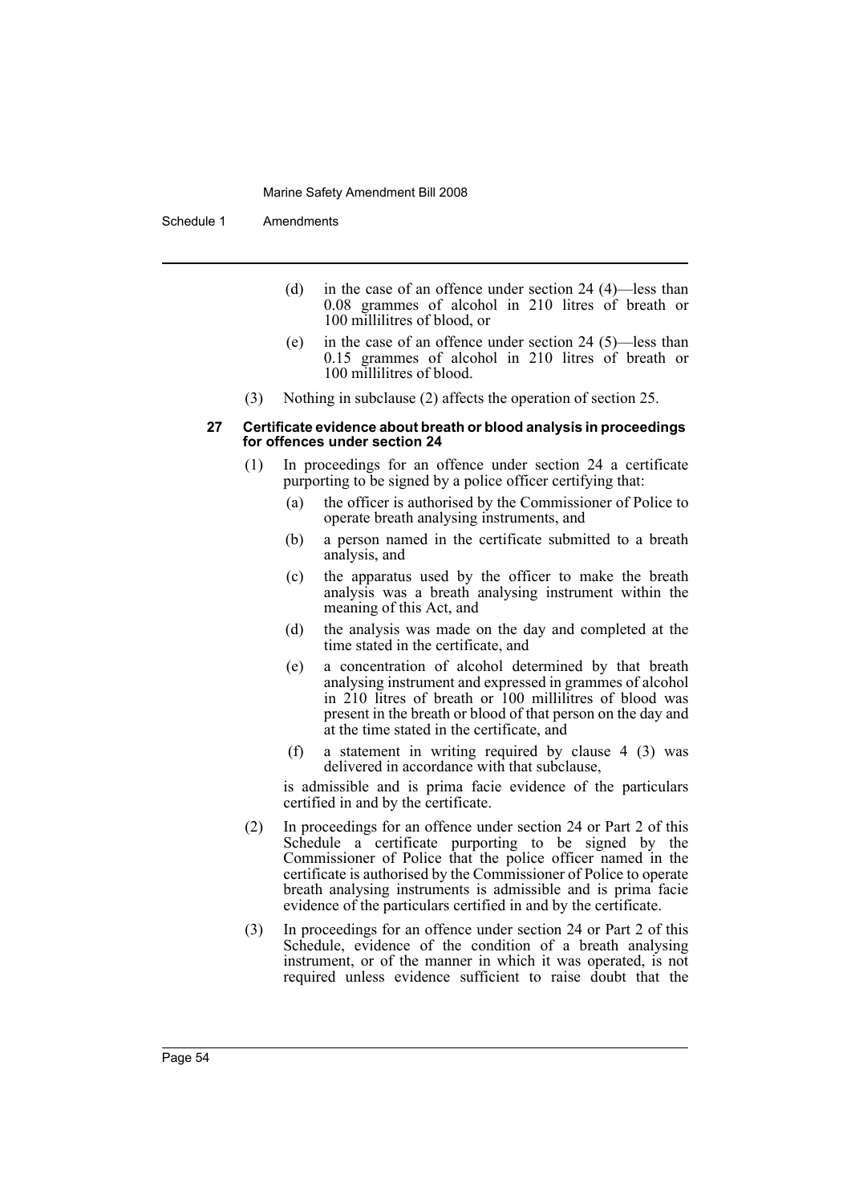(d) in the case of an offence under section 24 (4)—less than 0.08 grammes of alcohol in 210 litres of breath or 100 millilitres of blood, or

(e) in the case of an offence under section 24 (5)—less than 0.15 grammes of alcohol in 210 litres of breath or 100 millilitres of blood.

(3) Nothing in subclause (2) affects the operation of section 25.

**27 Certificate evidence about breath or blood analysis in proceedings for offences under section 24**

(1) In proceedings for an offence under section 24 a certificate purporting to be signed by a police officer certifying that:

(a) the officer is authorised by the Commissioner of Police to operate breath analysing instruments, and

(b) a person named in the certificate submitted to a breath analysis, and

(c) the apparatus used by the officer to make the breath analysis was a breath analysing instrument within the meaning of this Act, and

(d) the analysis was made on the day and completed at the time stated in the certificate, and

(e) a concentration of alcohol determined by that breath analysing instrument and expressed in grammes of alcohol in 210 litres of breath or 100 millilitres of blood was present in the breath or blood of that person on the day and at the time stated in the certificate, and

(f) a statement in writing required by clause 4 (3) was delivered in accordance with that subclause,

is admissible and is prima facie evidence of the particulars certified in and by the certificate.

(2) In proceedings for an offence under section 24 or Part 2 of this Schedule a certificate purporting to be signed by the Commissioner of Police that the police officer named in the certificate is authorised by the Commissioner of Police to operate breath analysing instruments is admissible and is prima facie evidence of the particulars certified in and by the certificate.

(3) In proceedings for an offence under section 24 or Part 2 of this Schedule, evidence of the condition of a breath analysing instrument, or of the manner in which it was operated, is not required unless evidence sufficient to raise doubt that the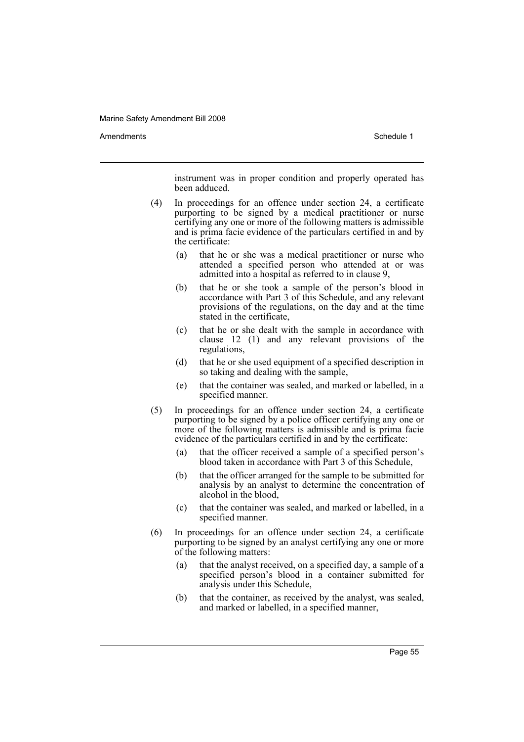instrument was in proper condition and properly operated has been adduced.

(4) In proceedings for an offence under section 24, a certificate purporting to be signed by a medical practitioner or nurse certifying any one or more of the following matters is admissible and is prima facie evidence of the particulars certified in and by the certificate:

(a) that he or she was a medical practitioner or nurse who attended a specified person who attended at or was admitted into a hospital as referred to in clause 9,

(b) that he or she took a sample of the person's blood in accordance with Part 3 of this Schedule, and any relevant provisions of the regulations, on the day and at the time stated in the certificate,

(c) that he or she dealt with the sample in accordance with clause 12 (1) and any relevant provisions of the regulations,

(d) that he or she used equipment of a specified description in so taking and dealing with the sample,

(e) that the container was sealed, and marked or labelled, in a specified manner.

(5) In proceedings for an offence under section 24, a certificate purporting to be signed by a police officer certifying any one or more of the following matters is admissible and is prima facie evidence of the particulars certified in and by the certificate:

(a) that the officer received a sample of a specified person's blood taken in accordance with Part 3 of this Schedule,

(b) that the officer arranged for the sample to be submitted for analysis by an analyst to determine the concentration of alcohol in the blood,

(c) that the container was sealed, and marked or labelled, in a specified manner.

(6) In proceedings for an offence under section 24, a certificate purporting to be signed by an analyst certifying any one or more of the following matters:

(a) that the analyst received, on a specified day, a sample of a specified person's blood in a container submitted for analysis under this Schedule,

(b) that the container, as received by the analyst, was sealed, and marked or labelled, in a specified manner,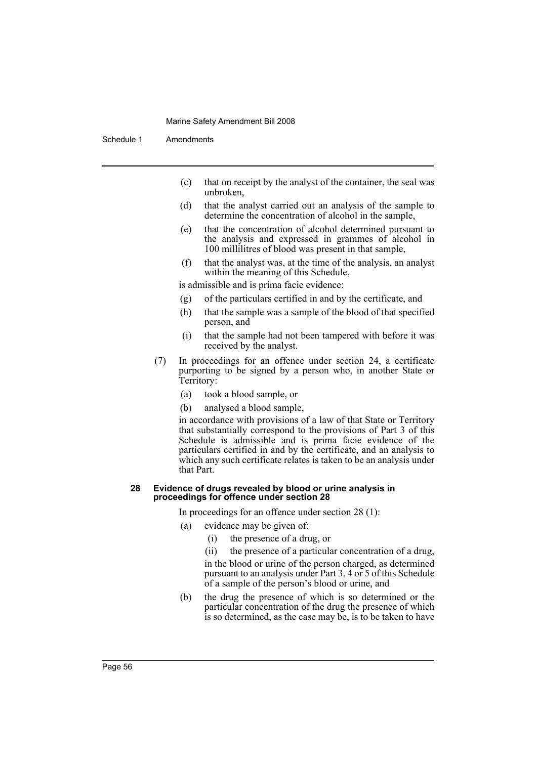(c) that on receipt by the analyst of the container, the seal was unbroken,

(d) that the analyst carried out an analysis of the sample to determine the concentration of alcohol in the sample,

(e) that the concentration of alcohol determined pursuant to the analysis and expressed in grammes of alcohol in 100 millilitres of blood was present in that sample,

(f) that the analyst was, at the time of the analysis, an analyst within the meaning of this Schedule,

is admissible and is prima facie evidence:

(g) of the particulars certified in and by the certificate, and

(h) that the sample was a sample of the blood of that specified person, and

(i) that the sample had not been tampered with before it was received by the analyst.

(7) In proceedings for an offence under section 24, a certificate purporting to be signed by a person who, in another State or Territory:

(a) took a blood sample, or

(b) analysed a blood sample,

in accordance with provisions of a law of that State or Territory that substantially correspond to the provisions of Part 3 of this Schedule is admissible and is prima facie evidence of the particulars certified in and by the certificate, and an analysis to which any such certificate relates is taken to be an analysis under that Part.

#### 28 Evidence of drugs revealed by blood or urine analysis in proceedings for offence under section 28

In proceedings for an offence under section 28 (1):

(a) evidence may be given of:

(i) the presence of a drug, or

(ii) the presence of a particular concentration of a drug,

in the blood or urine of the person charged, as determined pursuant to an analysis under Part 3, 4 or 5 of this Schedule of a sample of the person's blood or urine, and

(b) the drug the presence of which is so determined or the particular concentration of the drug the presence of which is so determined, as the case may be, is to be taken to have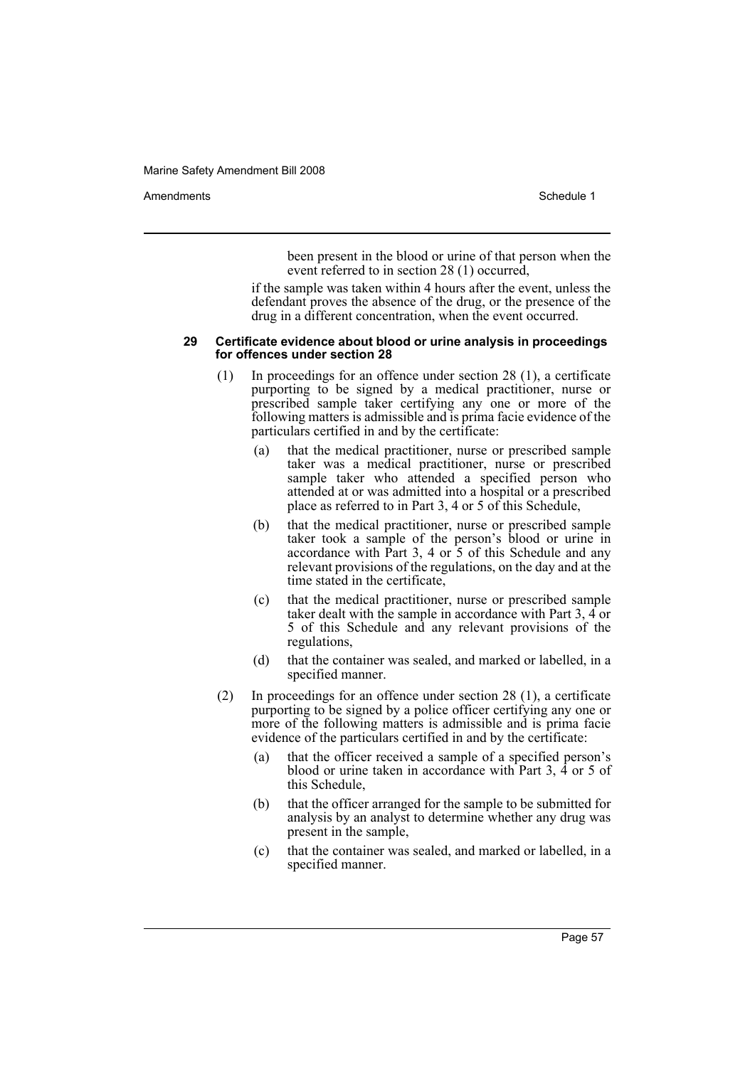been present in the blood or urine of that person when the event referred to in section 28 (1) occurred,

if the sample was taken within 4 hours after the event, unless the defendant proves the absence of the drug, or the presence of the drug in a different concentration, when the event occurred.

#### 29 Certificate evidence about blood or urine analysis in proceedings for offences under section 28

(1) In proceedings for an offence under section 28 (1), a certificate purporting to be signed by a medical practitioner, nurse or prescribed sample taker certifying any one or more of the following matters is admissible and is prima facie evidence of the particulars certified in and by the certificate:

(a) that the medical practitioner, nurse or prescribed sample taker was a medical practitioner, nurse or prescribed sample taker who attended a specified person who attended at or was admitted into a hospital or a prescribed place as referred to in Part 3, 4 or 5 of this Schedule,

(b) that the medical practitioner, nurse or prescribed sample taker took a sample of the person's blood or urine in accordance with Part 3, 4 or 5 of this Schedule and any relevant provisions of the regulations, on the day and at the time stated in the certificate,

(c) that the medical practitioner, nurse or prescribed sample taker dealt with the sample in accordance with Part 3, 4 or 5 of this Schedule and any relevant provisions of the regulations,

(d) that the container was sealed, and marked or labelled, in a specified manner.

(2) In proceedings for an offence under section 28 (1), a certificate purporting to be signed by a police officer certifying any one or more of the following matters is admissible and is prima facie evidence of the particulars certified in and by the certificate:

(a) that the officer received a sample of a specified person's blood or urine taken in accordance with Part 3, 4 or 5 of this Schedule,

(b) that the officer arranged for the sample to be submitted for analysis by an analyst to determine whether any drug was present in the sample,

(c) that the container was sealed, and marked or labelled, in a specified manner.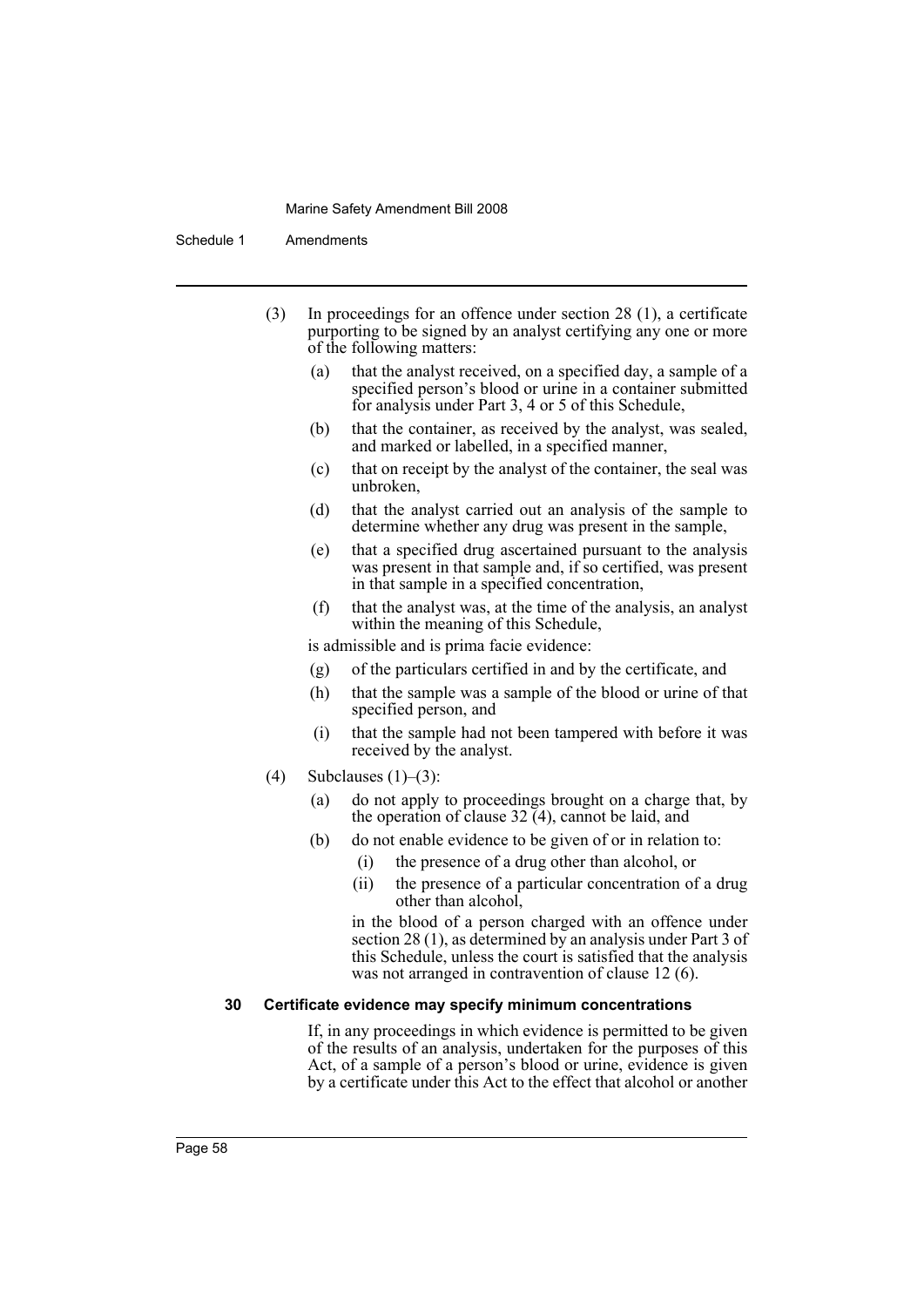(3) In proceedings for an offence under section 28 (1), a certificate purporting to be signed by an analyst certifying any one or more of the following matters:

- (a) that the analyst received, on a specified day, a sample of a specified person's blood or urine in a container submitted for analysis under Part 3, 4 or 5 of this Schedule,
- (b) that the container, as received by the analyst, was sealed, and marked or labelled, in a specified manner,
- (c) that on receipt by the analyst of the container, the seal was unbroken,
- (d) that the analyst carried out an analysis of the sample to determine whether any drug was present in the sample,
- (e) that a specified drug ascertained pursuant to the analysis was present in that sample and, if so certified, was present in that sample in a specified concentration,
- (f) that the analyst was, at the time of the analysis, an analyst within the meaning of this Schedule,

is admissible and is prima facie evidence:

- (g) of the particulars certified in and by the certificate, and
- (h) that the sample was a sample of the blood or urine of that specified person, and
- (i) that the sample had not been tampered with before it was received by the analyst.

(4) Subclauses (1)–(3):

- (a) do not apply to proceedings brought on a charge that, by the operation of clause 32 (4), cannot be laid, and
- (b) do not enable evidence to be given of or in relation to:
  - (i) the presence of a drug other than alcohol, or
  - (ii) the presence of a particular concentration of a drug other than alcohol,

  in the blood of a person charged with an offence under section 28 (1), as determined by an analysis under Part 3 of this Schedule, unless the court is satisfied that the analysis was not arranged in contravention of clause 12 (6).

#### 30 Certificate evidence may specify minimum concentrations

If, in any proceedings in which evidence is permitted to be given of the results of an analysis, undertaken for the purposes of this Act, of a sample of a person's blood or urine, evidence is given by a certificate under this Act to the effect that alcohol or another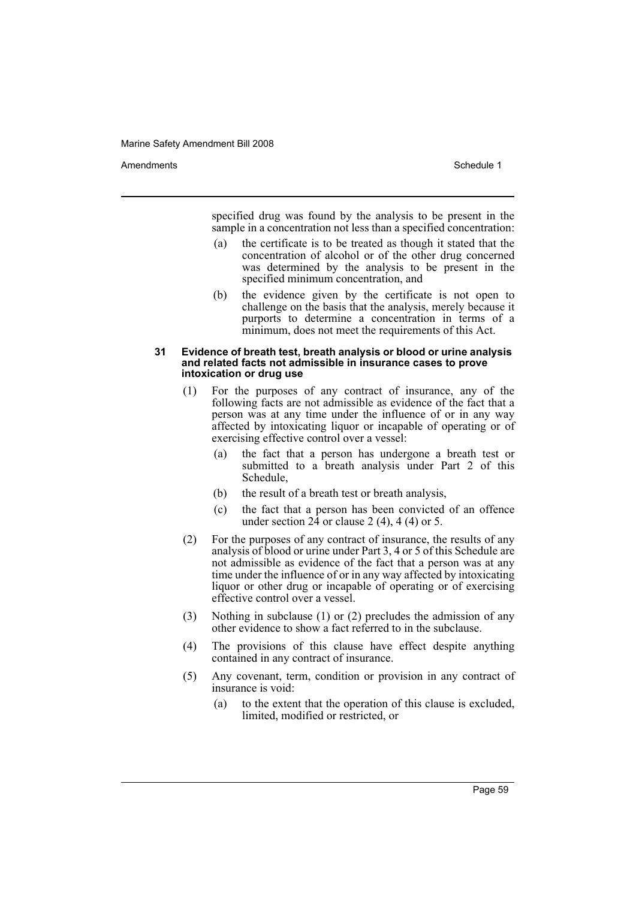specified drug was found by the analysis to be present in the sample in a concentration not less than a specified concentration:

(a) the certificate is to be treated as though it stated that the concentration of alcohol or of the other drug concerned was determined by the analysis to be present in the specified minimum concentration, and

(b) the evidence given by the certificate is not open to challenge on the basis that the analysis, merely because it purports to determine a concentration in terms of a minimum, does not meet the requirements of this Act.

#### 31 Evidence of breath test, breath analysis or blood or urine analysis and related facts not admissible in insurance cases to prove intoxication or drug use

(1) For the purposes of any contract of insurance, any of the following facts are not admissible as evidence of the fact that a person was at any time under the influence of or in any way affected by intoxicating liquor or incapable of operating or of exercising effective control over a vessel:

(a) the fact that a person has undergone a breath test or submitted to a breath analysis under Part 2 of this Schedule,

(b) the result of a breath test or breath analysis,

(c) the fact that a person has been convicted of an offence under section 24 or clause 2 (4), 4 (4) or 5.

(2) For the purposes of any contract of insurance, the results of any analysis of blood or urine under Part 3, 4 or 5 of this Schedule are not admissible as evidence of the fact that a person was at any time under the influence of or in any way affected by intoxicating liquor or other drug or incapable of operating or of exercising effective control over a vessel.

(3) Nothing in subclause (1) or (2) precludes the admission of any other evidence to show a fact referred to in the subclause.

(4) The provisions of this clause have effect despite anything contained in any contract of insurance.

(5) Any covenant, term, condition or provision in any contract of insurance is void:

(a) to the extent that the operation of this clause is excluded, limited, modified or restricted, or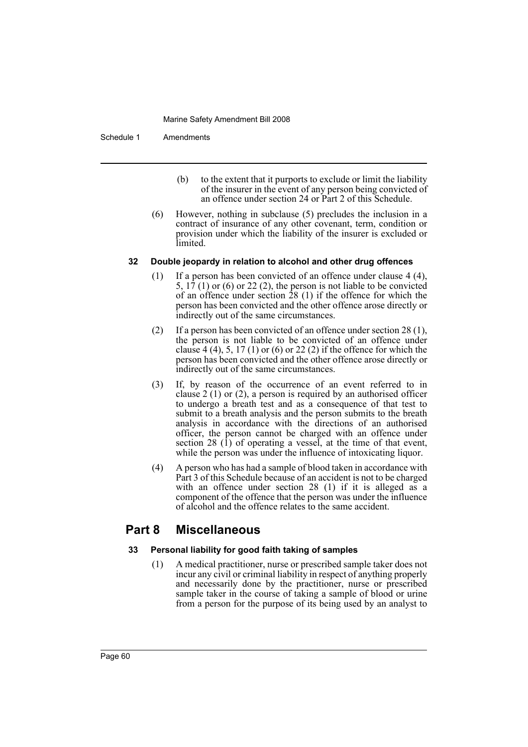(b) to the extent that it purports to exclude or limit the liability of the insurer in the event of any person being convicted of an offence under section 24 or Part 2 of this Schedule.

(6) However, nothing in subclause (5) precludes the inclusion in a contract of insurance of any other covenant, term, condition or provision under which the liability of the insurer is excluded or limited.

**32 Double jeopardy in relation to alcohol and other drug offences**

(1) If a person has been convicted of an offence under clause 4 (4), 5, 17 (1) or (6) or 22 (2), the person is not liable to be convicted of an offence under section 28 (1) if the offence for which the person has been convicted and the other offence arose directly or indirectly out of the same circumstances.

(2) If a person has been convicted of an offence under section 28 (1), the person is not liable to be convicted of an offence under clause 4 (4), 5, 17 (1) or (6) or 22 (2) if the offence for which the person has been convicted and the other offence arose directly or indirectly out of the same circumstances.

(3) If, by reason of the occurrence of an event referred to in clause 2 (1) or (2), a person is required by an authorised officer to undergo a breath test and as a consequence of that test to submit to a breath analysis and the person submits to the breath analysis in accordance with the directions of an authorised officer, the person cannot be charged with an offence under section 28 (1) of operating a vessel, at the time of that event, while the person was under the influence of intoxicating liquor.

(4) A person who has had a sample of blood taken in accordance with Part 3 of this Schedule because of an accident is not to be charged with an offence under section 28 (1) if it is alleged as a component of the offence that the person was under the influence of alcohol and the offence relates to the same accident.

## Part 8 Miscellaneous

**33 Personal liability for good faith taking of samples**

(1) A medical practitioner, nurse or prescribed sample taker does not incur any civil or criminal liability in respect of anything properly and necessarily done by the practitioner, nurse or prescribed sample taker in the course of taking a sample of blood or urine from a person for the purpose of its being used by an analyst to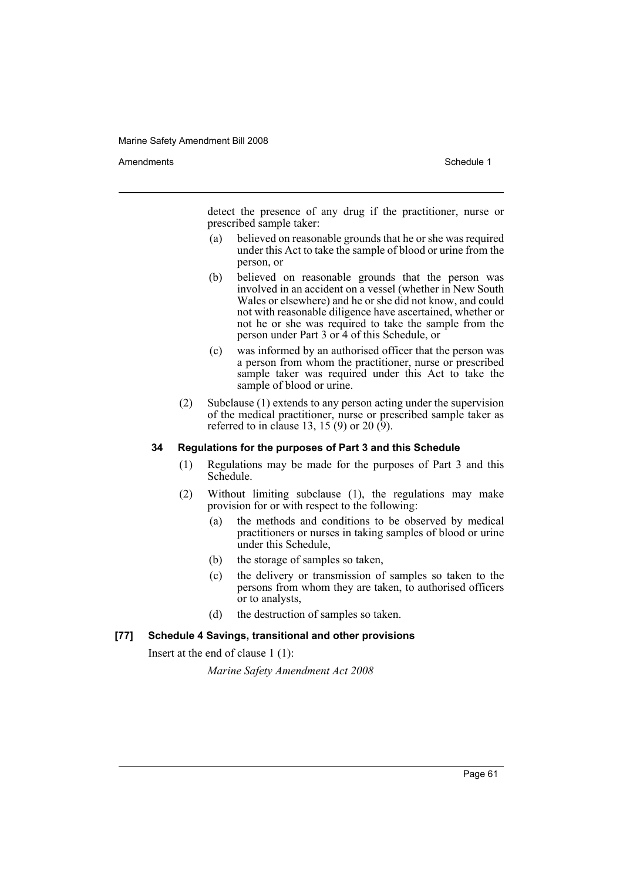detect the presence of any drug if the practitioner, nurse or prescribed sample taker:

(a) believed on reasonable grounds that he or she was required under this Act to take the sample of blood or urine from the person, or

(b) believed on reasonable grounds that the person was involved in an accident on a vessel (whether in New South Wales or elsewhere) and he or she did not know, and could not with reasonable diligence have ascertained, whether or not he or she was required to take the sample from the person under Part 3 or 4 of this Schedule, or

(c) was informed by an authorised officer that the person was a person from whom the practitioner, nurse or prescribed sample taker was required under this Act to take the sample of blood or urine.

(2) Subclause (1) extends to any person acting under the supervision of the medical practitioner, nurse or prescribed sample taker as referred to in clause 13, 15 (9) or 20 (9).

#### 34 Regulations for the purposes of Part 3 and this Schedule

(1) Regulations may be made for the purposes of Part 3 and this Schedule.

(2) Without limiting subclause (1), the regulations may make provision for or with respect to the following:

(a) the methods and conditions to be observed by medical practitioners or nurses in taking samples of blood or urine under this Schedule,

(b) the storage of samples so taken,

(c) the delivery or transmission of samples so taken to the persons from whom they are taken, to authorised officers or to analysts,

(d) the destruction of samples so taken.

#### [77] Schedule 4 Savings, transitional and other provisions

Insert at the end of clause 1 (1):

*Marine Safety Amendment Act 2008*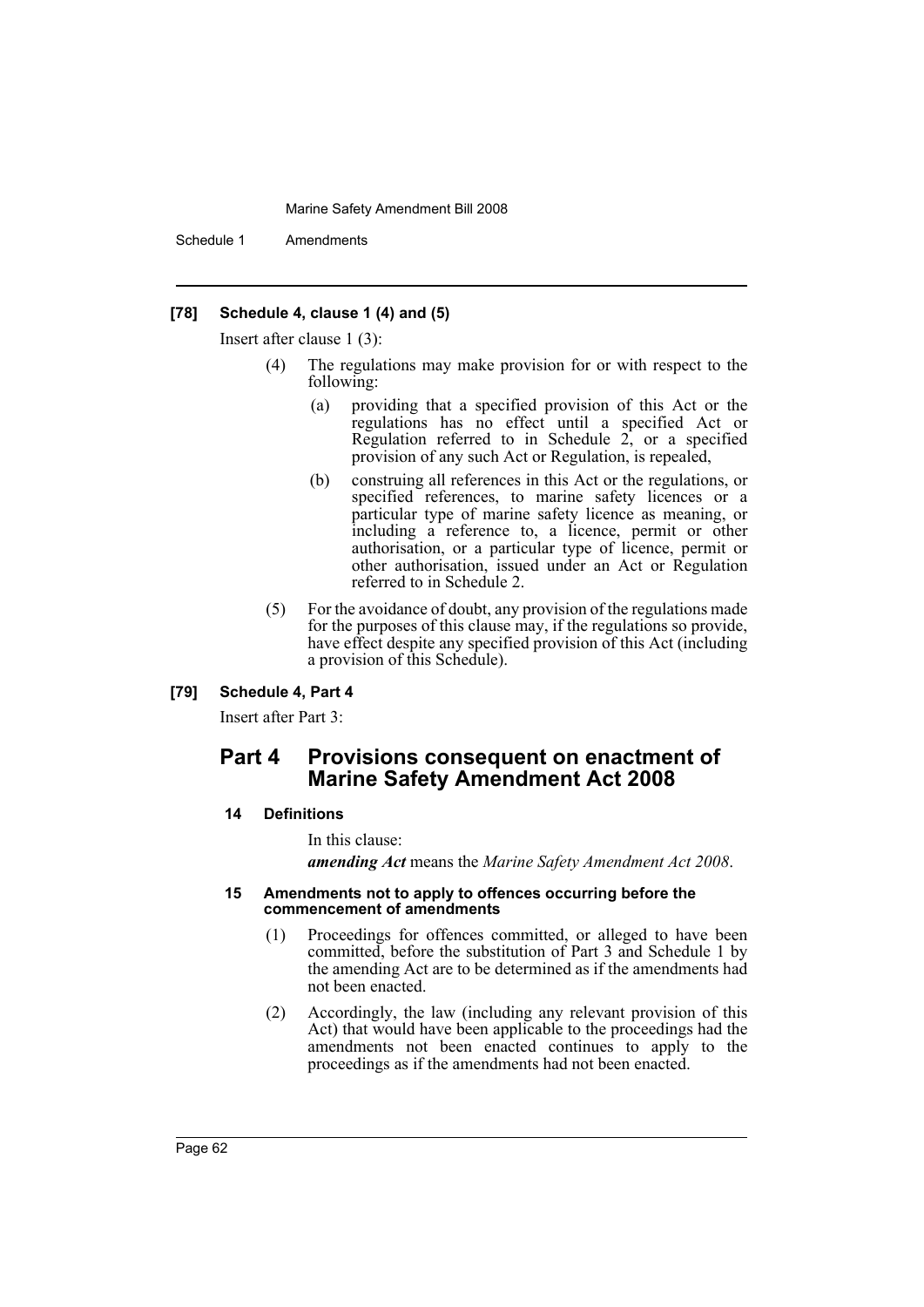### [78] Schedule 4, clause 1 (4) and (5)

Insert after clause 1 (3):

(4) The regulations may make provision for or with respect to the following:

(a) providing that a specified provision of this Act or the regulations has no effect until a specified Act or Regulation referred to in Schedule 2, or a specified provision of any such Act or Regulation, is repealed,

(b) construing all references in this Act or the regulations, or specified references, to marine safety licences or a particular type of marine safety licence as meaning, or including a reference to, a licence, permit or other authorisation, or a particular type of licence, permit or other authorisation, issued under an Act or Regulation referred to in Schedule 2.

(5) For the avoidance of doubt, any provision of the regulations made for the purposes of this clause may, if the regulations so provide, have effect despite any specified provision of this Act (including a provision of this Schedule).

### [79] Schedule 4, Part 4

Insert after Part 3:

## Part 4 Provisions consequent on enactment of Marine Safety Amendment Act 2008

#### 14 Definitions

In this clause:

***amending Act*** means the *Marine Safety Amendment Act 2008*.

#### 15 Amendments not to apply to offences occurring before the commencement of amendments

(1) Proceedings for offences committed, or alleged to have been committed, before the substitution of Part 3 and Schedule 1 by the amending Act are to be determined as if the amendments had not been enacted.

(2) Accordingly, the law (including any relevant provision of this Act) that would have been applicable to the proceedings had the amendments not been enacted continues to apply to the proceedings as if the amendments had not been enacted.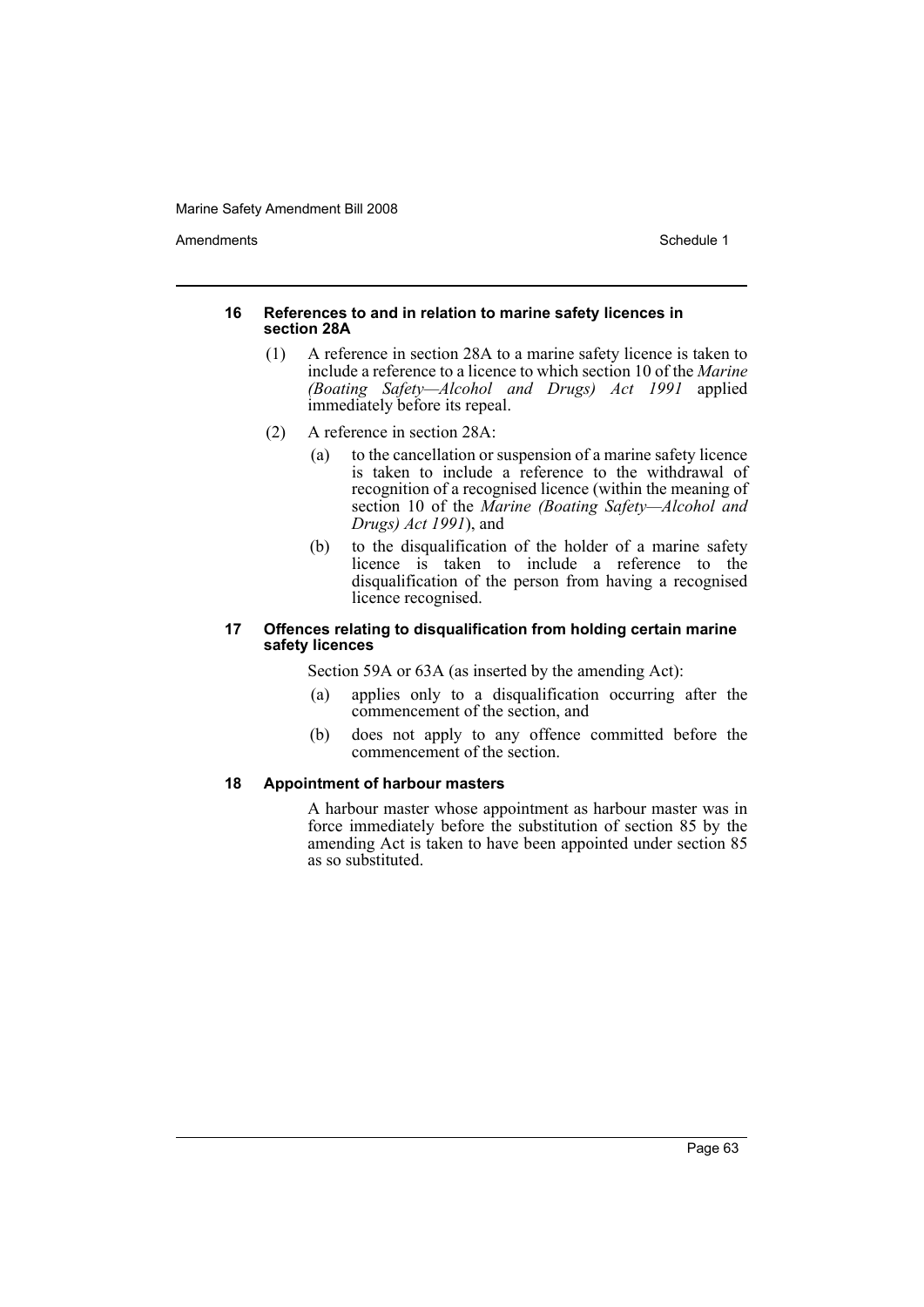### 16 References to and in relation to marine safety licences in section 28A

(1) A reference in section 28A to a marine safety licence is taken to include a reference to a licence to which section 10 of the *Marine (Boating Safety—Alcohol and Drugs) Act 1991* applied immediately before its repeal.

(2) A reference in section 28A:

(a) to the cancellation or suspension of a marine safety licence is taken to include a reference to the withdrawal of recognition of a recognised licence (within the meaning of section 10 of the *Marine (Boating Safety—Alcohol and Drugs) Act 1991*), and

(b) to the disqualification of the holder of a marine safety licence is taken to include a reference to the disqualification of the person from having a recognised licence recognised.

### 17 Offences relating to disqualification from holding certain marine safety licences

Section 59A or 63A (as inserted by the amending Act):

(a) applies only to a disqualification occurring after the commencement of the section, and

(b) does not apply to any offence committed before the commencement of the section.

### 18 Appointment of harbour masters

A harbour master whose appointment as harbour master was in force immediately before the substitution of section 85 by the amending Act is taken to have been appointed under section 85 as so substituted.